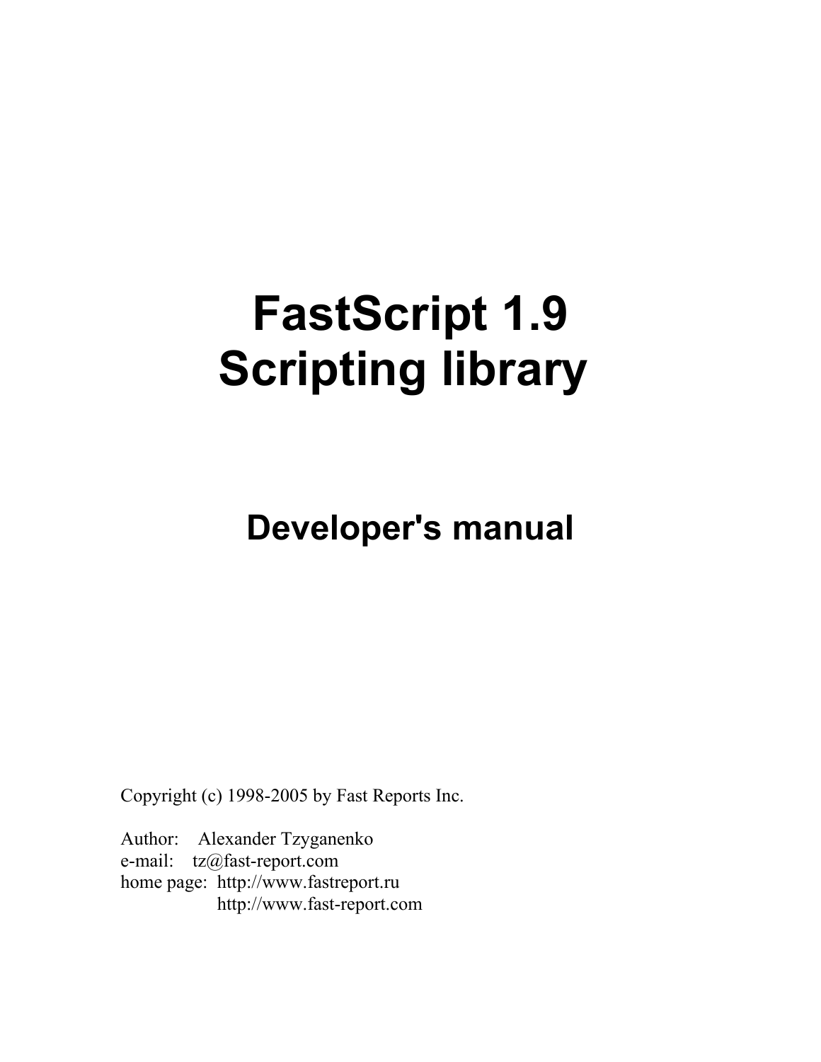# FastScript 1.9 Scripting library

## Developer's manual

Copyright (c) 1998-2005 by Fast Reports Inc.

Author: Alexander Tzyganenko
e-mail: tz@fast-report.com
home page: http://www.fastreport.ru
http://www.fast-report.com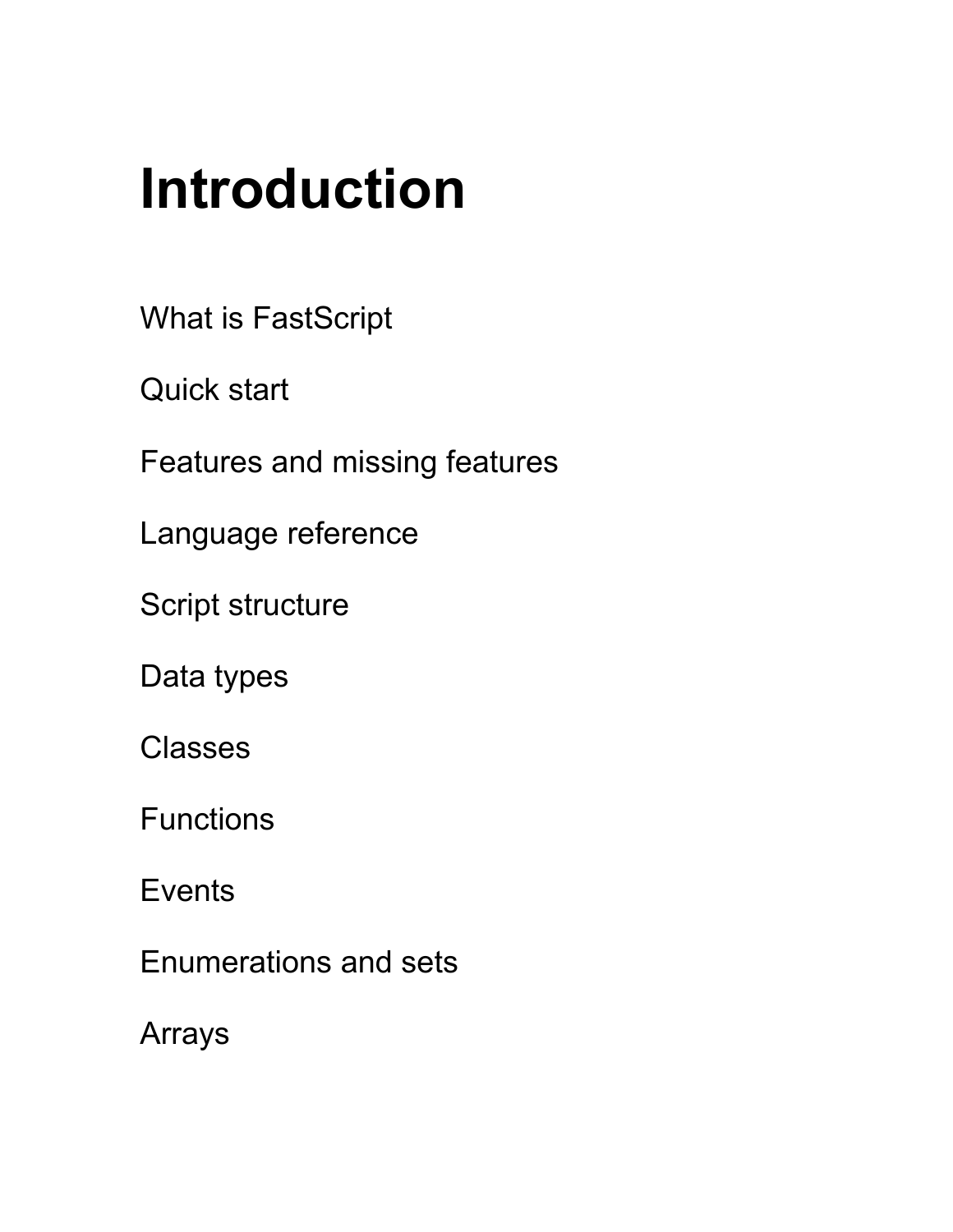# Introduction

What is FastScript

Quick start

Features and missing features

Language reference

Script structure

Data types

Classes

Functions

Events

Enumerations and sets

Arrays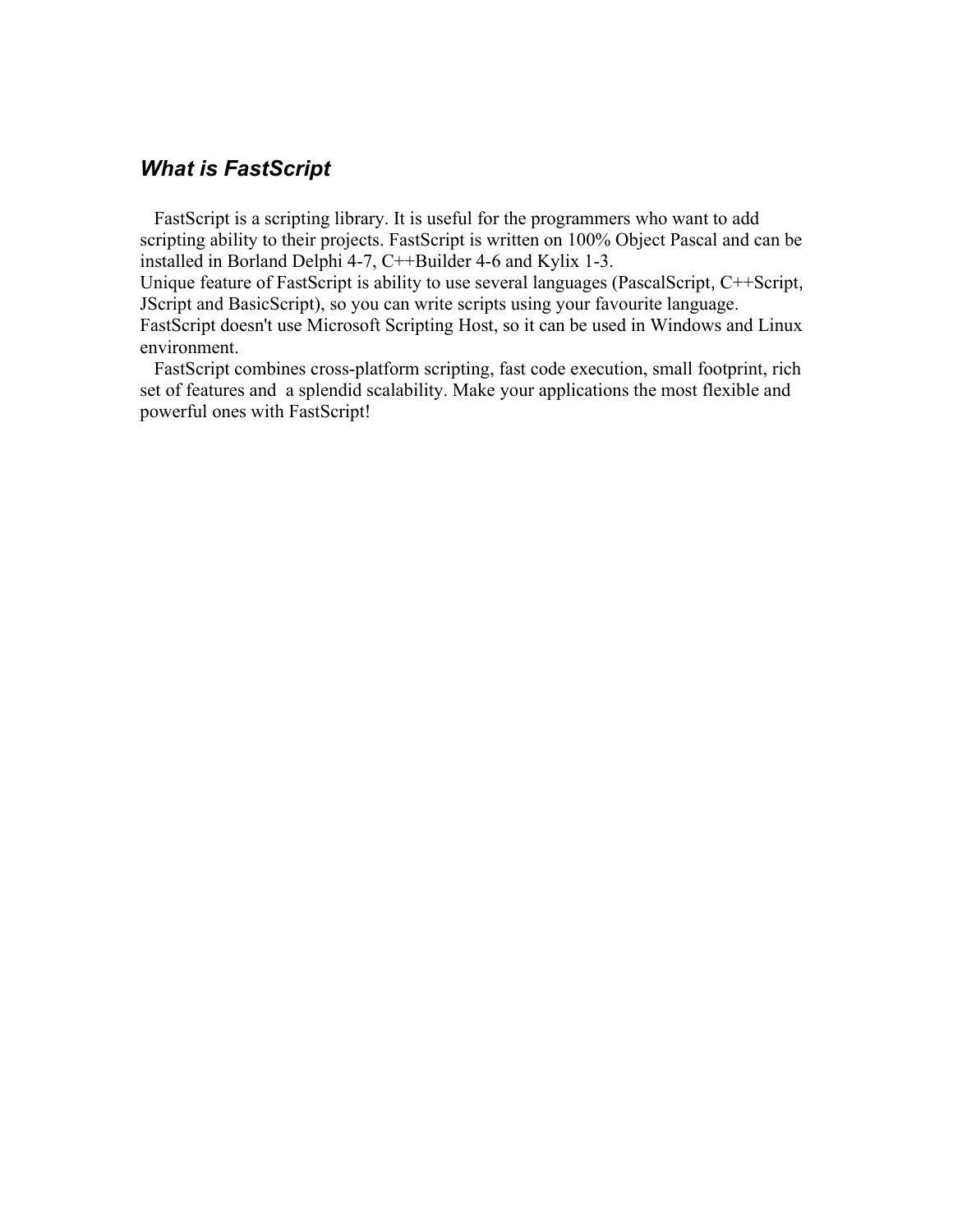## *What is FastScript*

FastScript is a scripting library. It is useful for the programmers who want to add scripting ability to their projects. FastScript is written on 100% Object Pascal and can be installed in Borland Delphi 4-7, C++Builder 4-6 and Kylix 1-3.
Unique feature of FastScript is ability to use several languages (PascalScript, C++Script, JScript and BasicScript), so you can write scripts using your favourite language.
FastScript doesn't use Microsoft Scripting Host, so it can be used in Windows and Linux environment.

FastScript combines cross-platform scripting, fast code execution, small footprint, rich set of features and a splendid scalability. Make your applications the most flexible and powerful ones with FastScript!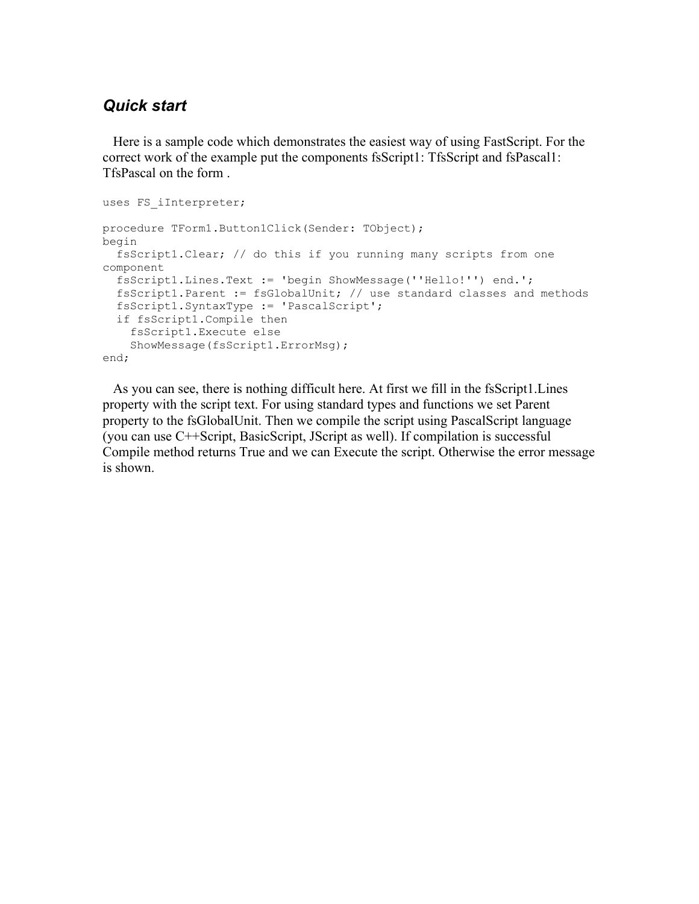### *Quick start*

Here is a sample code which demonstrates the easiest way of using FastScript. For the correct work of the example put the components fsScript1: TfsScript and fsPascal1: TfsPascal on the form .

```
uses FS_iInterpreter;

procedure TForm1.Button1Click(Sender: TObject);
begin
  fsScript1.Clear; // do this if you running many scripts from one
component
  fsScript1.Lines.Text := 'begin ShowMessage(''Hello!'') end.';
  fsScript1.Parent := fsGlobalUnit; // use standard classes and methods
  fsScript1.SyntaxType := 'PascalScript';
  if fsScript1.Compile then
    fsScript1.Execute else
    ShowMessage(fsScript1.ErrorMsg);
end;
```

As you can see, there is nothing difficult here. At first we fill in the fsScript1.Lines property with the script text. For using standard types and functions we set Parent property to the fsGlobalUnit. Then we compile the script using PascalScript language (you can use C++Script, BasicScript, JScript as well). If compilation is successful Compile method returns True and we can Execute the script. Otherwise the error message is shown.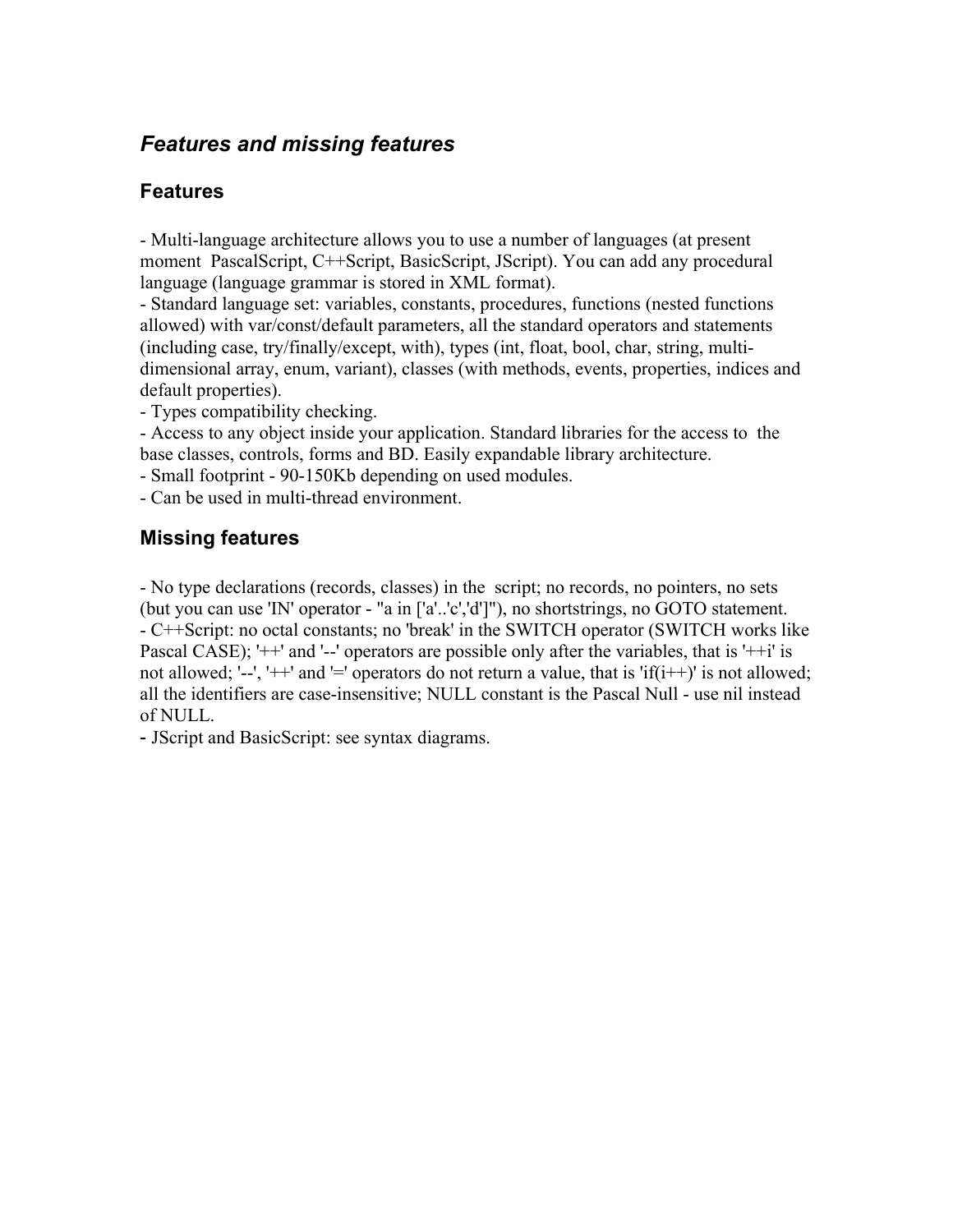## *Features and missing features*

### Features

- Multi-language architecture allows you to use a number of languages (at present moment PascalScript, C++Script, BasicScript, JScript). You can add any procedural language (language grammar is stored in XML format).
- Standard language set: variables, constants, procedures, functions (nested functions allowed) with var/const/default parameters, all the standard operators and statements (including case, try/finally/except, with), types (int, float, bool, char, string, multi-dimensional array, enum, variant), classes (with methods, events, properties, indices and default properties).
- Types compatibility checking.
- Access to any object inside your application. Standard libraries for the access to the base classes, controls, forms and BD. Easily expandable library architecture.
- Small footprint - 90-150Kb depending on used modules.
- Can be used in multi-thread environment.

### Missing features

- No type declarations (records, classes) in the script; no records, no pointers, no sets (but you can use 'IN' operator - "a in ['a'..'c','d']"), no shortstrings, no GOTO statement.
- C++Script: no octal constants; no 'break' in the SWITCH operator (SWITCH works like Pascal CASE); '++' and '--' operators are possible only after the variables, that is '++i' is not allowed; '--', '++' and '=' operators do not return a value, that is 'if(i++)' is not allowed; all the identifiers are case-insensitive; NULL constant is the Pascal Null - use nil instead of NULL.
- JScript and BasicScript: see syntax diagrams.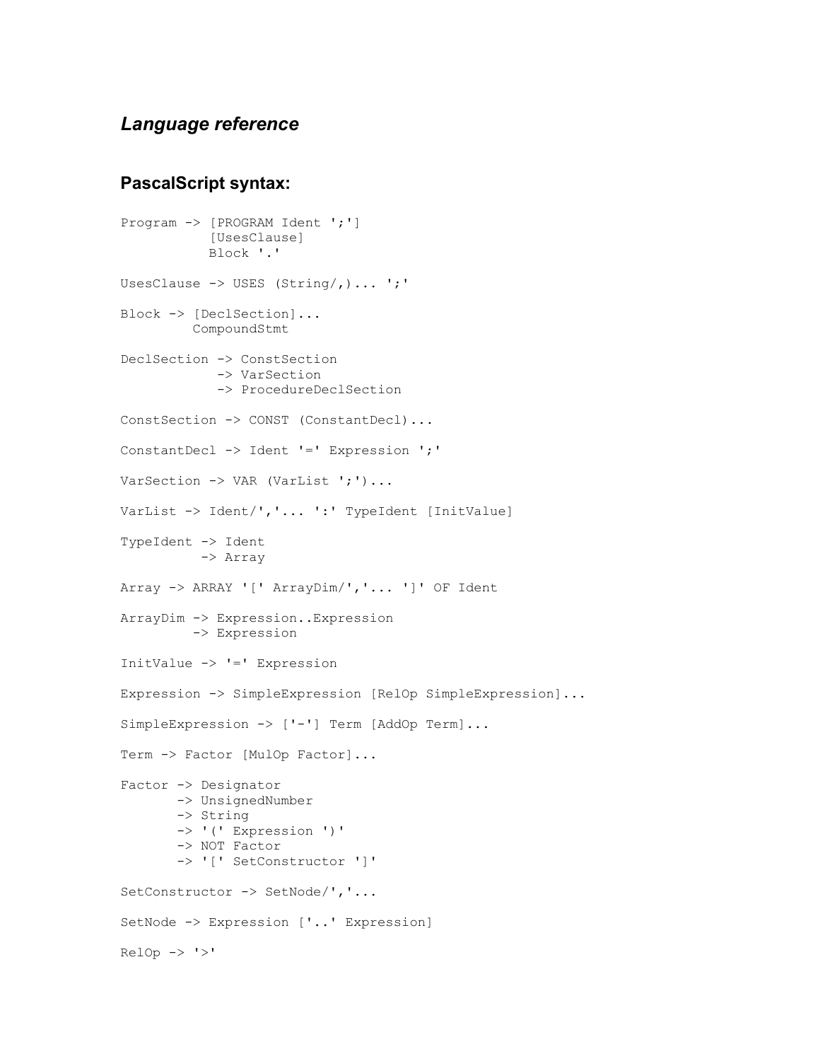## *Language reference*

### PascalScript syntax:

```
Program -> [PROGRAM Ident ';']
           [UsesClause]
           Block '.'

UsesClause -> USES (String/,)... ';'

Block -> [DeclSection]...
         CompoundStmt

DeclSection -> ConstSection
            -> VarSection
            -> ProcedureDeclSection

ConstSection -> CONST (ConstantDecl)...

ConstantDecl -> Ident '=' Expression ';'

VarSection -> VAR (VarList ';')...

VarList -> Ident/','... ':' TypeIdent [InitValue]

TypeIdent -> Ident
          -> Array

Array -> ARRAY '[' ArrayDim/','... ']' OF Ident

ArrayDim -> Expression..Expression
         -> Expression

InitValue -> '=' Expression

Expression -> SimpleExpression [RelOp SimpleExpression]...

SimpleExpression -> ['-'] Term [AddOp Term]...

Term -> Factor [MulOp Factor]...

Factor -> Designator
       -> UnsignedNumber
       -> String
       -> '(' Expression ')'
       -> NOT Factor
       -> '[' SetConstructor ']'

SetConstructor -> SetNode/','...

SetNode -> Expression ['..' Expression]

RelOp -> '>'
```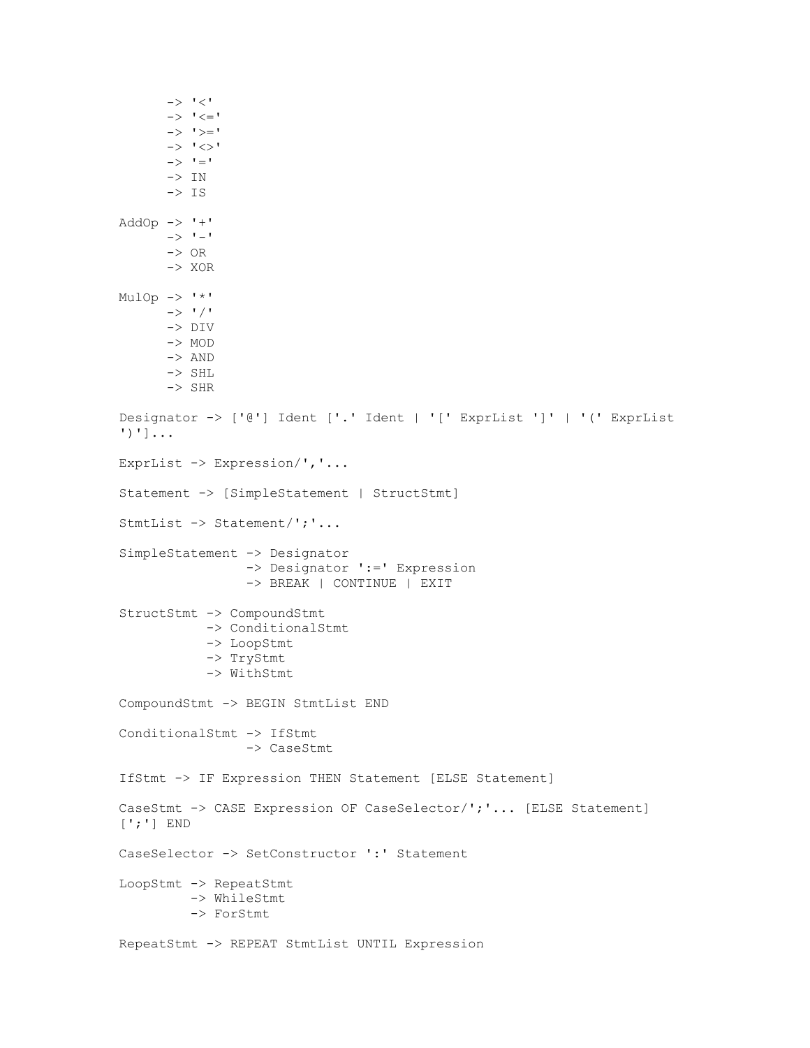```
      -> '<'
      -> '<='
      -> '>='
      -> '<>'
      -> '='
      -> IN
      -> IS

AddOp -> '+'
      -> '-'
      -> OR
      -> XOR

MulOp -> '*'
      -> '/'
      -> DIV
      -> MOD
      -> AND
      -> SHL
      -> SHR

Designator -> ['@'] Ident ['.' Ident | '[' ExprList ']' | '(' ExprList
')']...

ExprList -> Expression/','...

Statement -> [SimpleStatement | StructStmt]

StmtList -> Statement/';'...

SimpleStatement -> Designator
                -> Designator ':=' Expression
                -> BREAK | CONTINUE | EXIT

StructStmt -> CompoundStmt
           -> ConditionalStmt
           -> LoopStmt
           -> TryStmt
           -> WithStmt

CompoundStmt -> BEGIN StmtList END

ConditionalStmt -> IfStmt
                -> CaseStmt

IfStmt -> IF Expression THEN Statement [ELSE Statement]

CaseStmt -> CASE Expression OF CaseSelector/';'... [ELSE Statement]
[';'] END

CaseSelector -> SetConstructor ':' Statement

LoopStmt -> RepeatStmt
         -> WhileStmt
         -> ForStmt

RepeatStmt -> REPEAT StmtList UNTIL Expression
```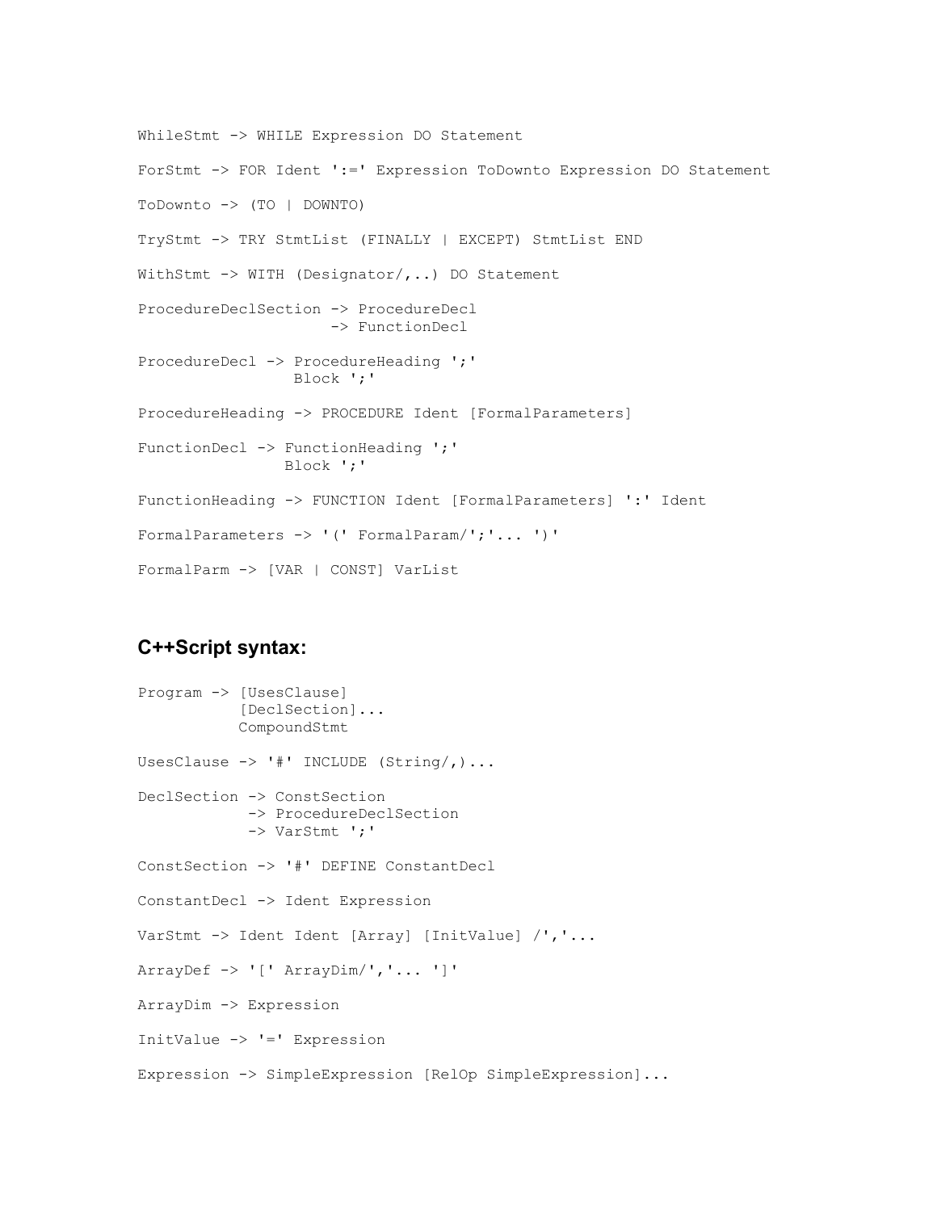```
WhileStmt -> WHILE Expression DO Statement

ForStmt -> FOR Ident ':=' Expression ToDownto Expression DO Statement

ToDownto -> (TO | DOWNTO)

TryStmt -> TRY StmtList (FINALLY | EXCEPT) StmtList END

WithStmt -> WITH (Designator/,..) DO Statement

ProcedureDeclSection -> ProcedureDecl
                     -> FunctionDecl

ProcedureDecl -> ProcedureHeading ';'
                 Block ';'

ProcedureHeading -> PROCEDURE Ident [FormalParameters]

FunctionDecl -> FunctionHeading ';'
                Block ';'

FunctionHeading -> FUNCTION Ident [FormalParameters] ':' Ident

FormalParameters -> '(' FormalParam/';'... ')'

FormalParm -> [VAR | CONST] VarList
```

### C++Script syntax:

```
Program -> [UsesClause]
           [DeclSection]...
           CompoundStmt

UsesClause -> '#' INCLUDE (String/,)...

DeclSection -> ConstSection
            -> ProcedureDeclSection
            -> VarStmt ';'

ConstSection -> '#' DEFINE ConstantDecl

ConstantDecl -> Ident Expression

VarStmt -> Ident Ident [Array] [InitValue] /','...

ArrayDef -> '[' ArrayDim/','... ']'

ArrayDim -> Expression

InitValue -> '=' Expression

Expression -> SimpleExpression [RelOp SimpleExpression]...
```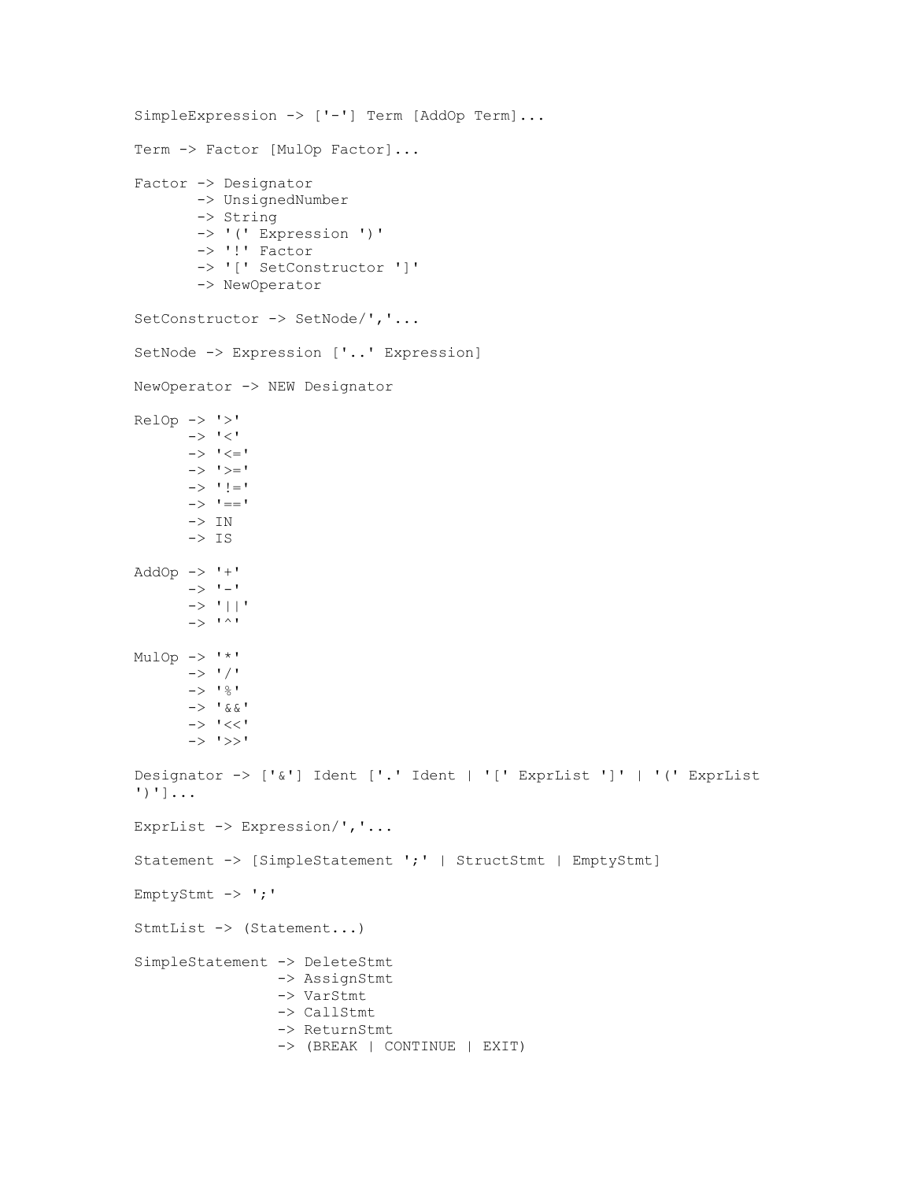```
SimpleExpression -> ['-'] Term [AddOp Term]...

Term -> Factor [MulOp Factor]...

Factor -> Designator
       -> UnsignedNumber
       -> String
       -> '(' Expression ')'
       -> '!' Factor
       -> '[' SetConstructor ']'
       -> NewOperator

SetConstructor -> SetNode/','...

SetNode -> Expression ['..' Expression]

NewOperator -> NEW Designator

RelOp -> '>'
      -> '<'
      -> '<='
      -> '>='
      -> '!='
      -> '=='
      -> IN
      -> IS

AddOp -> '+'
      -> '-'
      -> '||'
      -> '^'

MulOp -> '*'
      -> '/'
      -> '%'
      -> '&&'
      -> '<<'
      -> '>>'

Designator -> ['&'] Ident ['.' Ident | '[' ExprList ']' | '(' ExprList
')']...

ExprList -> Expression/','...

Statement -> [SimpleStatement ';' | StructStmt | EmptyStmt]

EmptyStmt -> ';'

StmtList -> (Statement...)

SimpleStatement -> DeleteStmt
                -> AssignStmt
                -> VarStmt
                -> CallStmt
                -> ReturnStmt
                -> (BREAK | CONTINUE | EXIT)
```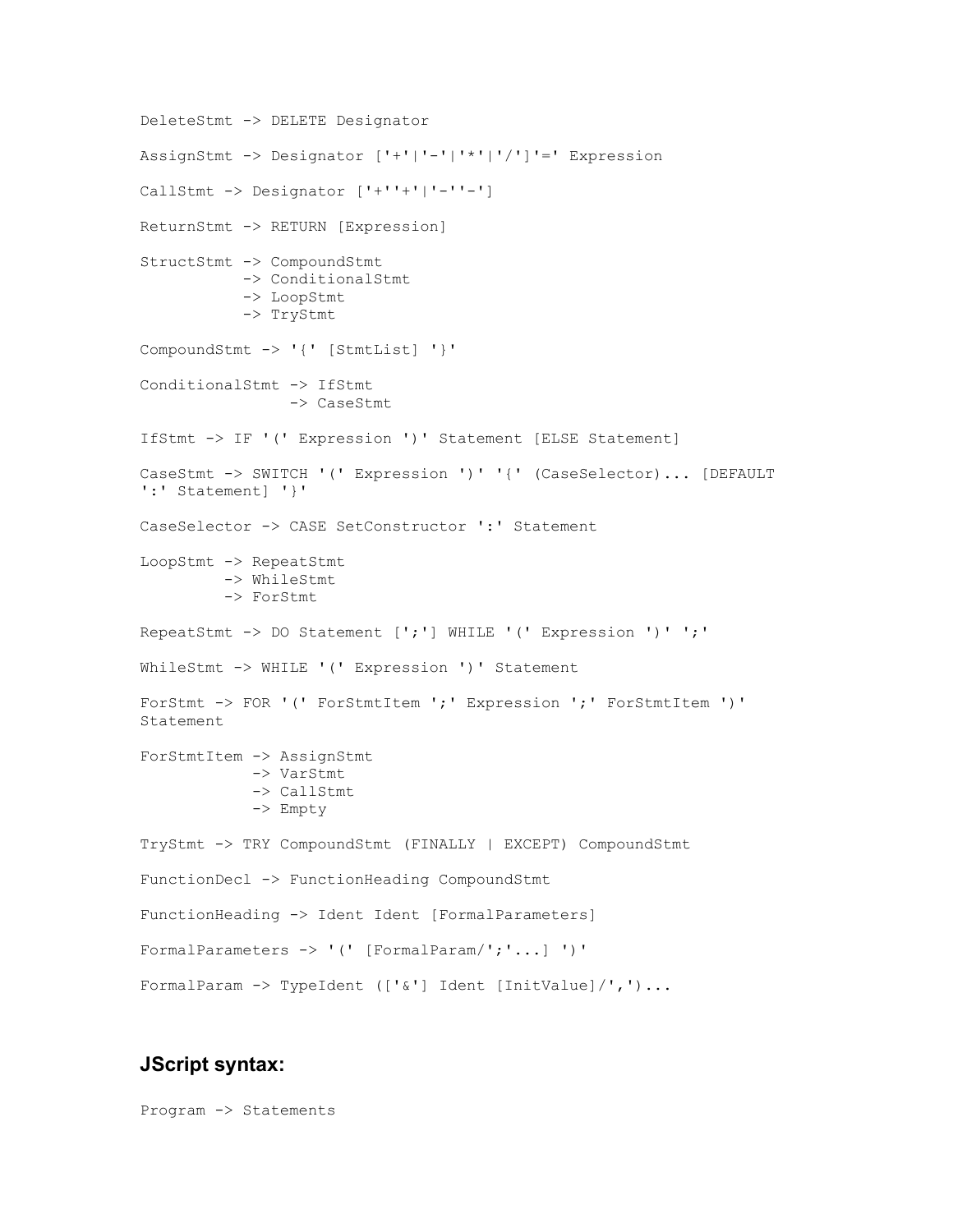```
DeleteStmt -> DELETE Designator

AssignStmt -> Designator ['+'|'-'|'*'|'/']'=' Expression

CallStmt -> Designator ['+''+'|'-''-']

ReturnStmt -> RETURN [Expression]

StructStmt -> CompoundStmt
           -> ConditionalStmt
           -> LoopStmt
           -> TryStmt

CompoundStmt -> '{' [StmtList] '}'

ConditionalStmt -> IfStmt
                -> CaseStmt

IfStmt -> IF '(' Expression ')' Statement [ELSE Statement]

CaseStmt -> SWITCH '(' Expression ')' '{' (CaseSelector)... [DEFAULT
':' Statement] '}'

CaseSelector -> CASE SetConstructor ':' Statement

LoopStmt -> RepeatStmt
         -> WhileStmt
         -> ForStmt

RepeatStmt -> DO Statement [';'] WHILE '(' Expression ')' ';'

WhileStmt -> WHILE '(' Expression ')' Statement

ForStmt -> FOR '(' ForStmtItem ';' Expression ';' ForStmtItem ')'
Statement

ForStmtItem -> AssignStmt
            -> VarStmt
            -> CallStmt
            -> Empty

TryStmt -> TRY CompoundStmt (FINALLY | EXCEPT) CompoundStmt

FunctionDecl -> FunctionHeading CompoundStmt

FunctionHeading -> Ident Ident [FormalParameters]

FormalParameters -> '(' [FormalParam/';'...] ')'

FormalParam -> TypeIdent (['&'] Ident [InitValue]/',')...
```

## JScript syntax:

```
Program -> Statements
```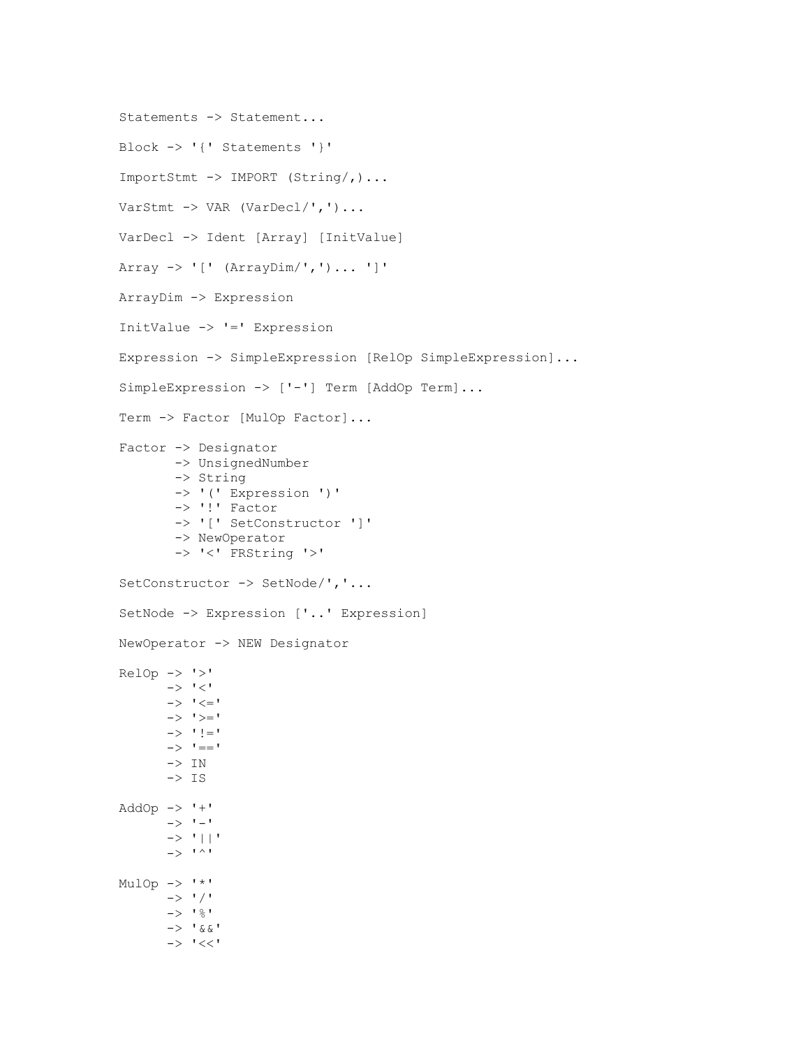```
Statements -> Statement...

Block -> '{' Statements '}'

ImportStmt -> IMPORT (String/,)...

VarStmt -> VAR (VarDecl/',')...

VarDecl -> Ident [Array] [InitValue]

Array -> '[' (ArrayDim/',')... ']'

ArrayDim -> Expression

InitValue -> '=' Expression

Expression -> SimpleExpression [RelOp SimpleExpression]...

SimpleExpression -> ['-'] Term [AddOp Term]...

Term -> Factor [MulOp Factor]...

Factor -> Designator
       -> UnsignedNumber
       -> String
       -> '(' Expression ')'
       -> '!' Factor
       -> '[' SetConstructor ']'
       -> NewOperator
       -> '<' FRString '>'

SetConstructor -> SetNode/','...

SetNode -> Expression ['..' Expression]

NewOperator -> NEW Designator

RelOp -> '>'
      -> '<'
      -> '<='
      -> '>='
      -> '!='
      -> '=='
      -> IN
      -> IS

AddOp -> '+'
      -> '-'
      -> '||'
      -> '^'

MulOp -> '*'
      -> '/'
      -> '%'
      -> '&&'
      -> '<<'
```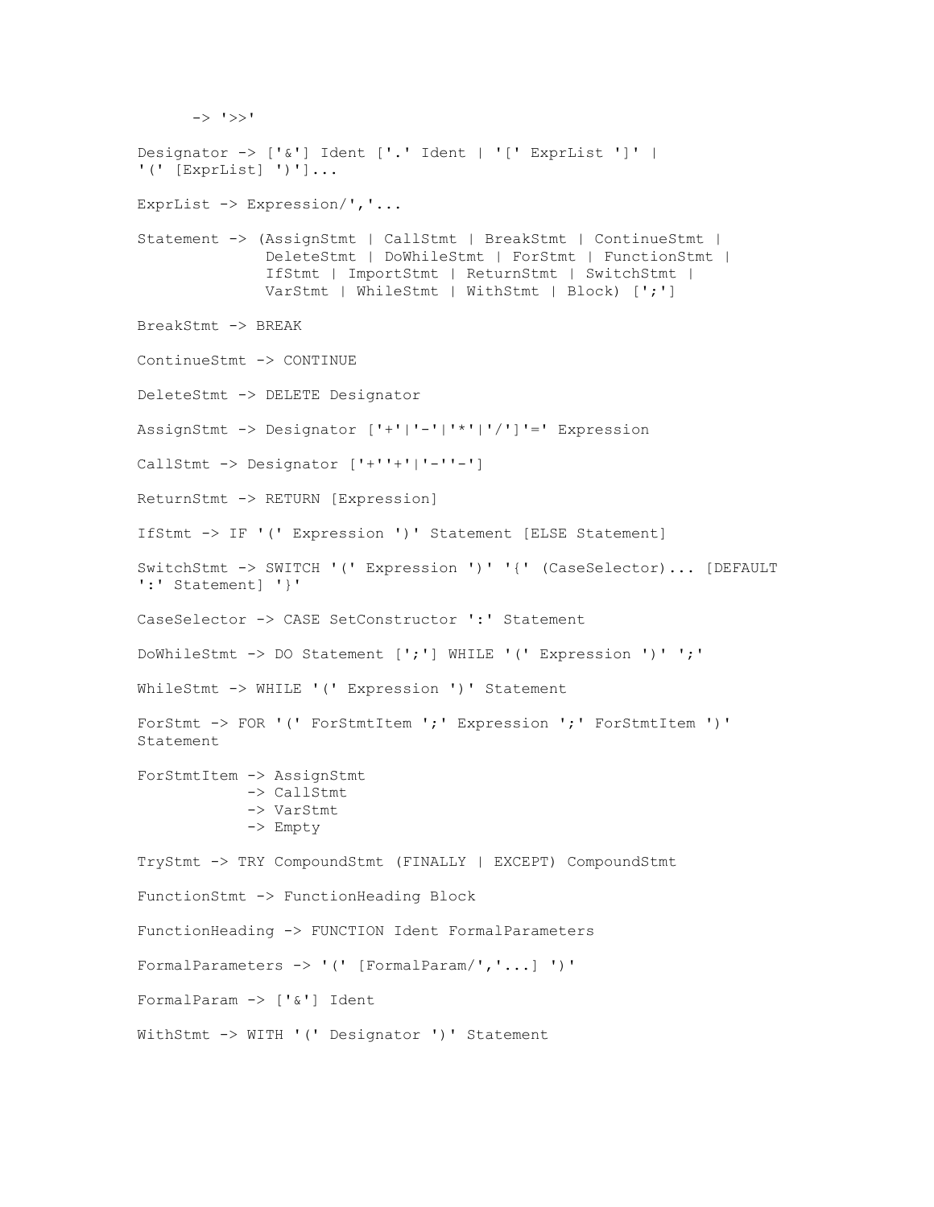```
      -> '>>'

Designator -> ['&'] Ident ['.' Ident | '[' ExprList ']' |
'(' [ExprList] ')']...

ExprList -> Expression/','...

Statement -> (AssignStmt | CallStmt | BreakStmt | ContinueStmt |
              DeleteStmt | DoWhileStmt | ForStmt | FunctionStmt |
              IfStmt | ImportStmt | ReturnStmt | SwitchStmt |
              VarStmt | WhileStmt | WithStmt | Block) [';']

BreakStmt -> BREAK

ContinueStmt -> CONTINUE

DeleteStmt -> DELETE Designator

AssignStmt -> Designator ['+'|'-'|'*'|'/']'=' Expression

CallStmt -> Designator ['+''+'|'-''-']

ReturnStmt -> RETURN [Expression]

IfStmt -> IF '(' Expression ')' Statement [ELSE Statement]

SwitchStmt -> SWITCH '(' Expression ')' '{' (CaseSelector)... [DEFAULT
':' Statement] '}'

CaseSelector -> CASE SetConstructor ':' Statement

DoWhileStmt -> DO Statement [';'] WHILE '(' Expression ')' ';'

WhileStmt -> WHILE '(' Expression ')' Statement

ForStmt -> FOR '(' ForStmtItem ';' Expression ';' ForStmtItem ')'
Statement

ForStmtItem -> AssignStmt
            -> CallStmt
            -> VarStmt
            -> Empty

TryStmt -> TRY CompoundStmt (FINALLY | EXCEPT) CompoundStmt

FunctionStmt -> FunctionHeading Block

FunctionHeading -> FUNCTION Ident FormalParameters

FormalParameters -> '(' [FormalParam/','...] ')'

FormalParam -> ['&'] Ident

WithStmt -> WITH '(' Designator ')' Statement
```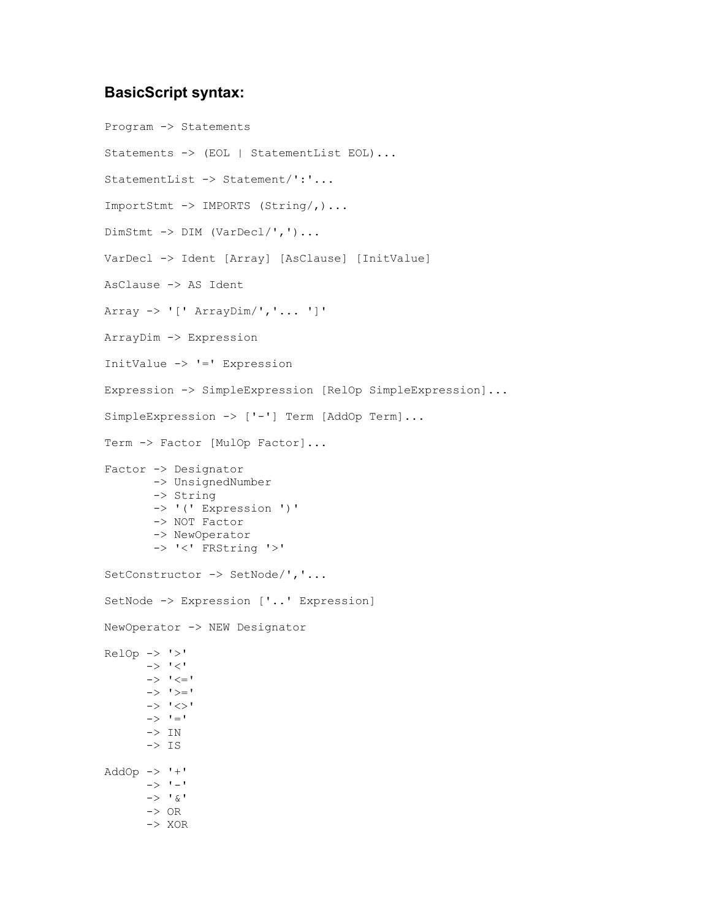### BasicScript syntax:

```
Program -> Statements

Statements -> (EOL | StatementList EOL)...

StatementList -> Statement/':'...

ImportStmt -> IMPORTS (String/,)...

DimStmt -> DIM (VarDecl/',')...

VarDecl -> Ident [Array] [AsClause] [InitValue]

AsClause -> AS Ident

Array -> '[' ArrayDim/','... ']'

ArrayDim -> Expression

InitValue -> '=' Expression

Expression -> SimpleExpression [RelOp SimpleExpression]...

SimpleExpression -> ['-'] Term [AddOp Term]...

Term -> Factor [MulOp Factor]...

Factor -> Designator
       -> UnsignedNumber
       -> String
       -> '(' Expression ')'
       -> NOT Factor
       -> NewOperator
       -> '<' FRString '>'

SetConstructor -> SetNode/','...

SetNode -> Expression ['..' Expression]

NewOperator -> NEW Designator

RelOp -> '>'
      -> '<'
      -> '<='
      -> '>='
      -> '<>'
      -> '='
      -> IN
      -> IS

AddOp -> '+'
      -> '-'
      -> '&'
      -> OR
      -> XOR
```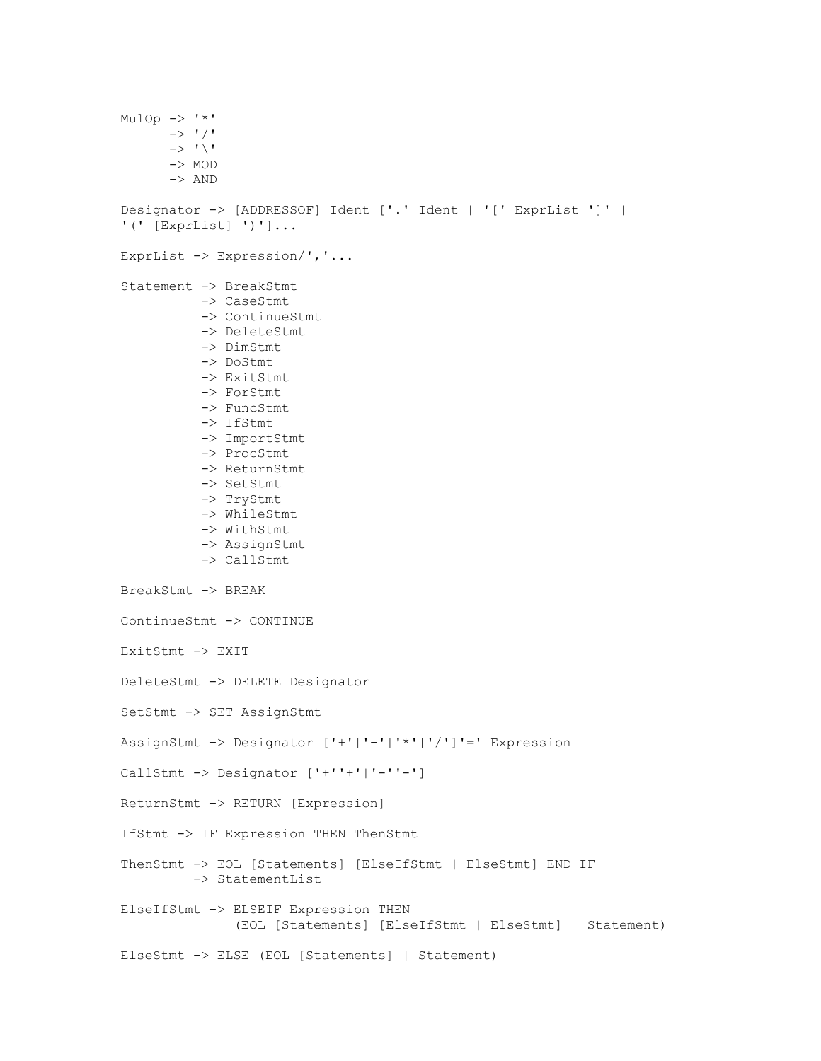```
MulOp -> '*'
      -> '/'
      -> '\'
      -> MOD
      -> AND

Designator -> [ADDRESSOF] Ident ['.' Ident | '[' ExprList ']' |
'(' [ExprList] ')']...

ExprList -> Expression/','...

Statement -> BreakStmt
          -> CaseStmt
          -> ContinueStmt
          -> DeleteStmt
          -> DimStmt
          -> DoStmt
          -> ExitStmt
          -> ForStmt
          -> FuncStmt
          -> IfStmt
          -> ImportStmt
          -> ProcStmt
          -> ReturnStmt
          -> SetStmt
          -> TryStmt
          -> WhileStmt
          -> WithStmt
          -> AssignStmt
          -> CallStmt

BreakStmt -> BREAK

ContinueStmt -> CONTINUE

ExitStmt -> EXIT

DeleteStmt -> DELETE Designator

SetStmt -> SET AssignStmt

AssignStmt -> Designator ['+'|'-'|'*'|'/']'=' Expression

CallStmt -> Designator ['+''+'|'-''-']

ReturnStmt -> RETURN [Expression]

IfStmt -> IF Expression THEN ThenStmt

ThenStmt -> EOL [Statements] [ElseIfStmt | ElseStmt] END IF
         -> StatementList

ElseIfStmt -> ELSEIF Expression THEN
              (EOL [Statements] [ElseIfStmt | ElseStmt] | Statement)

ElseStmt -> ELSE (EOL [Statements] | Statement)
```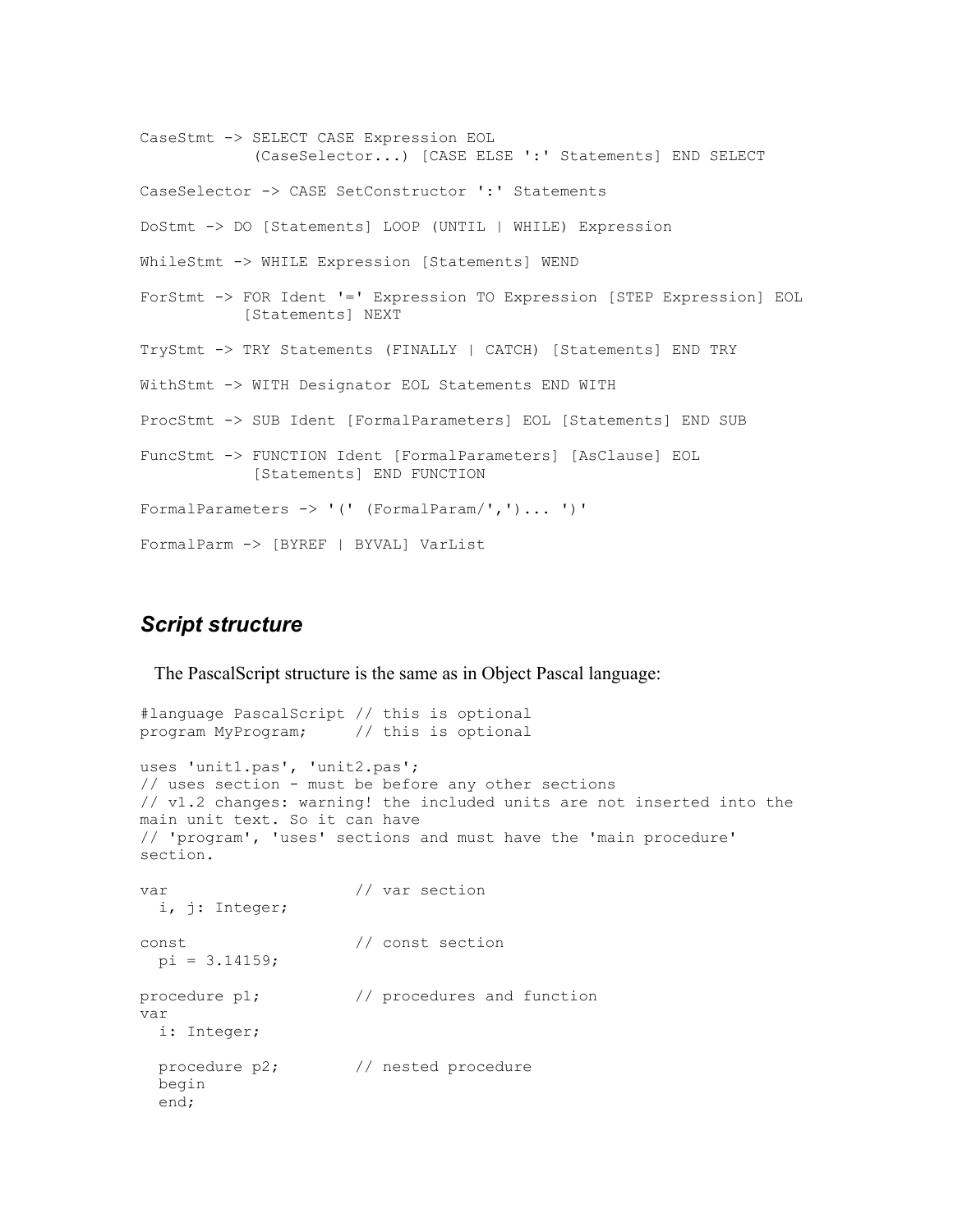```
CaseStmt -> SELECT CASE Expression EOL
            (CaseSelector...) [CASE ELSE ':' Statements] END SELECT

CaseSelector -> CASE SetConstructor ':' Statements

DoStmt -> DO [Statements] LOOP (UNTIL | WHILE) Expression

WhileStmt -> WHILE Expression [Statements] WEND

ForStmt -> FOR Ident '=' Expression TO Expression [STEP Expression] EOL
           [Statements] NEXT

TryStmt -> TRY Statements (FINALLY | CATCH) [Statements] END TRY

WithStmt -> WITH Designator EOL Statements END WITH

ProcStmt -> SUB Ident [FormalParameters] EOL [Statements] END SUB

FuncStmt -> FUNCTION Ident [FormalParameters] [AsClause] EOL
            [Statements] END FUNCTION

FormalParameters -> '(' (FormalParam/',')... ')'

FormalParm -> [BYREF | BYVAL] VarList
```

## *Script structure*

The PascalScript structure is the same as in Object Pascal language:

```
#language PascalScript // this is optional
program MyProgram;     // this is optional

uses 'unit1.pas', 'unit2.pas';
// uses section - must be before any other sections
// v1.2 changes: warning! the included units are not inserted into the
main unit text. So it can have
// 'program', 'uses' sections and must have the 'main procedure'
section.

var                    // var section
  i, j: Integer;

const                  // const section
  pi = 3.14159;

procedure p1;          // procedures and function
var
  i: Integer;

  procedure p2;        // nested procedure
  begin
  end;
```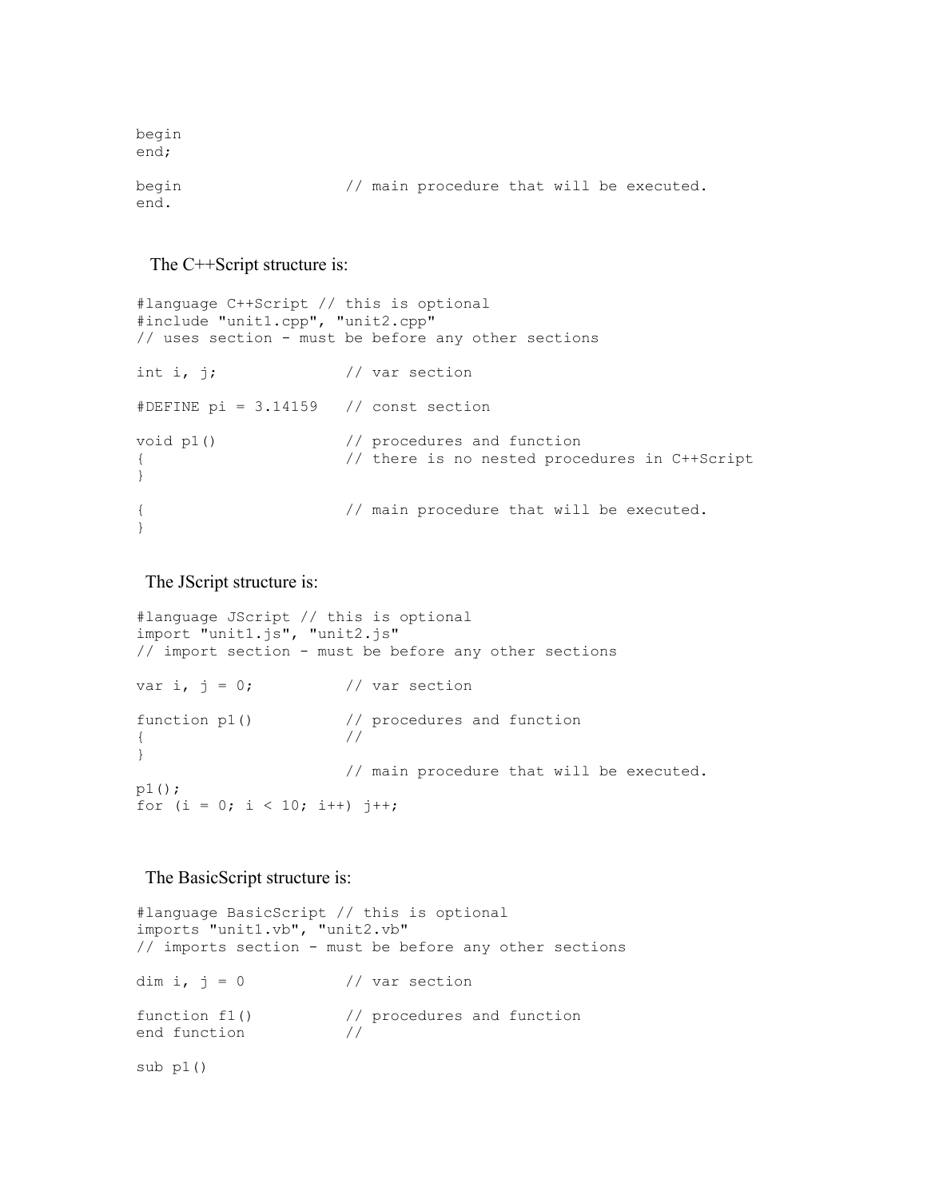```
begin
end;

begin                 // main procedure that will be executed.
end.
```

The C++Script structure is:

```
#language C++Script // this is optional
#include "unit1.cpp", "unit2.cpp"
// uses section - must be before any other sections

int i, j;             // var section

#DEFINE pi = 3.14159  // const section

void p1()             // procedures and function
{                     // there is no nested procedures in C++Script
}

{                     // main procedure that will be executed.
}
```

The JScript structure is:

```
#language JScript // this is optional
import "unit1.js", "unit2.js"
// import section - must be before any other sections

var i, j = 0;         // var section

function p1()         // procedures and function
{                     //
}
                      // main procedure that will be executed.
p1();
for (i = 0; i < 10; i++) j++;
```

The BasicScript structure is:

```
#language BasicScript // this is optional
imports "unit1.vb", "unit2.vb"
// imports section - must be before any other sections

dim i, j = 0          // var section

function f1()         // procedures and function
end function          //

sub p1()
```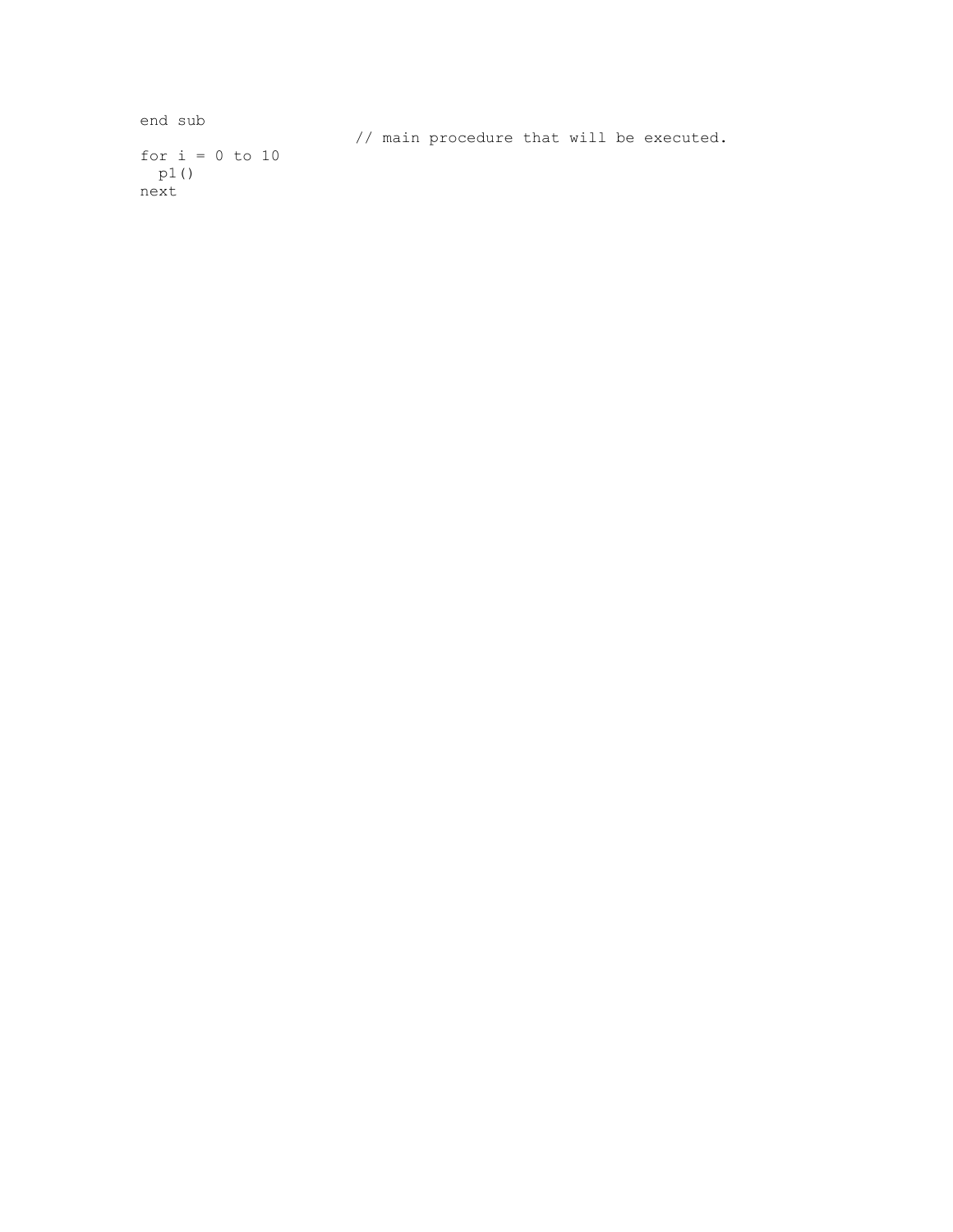```
end sub
                              // main procedure that will be executed.
for i = 0 to 10
  p1()
next
```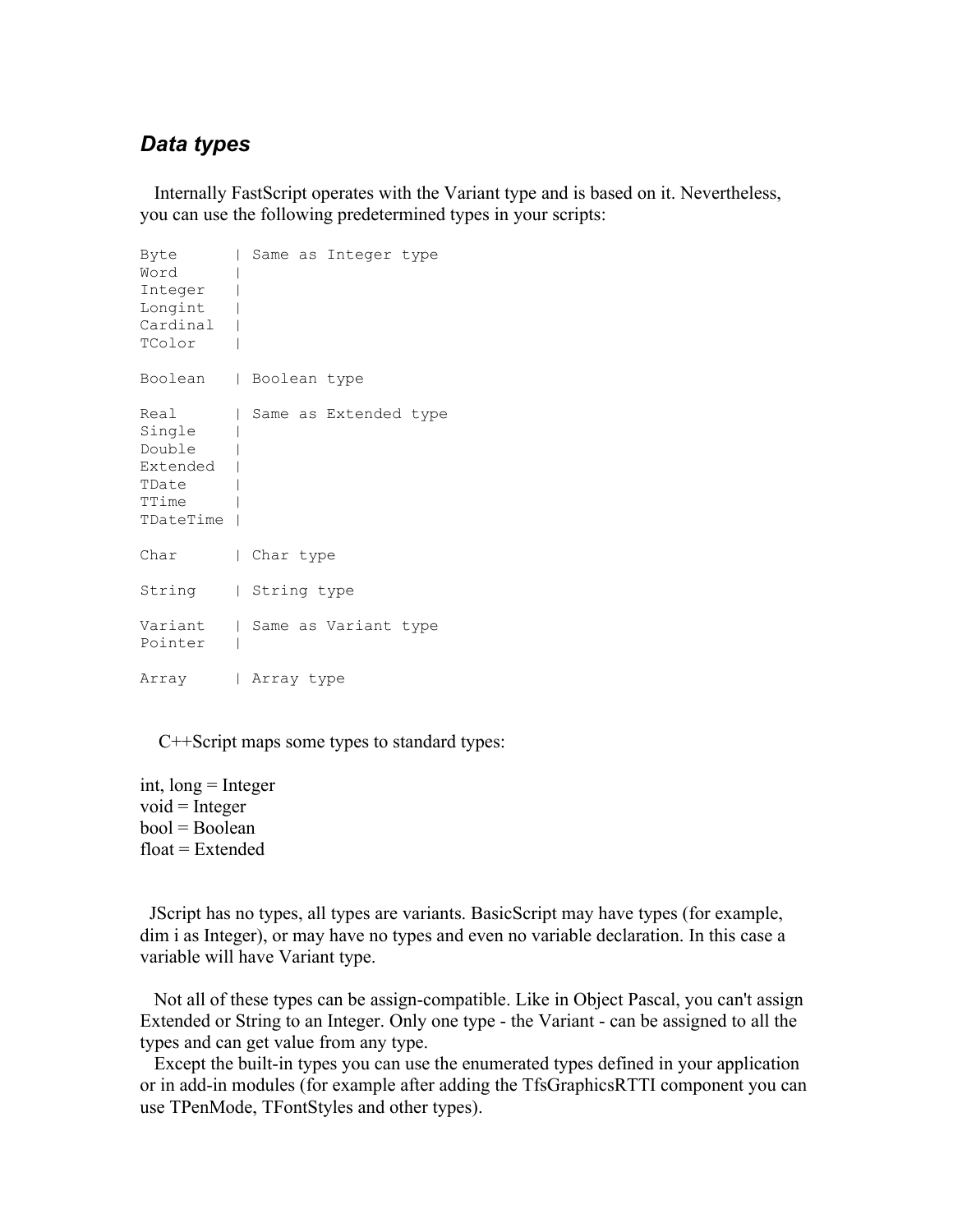### *Data types*

Internally FastScript operates with the Variant type and is based on it. Nevertheless, you can use the following predetermined types in your scripts:

```
Byte      | Same as Integer type
Word      |
Integer   |
Longint   |
Cardinal  |
TColor    |

Boolean   | Boolean type

Real      | Same as Extended type
Single    |
Double    |
Extended  |
TDate     |
TTime     |
TDateTime |

Char      | Char type

String    | String type

Variant   | Same as Variant type
Pointer   |

Array     | Array type
```

C++Script maps some types to standard types:

int, long = Integer  
void = Integer  
bool = Boolean  
float = Extended

JScript has no types, all types are variants. BasicScript may have types (for example, dim i as Integer), or may have no types and even no variable declaration. In this case a variable will have Variant type.

Not all of these types can be assign-compatible. Like in Object Pascal, you can't assign Extended or String to an Integer. Only one type - the Variant - can be assigned to all the types and can get value from any type.

Except the built-in types you can use the enumerated types defined in your application or in add-in modules (for example after adding the TfsGraphicsRTTI component you can use TPenMode, TFontStyles and other types).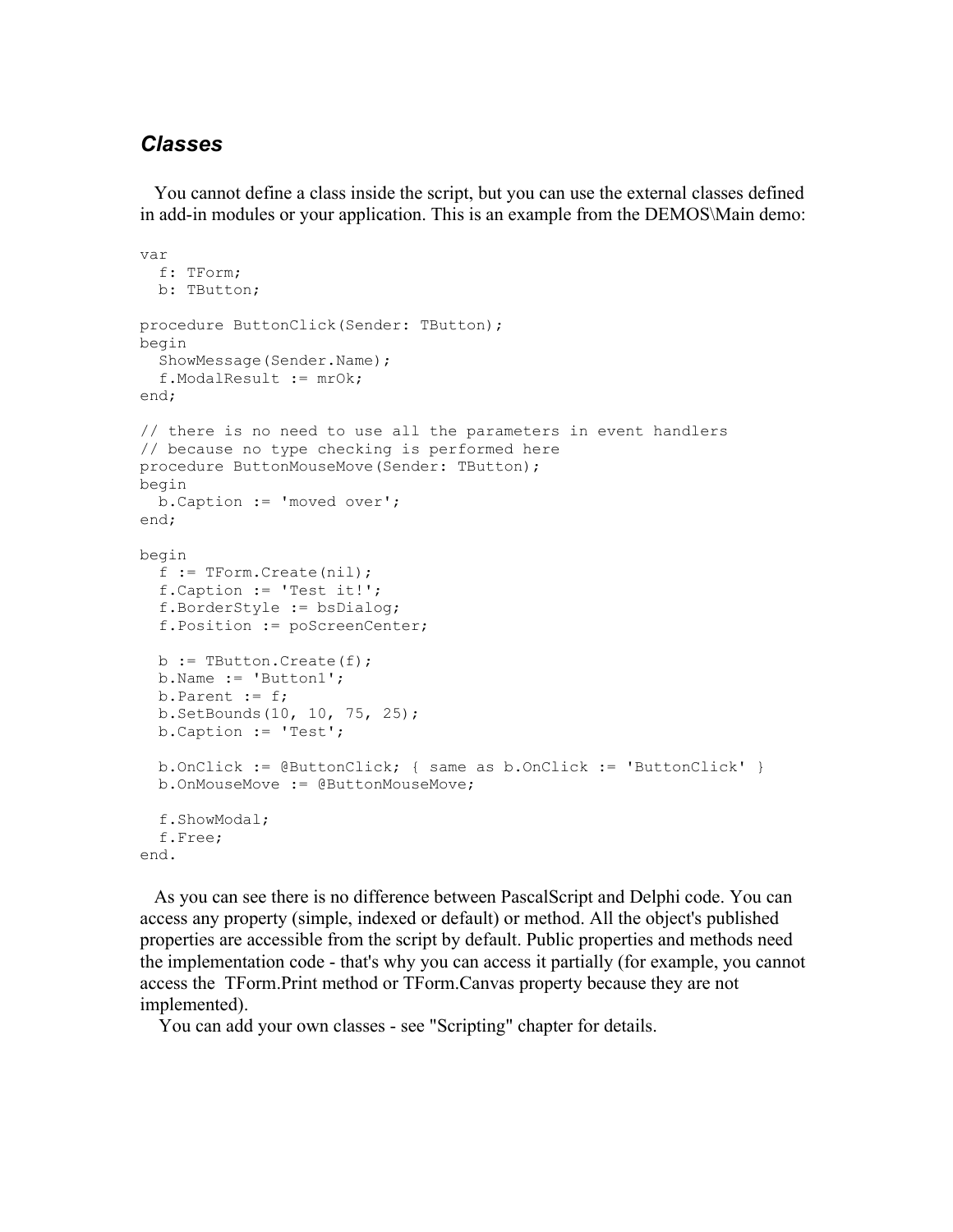### *Classes*

You cannot define a class inside the script, but you can use the external classes defined in add-in modules or your application. This is an example from the DEMOS\Main demo:

```
var
  f: TForm;
  b: TButton;

procedure ButtonClick(Sender: TButton);
begin
  ShowMessage(Sender.Name);
  f.ModalResult := mrOk;
end;

// there is no need to use all the parameters in event handlers
// because no type checking is performed here
procedure ButtonMouseMove(Sender: TButton);
begin
  b.Caption := 'moved over';
end;

begin
  f := TForm.Create(nil);
  f.Caption := 'Test it!';
  f.BorderStyle := bsDialog;
  f.Position := poScreenCenter;

  b := TButton.Create(f);
  b.Name := 'Button1';
  b.Parent := f;
  b.SetBounds(10, 10, 75, 25);
  b.Caption := 'Test';

  b.OnClick := @ButtonClick; { same as b.OnClick := 'ButtonClick' }
  b.OnMouseMove := @ButtonMouseMove;

  f.ShowModal;
  f.Free;
end.
```

As you can see there is no difference between PascalScript and Delphi code. You can access any property (simple, indexed or default) or method. All the object's published properties are accessible from the script by default. Public properties and methods need the implementation code - that's why you can access it partially (for example, you cannot access the TForm.Print method or TForm.Canvas property because they are not implemented).

You can add your own classes - see "Scripting" chapter for details.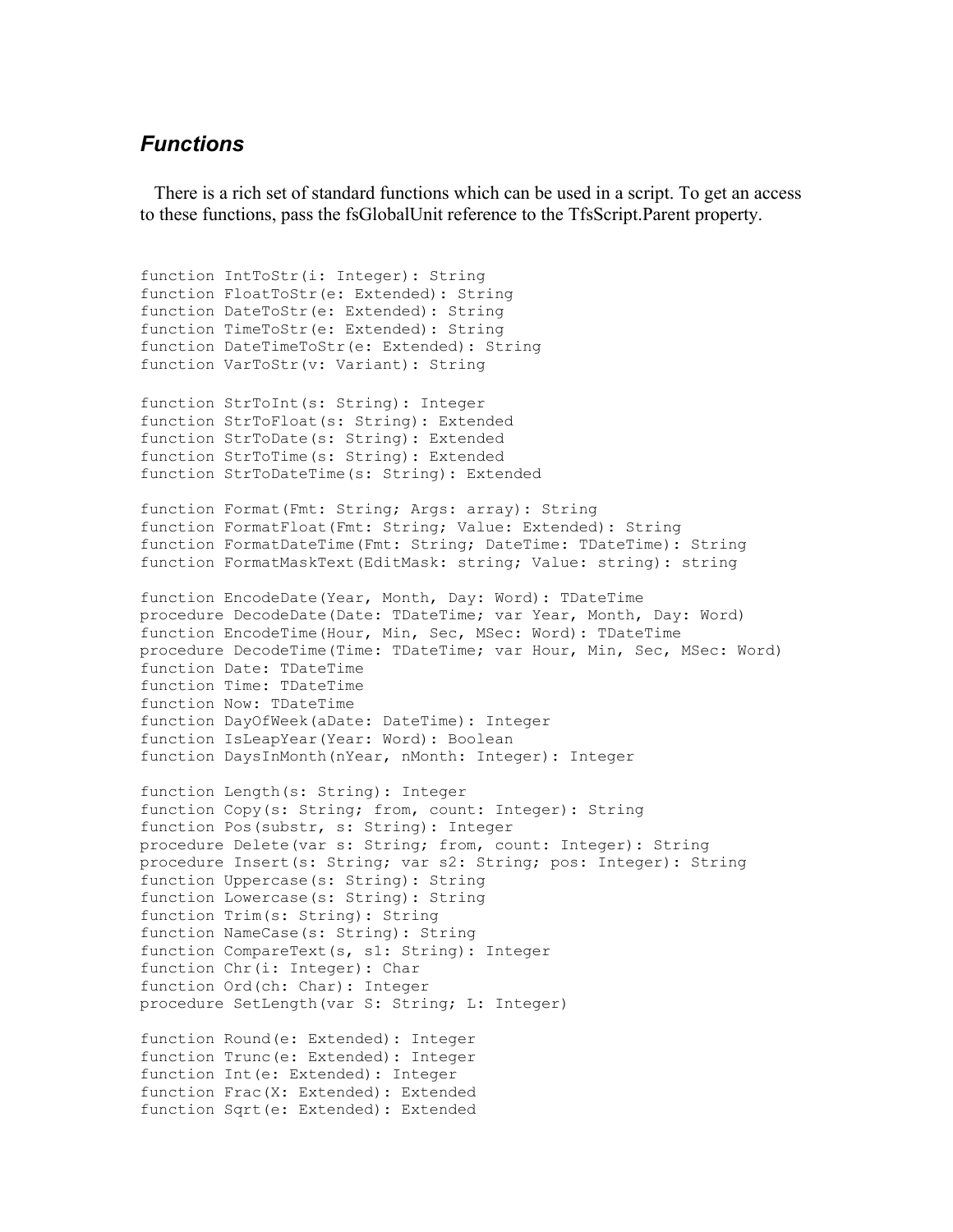### *Functions*

There is a rich set of standard functions which can be used in a script. To get an access to these functions, pass the fsGlobalUnit reference to the TfsScript.Parent property.

```
function IntToStr(i: Integer): String
function FloatToStr(e: Extended): String
function DateToStr(e: Extended): String
function TimeToStr(e: Extended): String
function DateTimeToStr(e: Extended): String
function VarToStr(v: Variant): String

function StrToInt(s: String): Integer
function StrToFloat(s: String): Extended
function StrToDate(s: String): Extended
function StrToTime(s: String): Extended
function StrToDateTime(s: String): Extended

function Format(Fmt: String; Args: array): String
function FormatFloat(Fmt: String; Value: Extended): String
function FormatDateTime(Fmt: String; DateTime: TDateTime): String
function FormatMaskText(EditMask: string; Value: string): string

function EncodeDate(Year, Month, Day: Word): TDateTime
procedure DecodeDate(Date: TDateTime; var Year, Month, Day: Word)
function EncodeTime(Hour, Min, Sec, MSec: Word): TDateTime
procedure DecodeTime(Time: TDateTime; var Hour, Min, Sec, MSec: Word)
function Date: TDateTime
function Time: TDateTime
function Now: TDateTime
function DayOfWeek(aDate: DateTime): Integer
function IsLeapYear(Year: Word): Boolean
function DaysInMonth(nYear, nMonth: Integer): Integer

function Length(s: String): Integer
function Copy(s: String; from, count: Integer): String
function Pos(substr, s: String): Integer
procedure Delete(var s: String; from, count: Integer): String
procedure Insert(s: String; var s2: String; pos: Integer): String
function Uppercase(s: String): String
function Lowercase(s: String): String
function Trim(s: String): String
function NameCase(s: String): String
function CompareText(s, s1: String): Integer
function Chr(i: Integer): Char
function Ord(ch: Char): Integer
procedure SetLength(var S: String; L: Integer)

function Round(e: Extended): Integer
function Trunc(e: Extended): Integer
function Int(e: Extended): Integer
function Frac(X: Extended): Extended
function Sqrt(e: Extended): Extended
```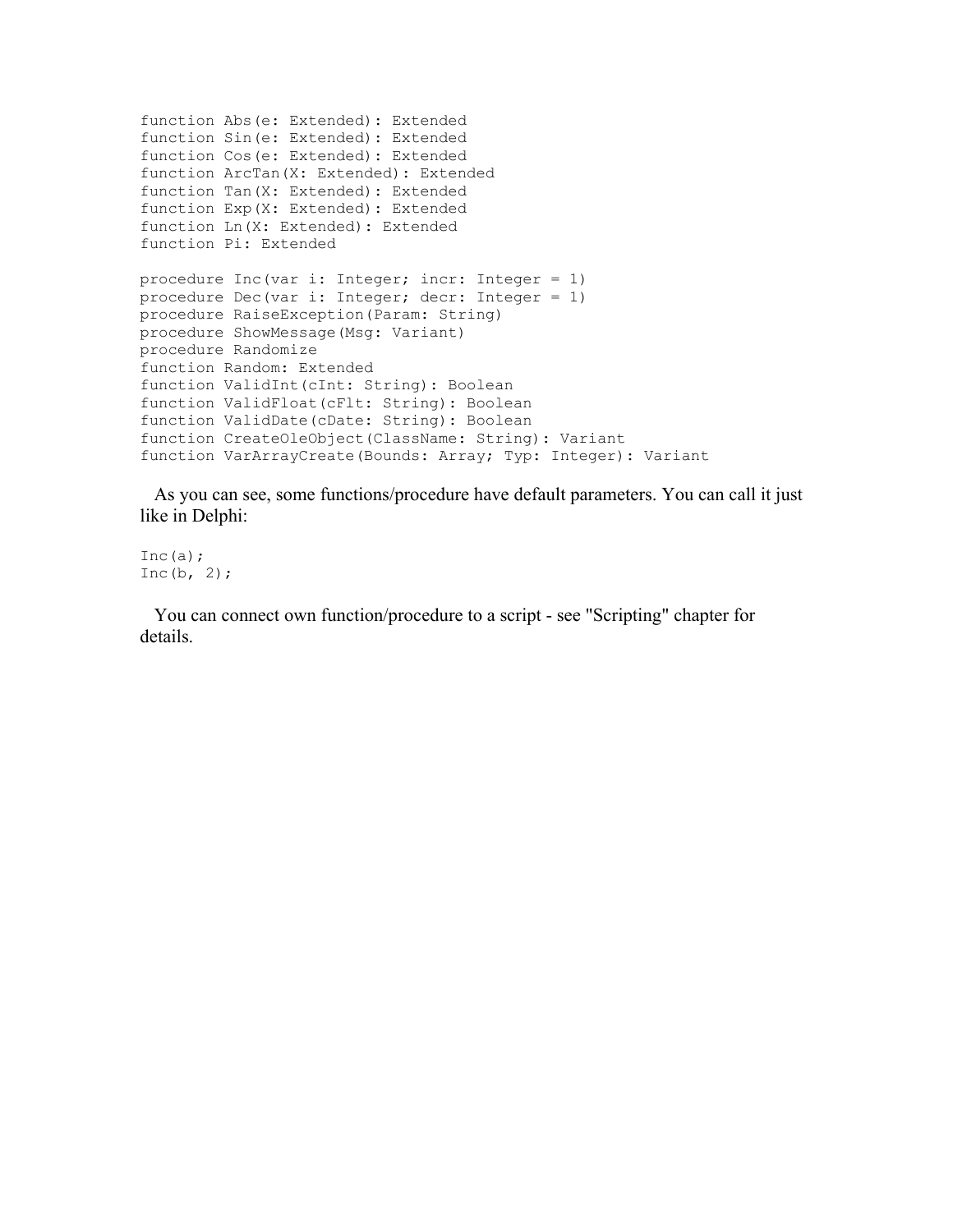```
function Abs(e: Extended): Extended
function Sin(e: Extended): Extended
function Cos(e: Extended): Extended
function ArcTan(X: Extended): Extended
function Tan(X: Extended): Extended
function Exp(X: Extended): Extended
function Ln(X: Extended): Extended
function Pi: Extended

procedure Inc(var i: Integer; incr: Integer = 1)
procedure Dec(var i: Integer; decr: Integer = 1)
procedure RaiseException(Param: String)
procedure ShowMessage(Msg: Variant)
procedure Randomize
function Random: Extended
function ValidInt(cInt: String): Boolean
function ValidFloat(cFlt: String): Boolean
function ValidDate(cDate: String): Boolean
function CreateOleObject(ClassName: String): Variant
function VarArrayCreate(Bounds: Array; Typ: Integer): Variant
```

As you can see, some functions/procedure have default parameters. You can call it just like in Delphi:

```
Inc(a);
Inc(b, 2);
```

You can connect own function/procedure to a script - see "Scripting" chapter for details.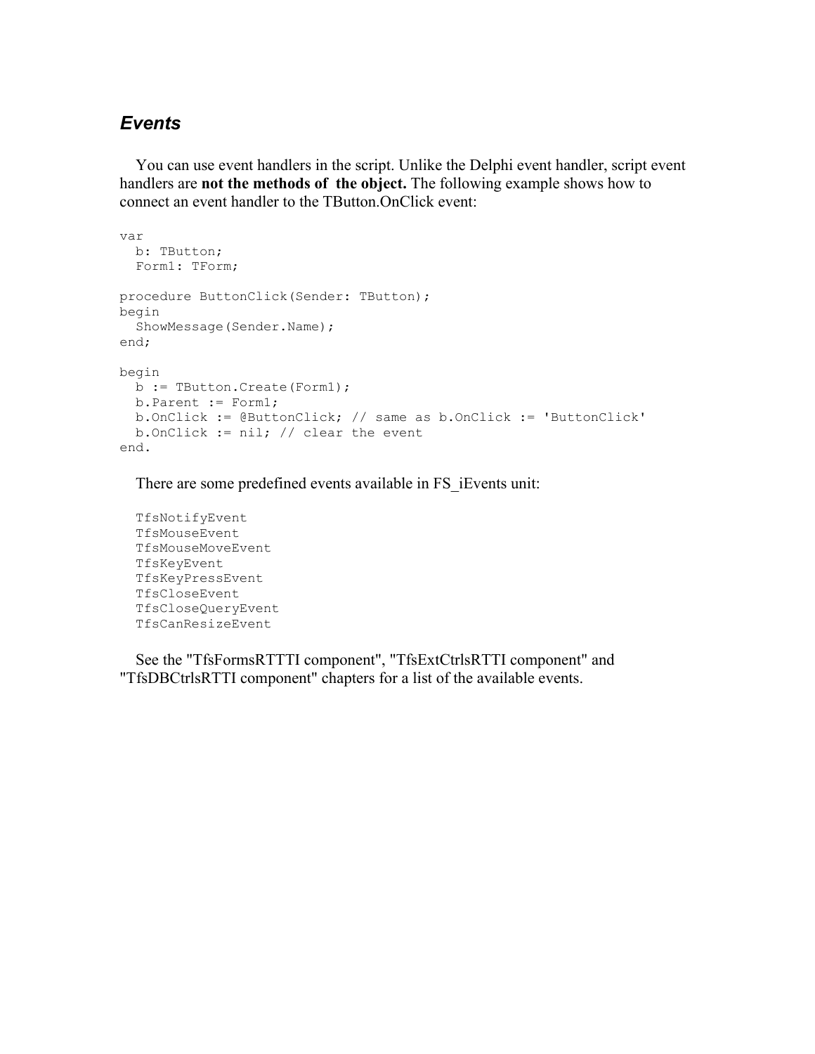### *Events*

You can use event handlers in the script. Unlike the Delphi event handler, script event handlers are **not the methods of the object.** The following example shows how to connect an event handler to the TButton.OnClick event:

```
var
  b: TButton;
  Form1: TForm;

procedure ButtonClick(Sender: TButton);
begin
  ShowMessage(Sender.Name);
end;

begin
  b := TButton.Create(Form1);
  b.Parent := Form1;
  b.OnClick := @ButtonClick; // same as b.OnClick := 'ButtonClick'
  b.OnClick := nil; // clear the event
end.
```

There are some predefined events available in FS_iEvents unit:

```
TfsNotifyEvent
TfsMouseEvent
TfsMouseMoveEvent
TfsKeyEvent
TfsKeyPressEvent
TfsCloseEvent
TfsCloseQueryEvent
TfsCanResizeEvent
```

See the "TfsFormsRTTTI component", "TfsExtCtrlsRTTI component" and "TfsDBCtrlsRTTI component" chapters for a list of the available events.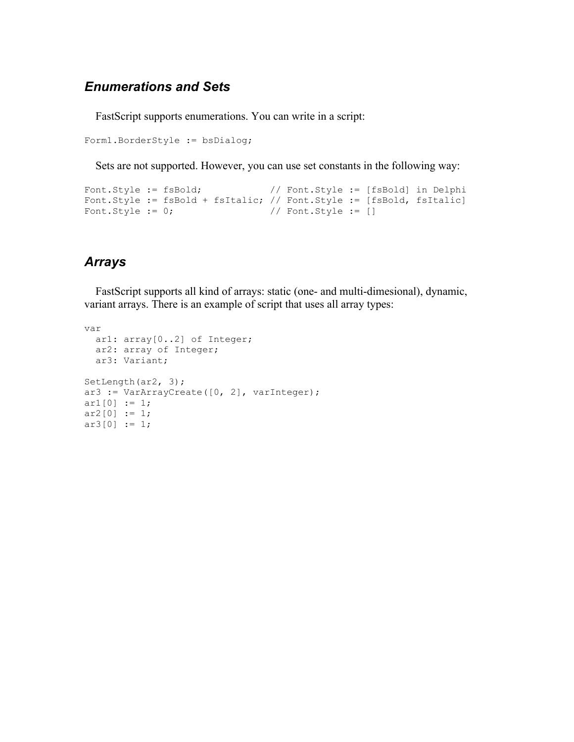### *Enumerations and Sets*

FastScript supports enumerations. You can write in a script:

```
Form1.BorderStyle := bsDialog;
```

Sets are not supported. However, you can use set constants in the following way:

```
Font.Style := fsBold;            // Font.Style := [fsBold] in Delphi
Font.Style := fsBold + fsItalic; // Font.Style := [fsBold, fsItalic]
Font.Style := 0;                 // Font.Style := []
```

### *Arrays*

FastScript supports all kind of arrays: static (one- and multi-dimesional), dynamic, variant arrays. There is an example of script that uses all array types:

```
var
  ar1: array[0..2] of Integer;
  ar2: array of Integer;
  ar3: Variant;

SetLength(ar2, 3);
ar3 := VarArrayCreate([0, 2], varInteger);
ar1[0] := 1;
ar2[0] := 1;
ar3[0] := 1;
```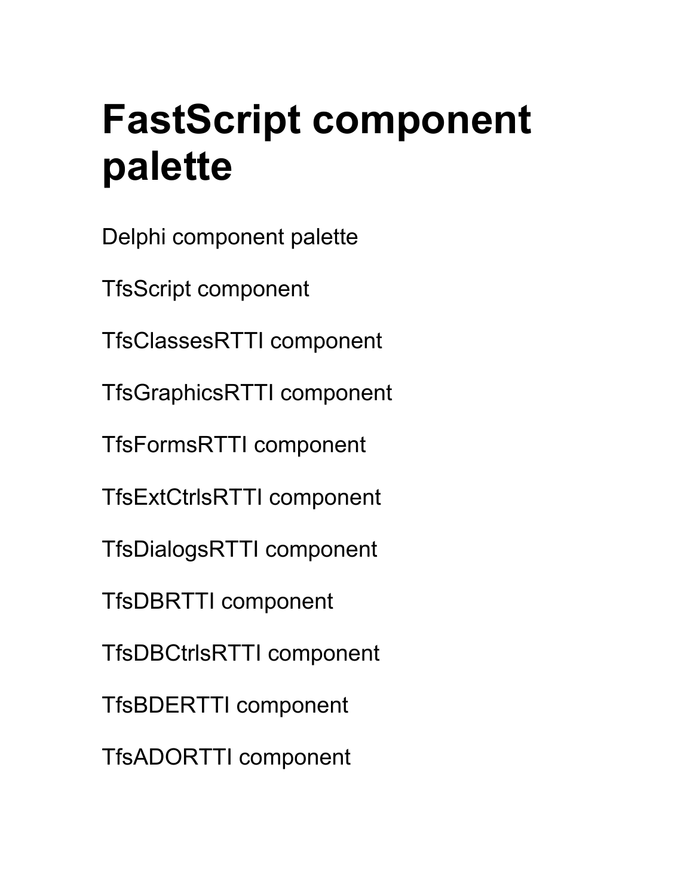# FastScript component palette

Delphi component palette

TfsScript component

TfsClassesRTTI component

TfsGraphicsRTTI component

TfsFormsRTTI component

TfsExtCtrlsRTTI component

TfsDialogsRTTI component

TfsDBRTTI component

TfsDBCtrlsRTTI component

TfsBDERTTI component

TfsADORTTI component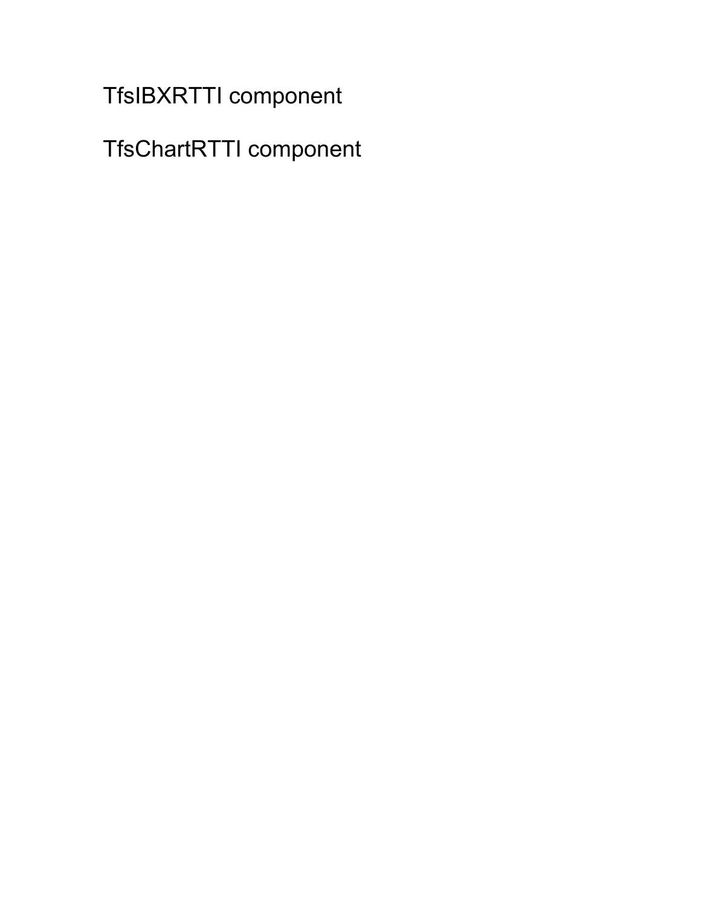# TfsIBXRTTI component

# TfsChartRTTI component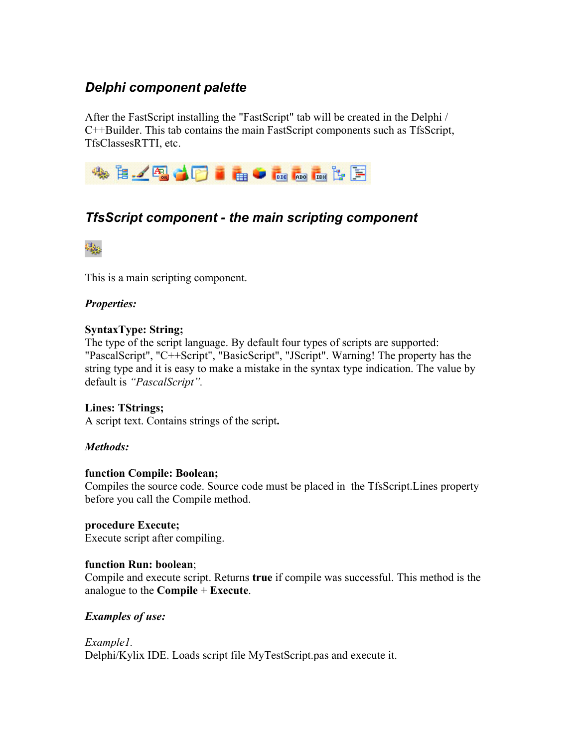## *Delphi component palette*

After the FastScript installing the "FastScript" tab will be created in the Delphi / C++Builder. This tab contains the main FastScript components such as TfsScript, TfsClassesRTTI, etc.

## *TfsScript component - the main scripting component*

This is a main scripting component.

***Properties:***

**SyntaxType: String;**
The type of the script language. By default four types of scripts are supported: "PascalScript", "C++Script", "BasicScript", "JScript". Warning! The property has the string type and it is easy to make a mistake in the syntax type indication. The value by default is *"PascalScript".*

**Lines: TStrings;**
A script text. Contains strings of the script**.**

***Methods:***

**function Compile: Boolean;**
Compiles the source code. Source code must be placed in the TfsScript.Lines property before you call the Compile method.

**procedure Execute;**
Execute script after compiling.

**function Run: boolean**;
Compile and execute script. Returns **true** if compile was successful. This method is the analogue to the **Compile** + **Execute**.

***Examples of use:***

*Example1.*
Delphi/Kylix IDE. Loads script file MyTestScript.pas and execute it.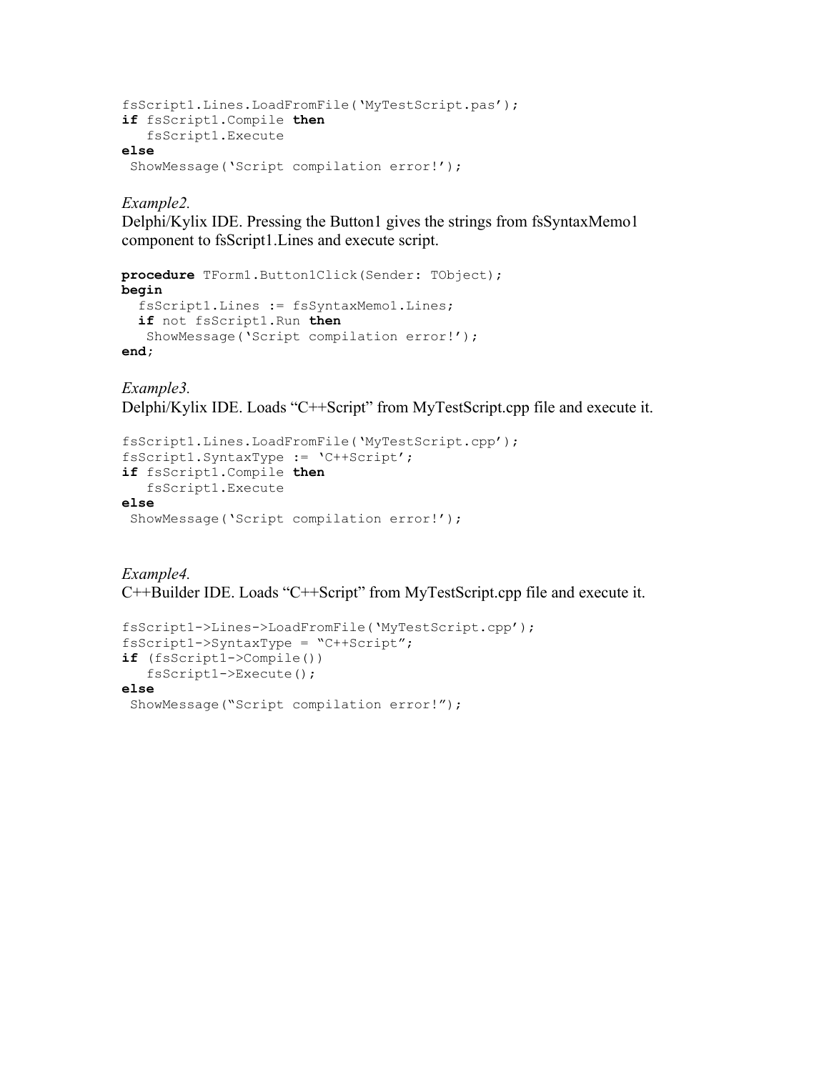```
fsScript1.Lines.LoadFromFile('MyTestScript.pas');
if fsScript1.Compile then
   fsScript1.Execute
else
 ShowMessage('Script compilation error!');
```

*Example2.*

Delphi/Kylix IDE. Pressing the Button1 gives the strings from fsSyntaxMemo1 component to fsScript1.Lines and execute script.

```
procedure TForm1.Button1Click(Sender: TObject);
begin
  fsScript1.Lines := fsSyntaxMemo1.Lines;
  if not fsScript1.Run then
   ShowMessage('Script compilation error!');
end;
```

*Example3.*

Delphi/Kylix IDE. Loads "C++Script" from MyTestScript.cpp file and execute it.

```
fsScript1.Lines.LoadFromFile('MyTestScript.cpp');
fsScript1.SyntaxType := 'C++Script';
if fsScript1.Compile then
   fsScript1.Execute
else
 ShowMessage('Script compilation error!');
```

*Example4.*

C++Builder IDE. Loads "C++Script" from MyTestScript.cpp file and execute it.

```
fsScript1->Lines->LoadFromFile('MyTestScript.cpp');
fsScript1->SyntaxType = "C++Script";
if (fsScript1->Compile())
   fsScript1->Execute();
else
 ShowMessage("Script compilation error!");
```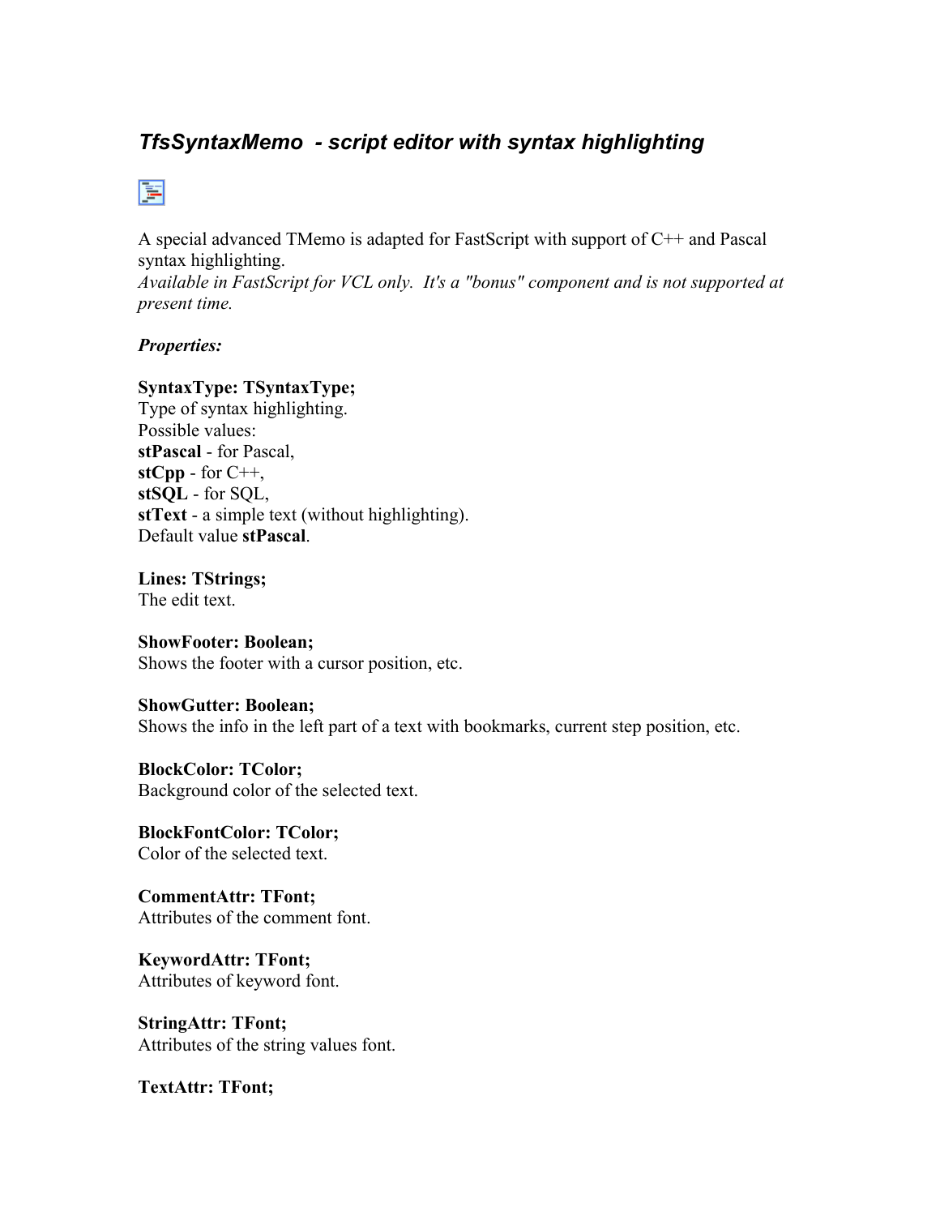### *TfsSyntaxMemo - script editor with syntax highlighting*

A special advanced TMemo is adapted for FastScript with support of C++ and Pascal syntax highlighting.
*Available in FastScript for VCL only. It's a "bonus" component and is not supported at present time.*

***Properties:***

**SyntaxType: TSyntaxType;**
Type of syntax highlighting.
Possible values:
**stPascal** - for Pascal,
**stCpp** - for C++,
**stSQL** - for SQL,
**stText** - a simple text (without highlighting).
Default value **stPascal**.

**Lines: TStrings;**
The edit text.

**ShowFooter: Boolean;**
Shows the footer with a cursor position, etc.

**ShowGutter: Boolean;**
Shows the info in the left part of a text with bookmarks, current step position, etc.

**BlockColor: TColor;**
Background color of the selected text.

**BlockFontColor: TColor;**
Color of the selected text.

**CommentAttr: TFont;**
Attributes of the comment font.

**KeywordAttr: TFont;**
Attributes of keyword font.

**StringAttr: TFont;**
Attributes of the string values font.

**TextAttr: TFont;**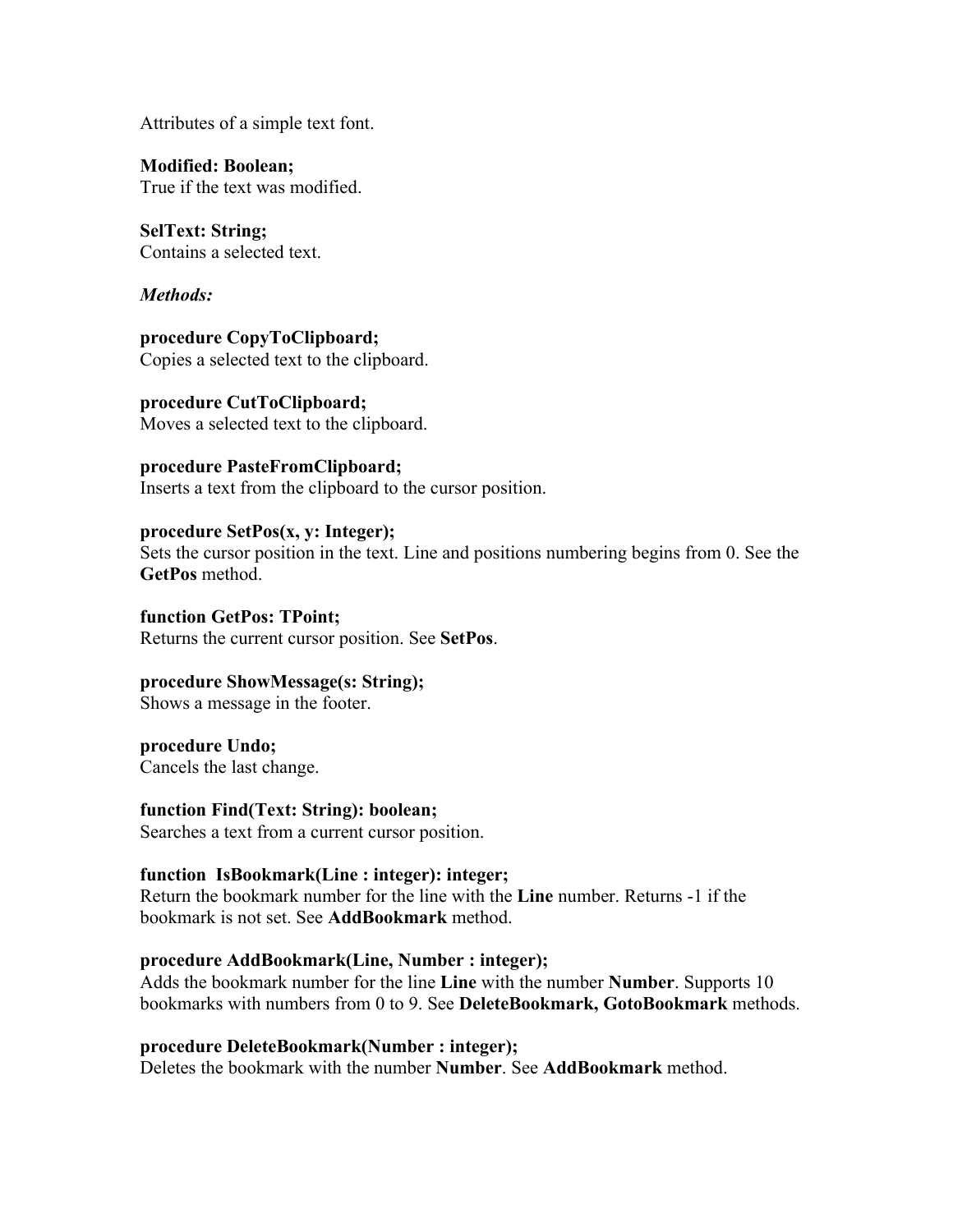Attributes of a simple text font.

**Modified: Boolean;**
True if the text was modified.

**SelText: String;**
Contains a selected text.

***Methods:***

**procedure CopyToClipboard;**
Copies a selected text to the clipboard.

**procedure CutToClipboard;**
Moves a selected text to the clipboard.

**procedure PasteFromClipboard;**
Inserts a text from the clipboard to the cursor position.

**procedure SetPos(x, y: Integer);**
Sets the cursor position in the text. Line and positions numbering begins from 0. See the **GetPos** method.

**function GetPos: TPoint;**
Returns the current cursor position. See **SetPos**.

**procedure ShowMessage(s: String);**
Shows a message in the footer.

**procedure Undo;**
Cancels the last change.

**function Find(Text: String): boolean;**
Searches a text from a current cursor position.

**function IsBookmark(Line : integer): integer;**
Return the bookmark number for the line with the **Line** number. Returns -1 if the bookmark is not set. See **AddBookmark** method.

**procedure AddBookmark(Line, Number : integer);**
Adds the bookmark number for the line **Line** with the number **Number**. Supports 10 bookmarks with numbers from 0 to 9. See **DeleteBookmark, GotoBookmark** methods.

**procedure DeleteBookmark(Number : integer);**
Deletes the bookmark with the number **Number**. See **AddBookmark** method.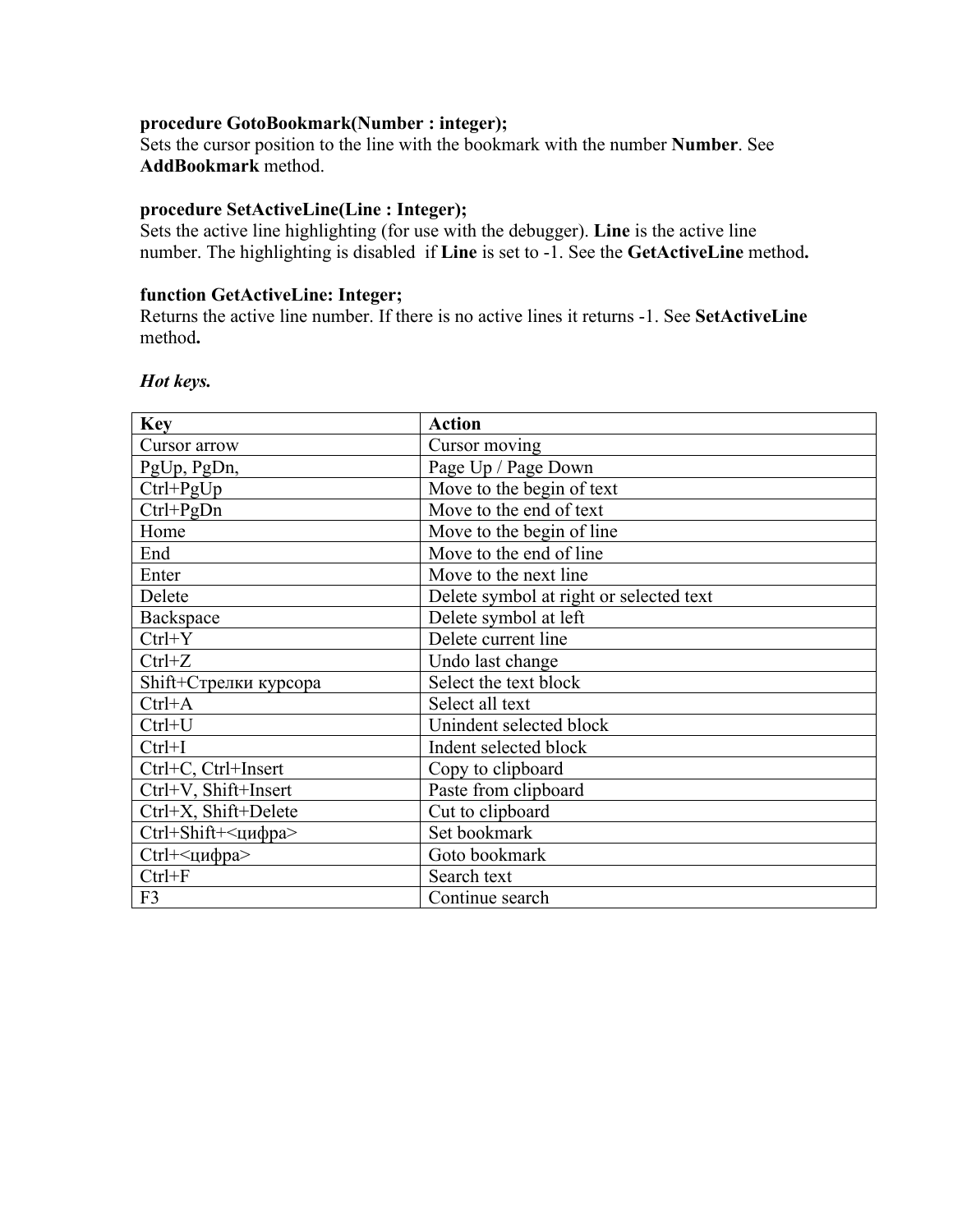**procedure GotoBookmark(Number : integer);**
Sets the cursor position to the line with the bookmark with the number **Number**. See **AddBookmark** method.

**procedure SetActiveLine(Line : Integer);**
Sets the active line highlighting (for use with the debugger). **Line** is the active line number. The highlighting is disabled if **Line** is set to -1. See the **GetActiveLine** method**.**

**function GetActiveLine: Integer;**
Returns the active line number. If there is no active lines it returns -1. See **SetActiveLine** method**.**

***Hot keys.***

| **Key** | **Action** |
|---|---|
| Cursor arrow | Cursor moving |
| PgUp, PgDn, | Page Up / Page Down |
| Ctrl+PgUp | Move to the begin of text |
| Ctrl+PgDn | Move to the end of text |
| Home | Move to the begin of line |
| End | Move to the end of line |
| Enter | Move to the next line |
| Delete | Delete symbol at right or selected text |
| Backspace | Delete symbol at left |
| Ctrl+Y | Delete current line |
| Ctrl+Z | Undo last change |
| Shift+Стрелки курсора | Select the text block |
| Ctrl+A | Select all text |
| Ctrl+U | Unindent selected block |
| Ctrl+I | Indent selected block |
| Ctrl+C, Ctrl+Insert | Copy to clipboard |
| Ctrl+V, Shift+Insert | Paste from clipboard |
| Ctrl+X, Shift+Delete | Cut to clipboard |
| Ctrl+Shift+<цифра> | Set bookmark |
| Ctrl+<цифра> | Goto bookmark |
| Ctrl+F | Search text |
| F3 | Continue search |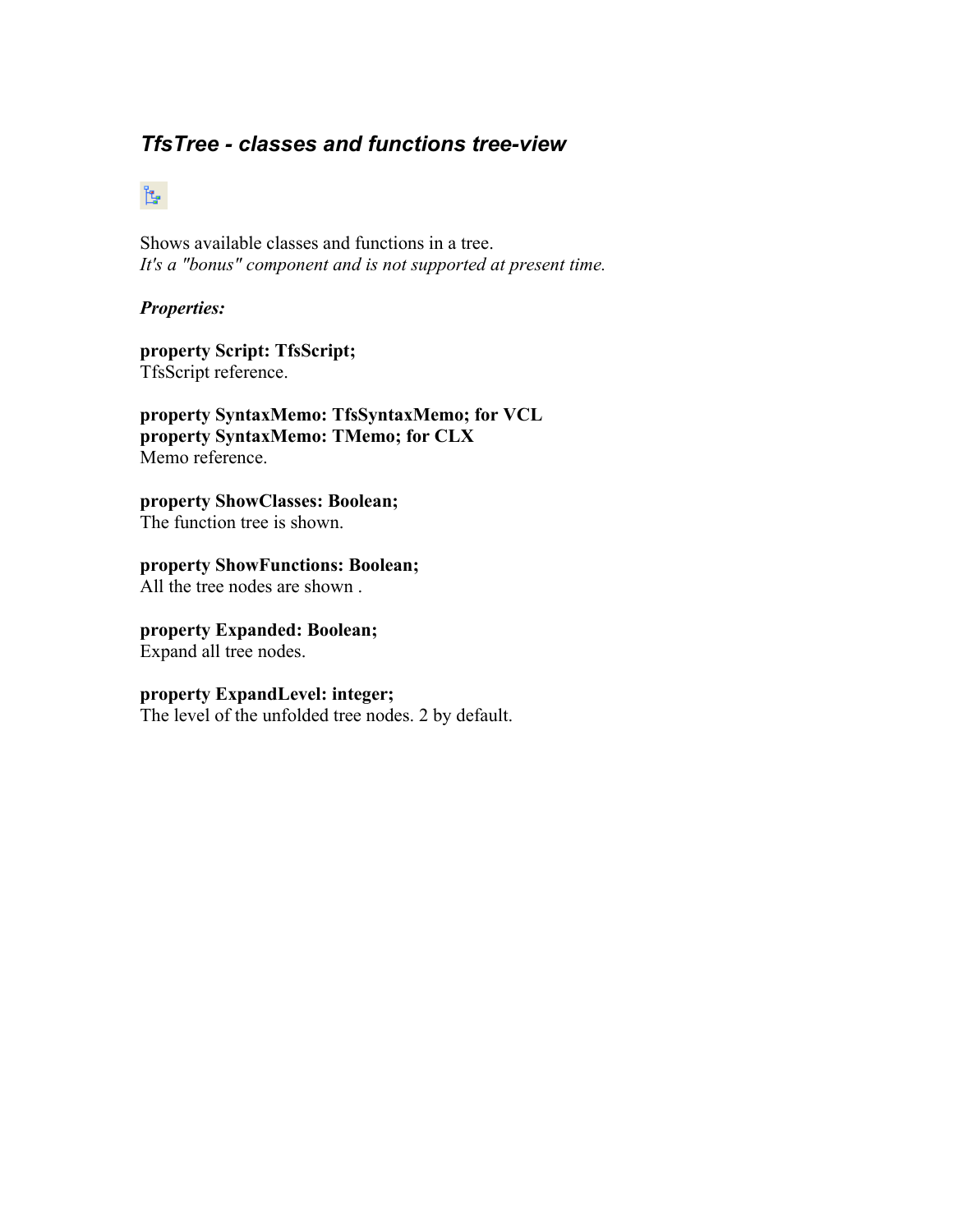## *TfsTree - classes and functions tree-view*

Shows available classes and functions in a tree.
*It's a "bonus" component and is not supported at present time.*

***Properties:***

**property Script: TfsScript;**
TfsScript reference.

**property SyntaxMemo: TfsSyntaxMemo; for VCL**
**property SyntaxMemo: TMemo; for CLX**
Memo reference.

**property ShowClasses: Boolean;**
The function tree is shown.

**property ShowFunctions: Boolean;**
All the tree nodes are shown .

**property Expanded: Boolean;**
Expand all tree nodes.

**property ExpandLevel: integer;**
The level of the unfolded tree nodes. 2 by default.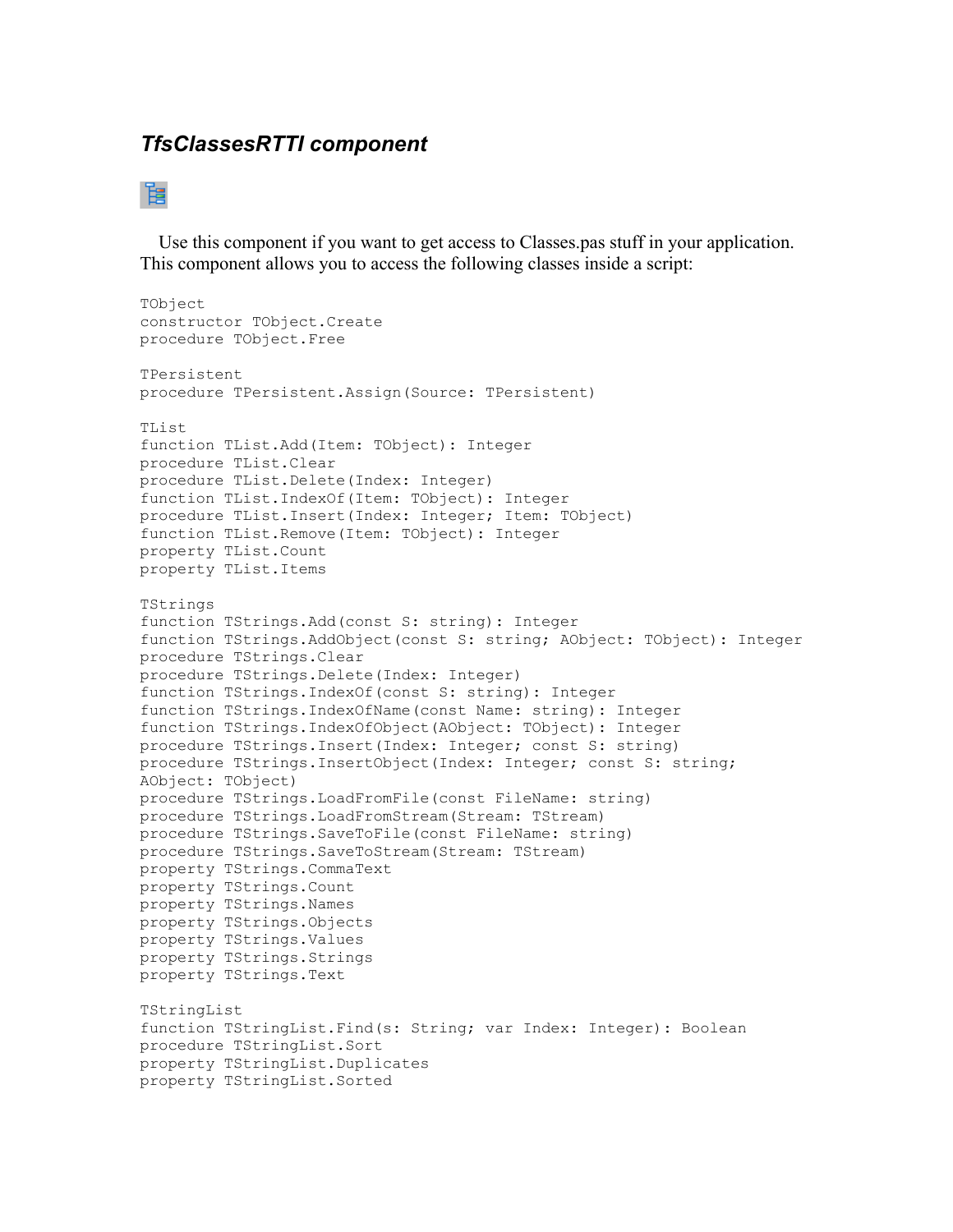### *TfsClassesRTTI component*

Use this component if you want to get access to Classes.pas stuff in your application. This component allows you to access the following classes inside a script:

```
TObject
constructor TObject.Create
procedure TObject.Free

TPersistent
procedure TPersistent.Assign(Source: TPersistent)

TList
function TList.Add(Item: TObject): Integer
procedure TList.Clear
procedure TList.Delete(Index: Integer)
function TList.IndexOf(Item: TObject): Integer
procedure TList.Insert(Index: Integer; Item: TObject)
function TList.Remove(Item: TObject): Integer
property TList.Count
property TList.Items

TStrings
function TStrings.Add(const S: string): Integer
function TStrings.AddObject(const S: string; AObject: TObject): Integer
procedure TStrings.Clear
procedure TStrings.Delete(Index: Integer)
function TStrings.IndexOf(const S: string): Integer
function TStrings.IndexOfName(const Name: string): Integer
function TStrings.IndexOfObject(AObject: TObject): Integer
procedure TStrings.Insert(Index: Integer; const S: string)
procedure TStrings.InsertObject(Index: Integer; const S: string;
AObject: TObject)
procedure TStrings.LoadFromFile(const FileName: string)
procedure TStrings.LoadFromStream(Stream: TStream)
procedure TStrings.SaveToFile(const FileName: string)
procedure TStrings.SaveToStream(Stream: TStream)
property TStrings.CommaText
property TStrings.Count
property TStrings.Names
property TStrings.Objects
property TStrings.Values
property TStrings.Strings
property TStrings.Text

TStringList
function TStringList.Find(s: String; var Index: Integer): Boolean
procedure TStringList.Sort
property TStringList.Duplicates
property TStringList.Sorted
```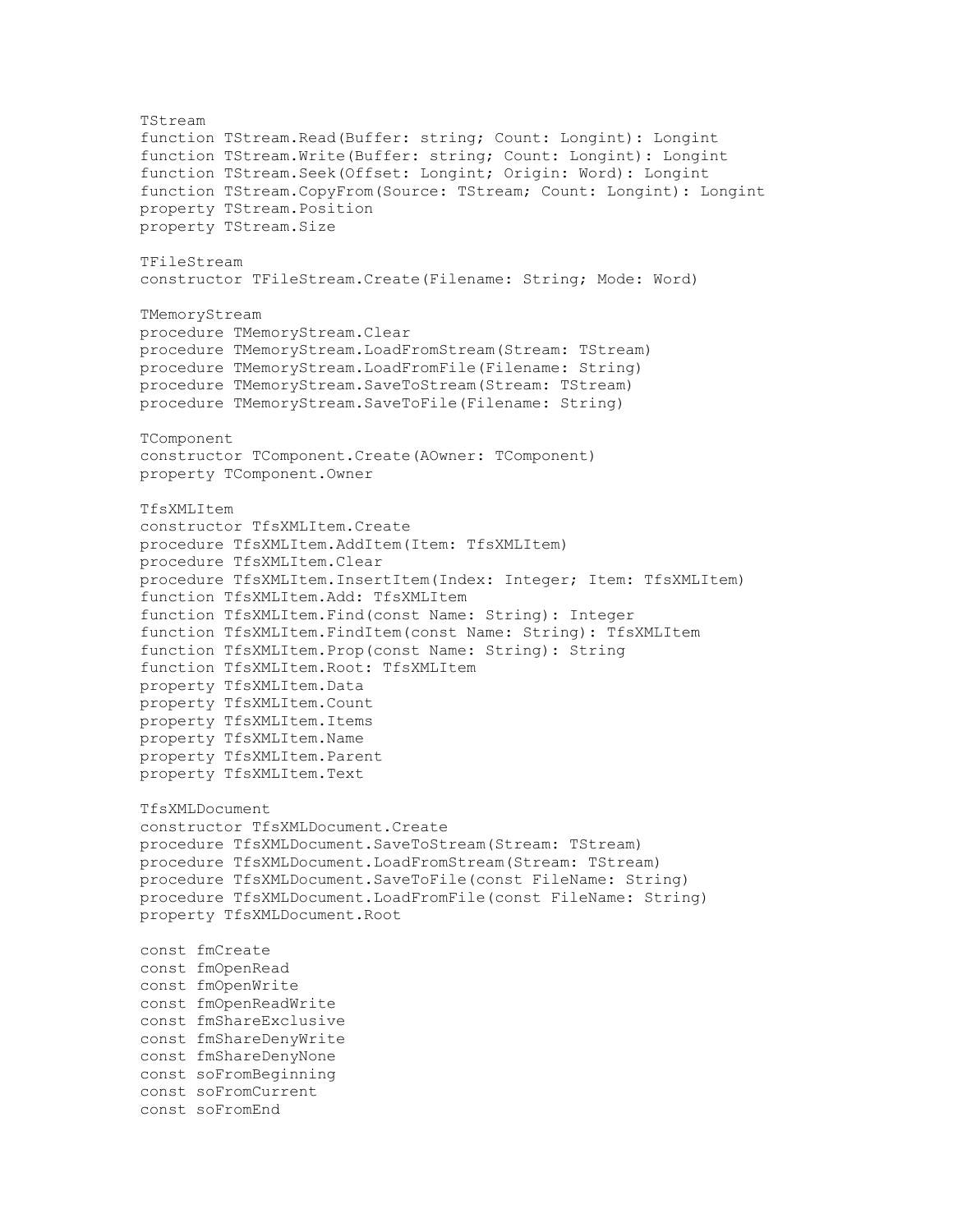```
TStream
function TStream.Read(Buffer: string; Count: Longint): Longint
function TStream.Write(Buffer: string; Count: Longint): Longint
function TStream.Seek(Offset: Longint; Origin: Word): Longint
function TStream.CopyFrom(Source: TStream; Count: Longint): Longint
property TStream.Position
property TStream.Size

TFileStream
constructor TFileStream.Create(Filename: String; Mode: Word)

TMemoryStream
procedure TMemoryStream.Clear
procedure TMemoryStream.LoadFromStream(Stream: TStream)
procedure TMemoryStream.LoadFromFile(Filename: String)
procedure TMemoryStream.SaveToStream(Stream: TStream)
procedure TMemoryStream.SaveToFile(Filename: String)

TComponent
constructor TComponent.Create(AOwner: TComponent)
property TComponent.Owner

TfsXMLItem
constructor TfsXMLItem.Create
procedure TfsXMLItem.AddItem(Item: TfsXMLItem)
procedure TfsXMLItem.Clear
procedure TfsXMLItem.InsertItem(Index: Integer; Item: TfsXMLItem)
function TfsXMLItem.Add: TfsXMLItem
function TfsXMLItem.Find(const Name: String): Integer
function TfsXMLItem.FindItem(const Name: String): TfsXMLItem
function TfsXMLItem.Prop(const Name: String): String
function TfsXMLItem.Root: TfsXMLItem
property TfsXMLItem.Data
property TfsXMLItem.Count
property TfsXMLItem.Items
property TfsXMLItem.Name
property TfsXMLItem.Parent
property TfsXMLItem.Text

TfsXMLDocument
constructor TfsXMLDocument.Create
procedure TfsXMLDocument.SaveToStream(Stream: TStream)
procedure TfsXMLDocument.LoadFromStream(Stream: TStream)
procedure TfsXMLDocument.SaveToFile(const FileName: String)
procedure TfsXMLDocument.LoadFromFile(const FileName: String)
property TfsXMLDocument.Root

const fmCreate
const fmOpenRead
const fmOpenWrite
const fmOpenReadWrite
const fmShareExclusive
const fmShareDenyWrite
const fmShareDenyNone
const soFromBeginning
const soFromCurrent
const soFromEnd
```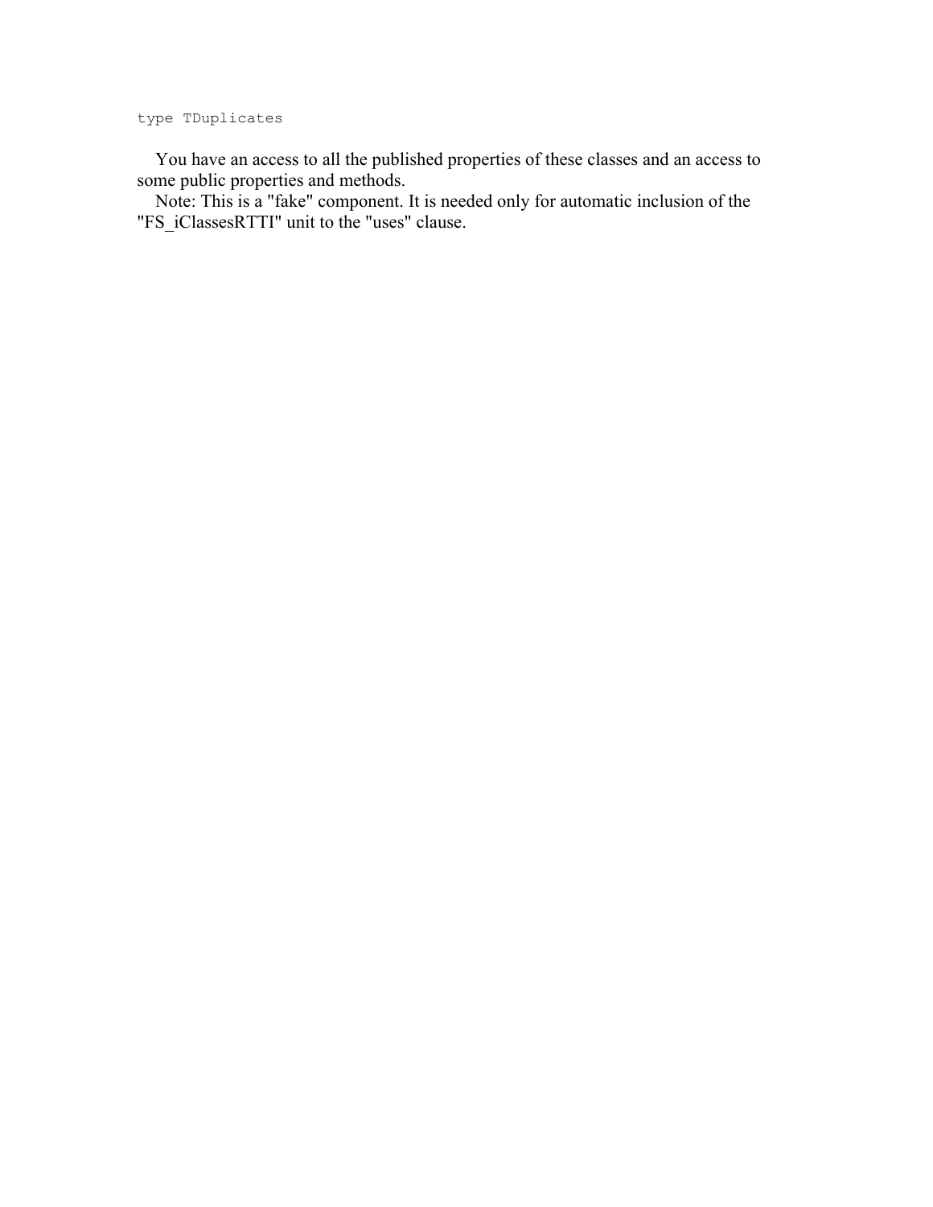```
type TDuplicates
```

You have an access to all the published properties of these classes and an access to some public properties and methods.

Note: This is a "fake" component. It is needed only for automatic inclusion of the "FS_iClassesRTTI" unit to the "uses" clause.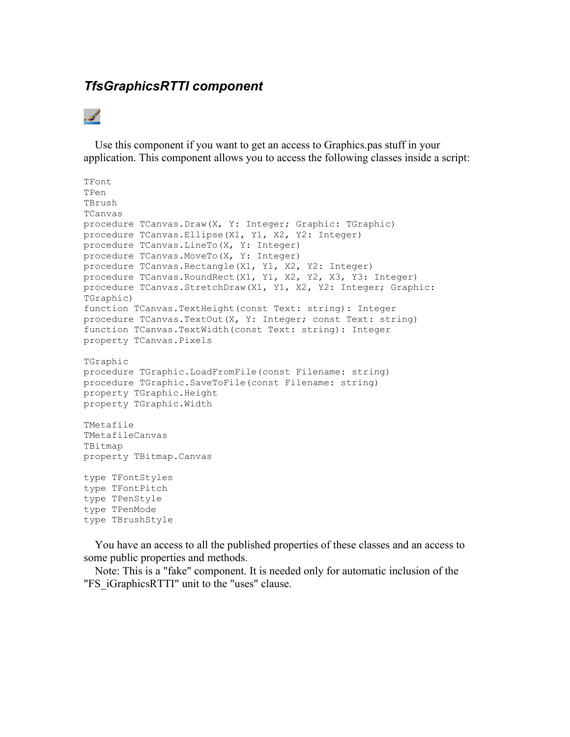### *TfsGraphicsRTTI component*

Use this component if you want to get an access to Graphics.pas stuff in your application. This component allows you to access the following classes inside a script:

```
TFont
TPen
TBrush
TCanvas
procedure TCanvas.Draw(X, Y: Integer; Graphic: TGraphic)
procedure TCanvas.Ellipse(X1, Y1, X2, Y2: Integer)
procedure TCanvas.LineTo(X, Y: Integer)
procedure TCanvas.MoveTo(X, Y: Integer)
procedure TCanvas.Rectangle(X1, Y1, X2, Y2: Integer)
procedure TCanvas.RoundRect(X1, Y1, X2, Y2, X3, Y3: Integer)
procedure TCanvas.StretchDraw(X1, Y1, X2, Y2: Integer; Graphic:
TGraphic)
function TCanvas.TextHeight(const Text: string): Integer
procedure TCanvas.TextOut(X, Y: Integer; const Text: string)
function TCanvas.TextWidth(const Text: string): Integer
property TCanvas.Pixels

TGraphic
procedure TGraphic.LoadFromFile(const Filename: string)
procedure TGraphic.SaveToFile(const Filename: string)
property TGraphic.Height
property TGraphic.Width

TMetafile
TMetafileCanvas
TBitmap
property TBitmap.Canvas

type TFontStyles
type TFontPitch
type TPenStyle
type TPenMode
type TBrushStyle
```

You have an access to all the published properties of these classes and an access to some public properties and methods.

Note: This is a "fake" component. It is needed only for automatic inclusion of the "FS_iGraphicsRTTI" unit to the "uses" clause.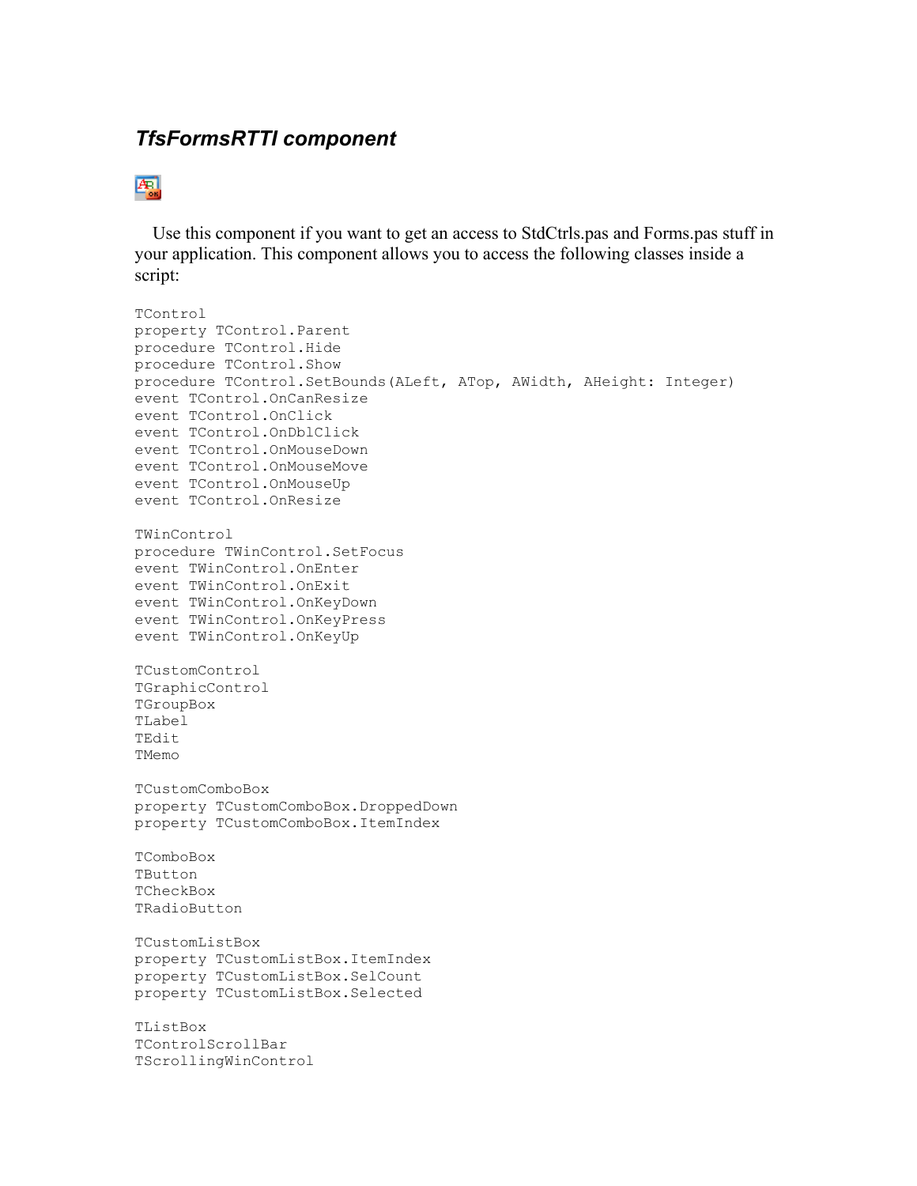## *TfsFormsRTTI component*

Use this component if you want to get an access to StdCtrls.pas and Forms.pas stuff in your application. This component allows you to access the following classes inside a script:

```
TControl
property TControl.Parent
procedure TControl.Hide
procedure TControl.Show
procedure TControl.SetBounds(ALeft, ATop, AWidth, AHeight: Integer)
event TControl.OnCanResize
event TControl.OnClick
event TControl.OnDblClick
event TControl.OnMouseDown
event TControl.OnMouseMove
event TControl.OnMouseUp
event TControl.OnResize

TWinControl
procedure TWinControl.SetFocus
event TWinControl.OnEnter
event TWinControl.OnExit
event TWinControl.OnKeyDown
event TWinControl.OnKeyPress
event TWinControl.OnKeyUp

TCustomControl
TGraphicControl
TGroupBox
TLabel
TEdit
TMemo

TCustomComboBox
property TCustomComboBox.DroppedDown
property TCustomComboBox.ItemIndex

TComboBox
TButton
TCheckBox
TRadioButton

TCustomListBox
property TCustomListBox.ItemIndex
property TCustomListBox.SelCount
property TCustomListBox.Selected

TListBox
TControlScrollBar
TScrollingWinControl
```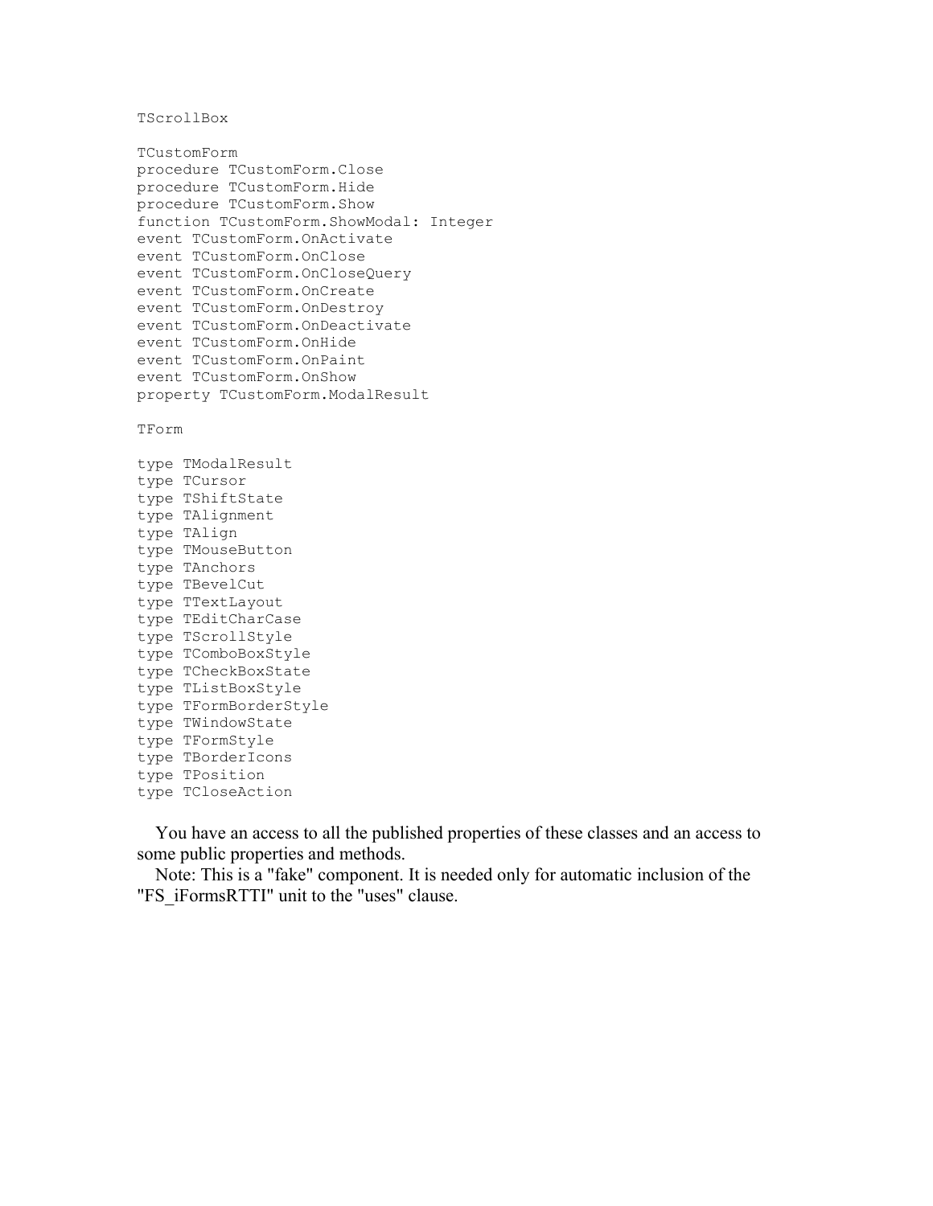```
TScrollBox

TCustomForm
procedure TCustomForm.Close
procedure TCustomForm.Hide
procedure TCustomForm.Show
function TCustomForm.ShowModal: Integer
event TCustomForm.OnActivate
event TCustomForm.OnClose
event TCustomForm.OnCloseQuery
event TCustomForm.OnCreate
event TCustomForm.OnDestroy
event TCustomForm.OnDeactivate
event TCustomForm.OnHide
event TCustomForm.OnPaint
event TCustomForm.OnShow
property TCustomForm.ModalResult

TForm

type TModalResult
type TCursor
type TShiftState
type TAlignment
type TAlign
type TMouseButton
type TAnchors
type TBevelCut
type TTextLayout
type TEditCharCase
type TScrollStyle
type TComboBoxStyle
type TCheckBoxState
type TListBoxStyle
type TFormBorderStyle
type TWindowState
type TFormStyle
type TBorderIcons
type TPosition
type TCloseAction
```

You have an access to all the published properties of these classes and an access to some public properties and methods.

Note: This is a "fake" component. It is needed only for automatic inclusion of the "FS_iFormsRTTI" unit to the "uses" clause.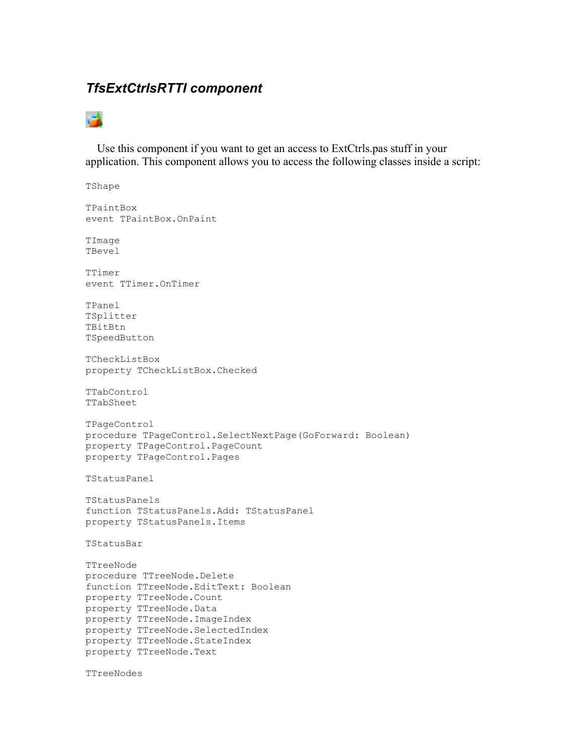### *TfsExtCtrlsRTTI component*

Use this component if you want to get an access to ExtCtrls.pas stuff in your application. This component allows you to access the following classes inside a script:

```
TShape

TPaintBox
event TPaintBox.OnPaint

TImage
TBevel

TTimer
event TTimer.OnTimer

TPanel
TSplitter
TBitBtn
TSpeedButton

TCheckListBox
property TCheckListBox.Checked

TTabControl
TTabSheet

TPageControl
procedure TPageControl.SelectNextPage(GoForward: Boolean)
property TPageControl.PageCount
property TPageControl.Pages

TStatusPanel

TStatusPanels
function TStatusPanels.Add: TStatusPanel
property TStatusPanels.Items

TStatusBar

TTreeNode
procedure TTreeNode.Delete
function TTreeNode.EditText: Boolean
property TTreeNode.Count
property TTreeNode.Data
property TTreeNode.ImageIndex
property TTreeNode.SelectedIndex
property TTreeNode.StateIndex
property TTreeNode.Text

TTreeNodes
```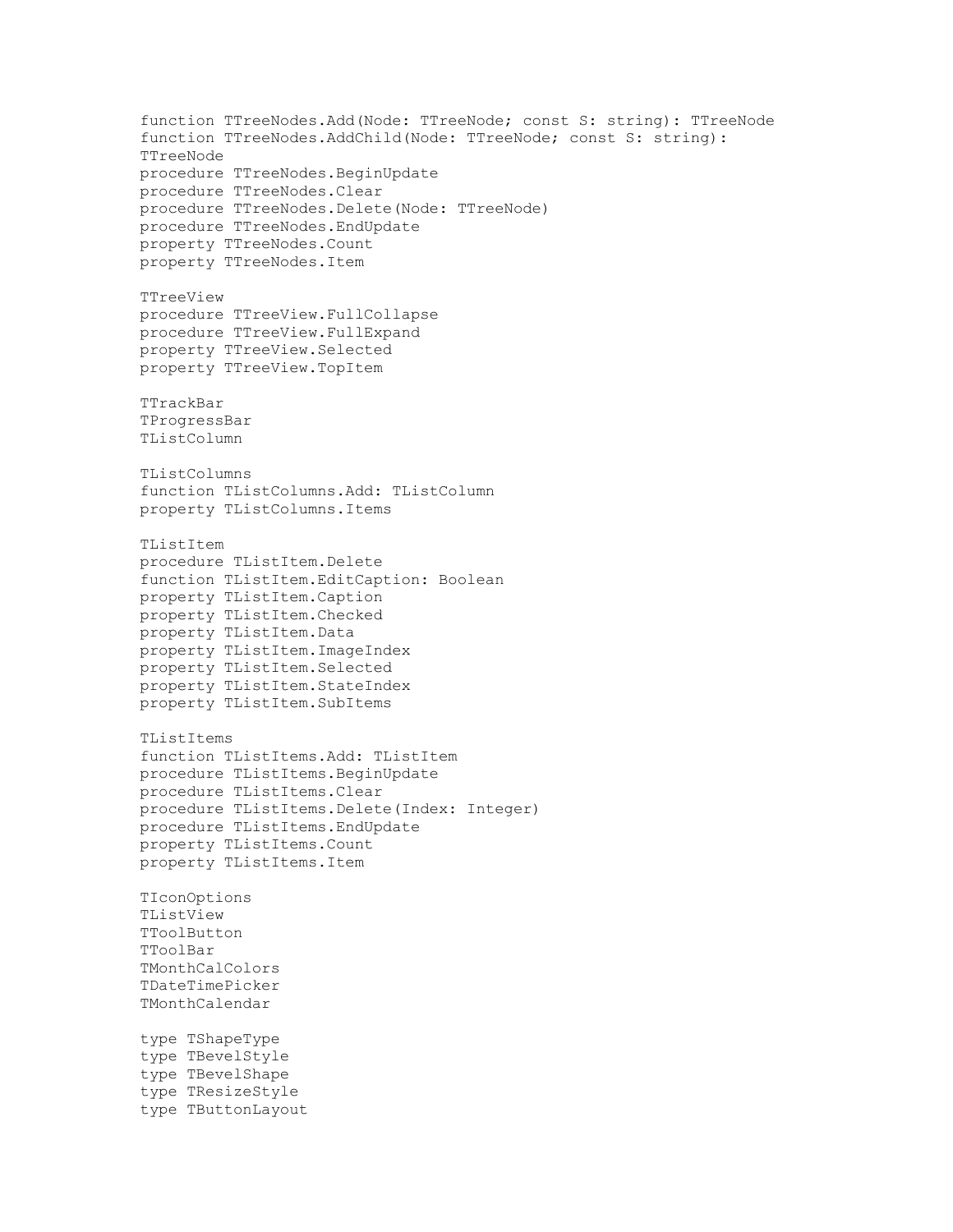function TTreeNodes.Add(Node: TTreeNode; const S: string): TTreeNode
function TTreeNodes.AddChild(Node: TTreeNode; const S: string): TTreeNode
procedure TTreeNodes.BeginUpdate
procedure TTreeNodes.Clear
procedure TTreeNodes.Delete(Node: TTreeNode)
procedure TTreeNodes.EndUpdate
property TTreeNodes.Count
property TTreeNodes.Item

TTreeView
procedure TTreeView.FullCollapse
procedure TTreeView.FullExpand
property TTreeView.Selected
property TTreeView.TopItem

TTrackBar
TProgressBar
TListColumn

TListColumns
function TListColumns.Add: TListColumn
property TListColumns.Items

TListItem
procedure TListItem.Delete
function TListItem.EditCaption: Boolean
property TListItem.Caption
property TListItem.Checked
property TListItem.Data
property TListItem.ImageIndex
property TListItem.Selected
property TListItem.StateIndex
property TListItem.SubItems

TListItems
function TListItems.Add: TListItem
procedure TListItems.BeginUpdate
procedure TListItems.Clear
procedure TListItems.Delete(Index: Integer)
procedure TListItems.EndUpdate
property TListItems.Count
property TListItems.Item

TIconOptions
TListView
TToolButton
TToolBar
TMonthCalColors
TDateTimePicker
TMonthCalendar

type TShapeType
type TBevelStyle
type TBevelShape
type TResizeStyle
type TButtonLayout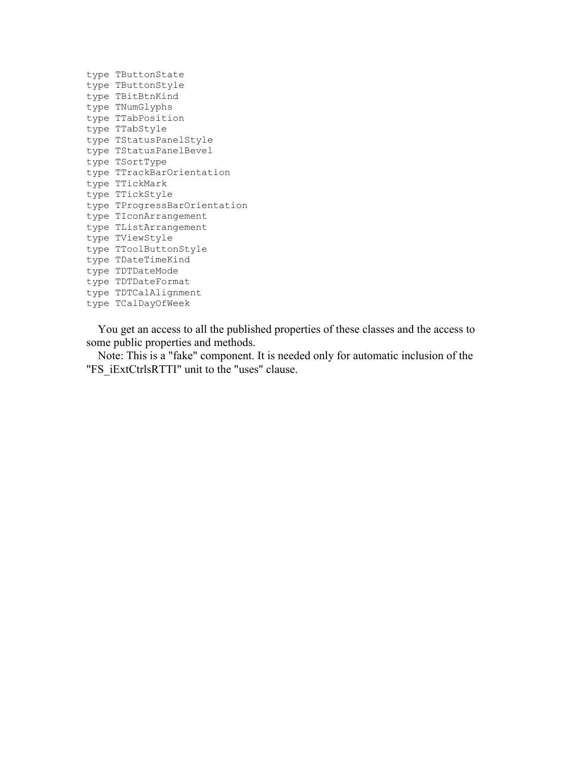```
type TButtonState
type TButtonStyle
type TBitBtnKind
type TNumGlyphs
type TTabPosition
type TTabStyle
type TStatusPanelStyle
type TStatusPanelBevel
type TSortType
type TTrackBarOrientation
type TTickMark
type TTickStyle
type TProgressBarOrientation
type TIconArrangement
type TListArrangement
type TViewStyle
type TToolButtonStyle
type TDateTimeKind
type TDTDateMode
type TDTDateFormat
type TDTCalAlignment
type TCalDayOfWeek
```

You get an access to all the published properties of these classes and the access to some public properties and methods.

Note: This is a "fake" component. It is needed only for automatic inclusion of the "FS_iExtCtrlsRTTI" unit to the "uses" clause.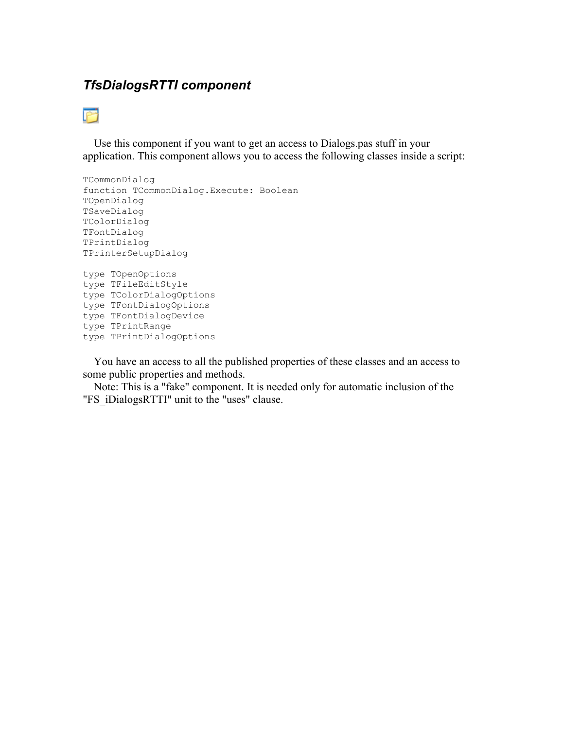### *TfsDialogsRTTI component*

Use this component if you want to get an access to Dialogs.pas stuff in your application. This component allows you to access the following classes inside a script:

```
TCommonDialog
function TCommonDialog.Execute: Boolean
TOpenDialog
TSaveDialog
TColorDialog
TFontDialog
TPrintDialog
TPrinterSetupDialog

type TOpenOptions
type TFileEditStyle
type TColorDialogOptions
type TFontDialogOptions
type TFontDialogDevice
type TPrintRange
type TPrintDialogOptions
```

You have an access to all the published properties of these classes and an access to some public properties and methods.

Note: This is a "fake" component. It is needed only for automatic inclusion of the "FS_iDialogsRTTI" unit to the "uses" clause.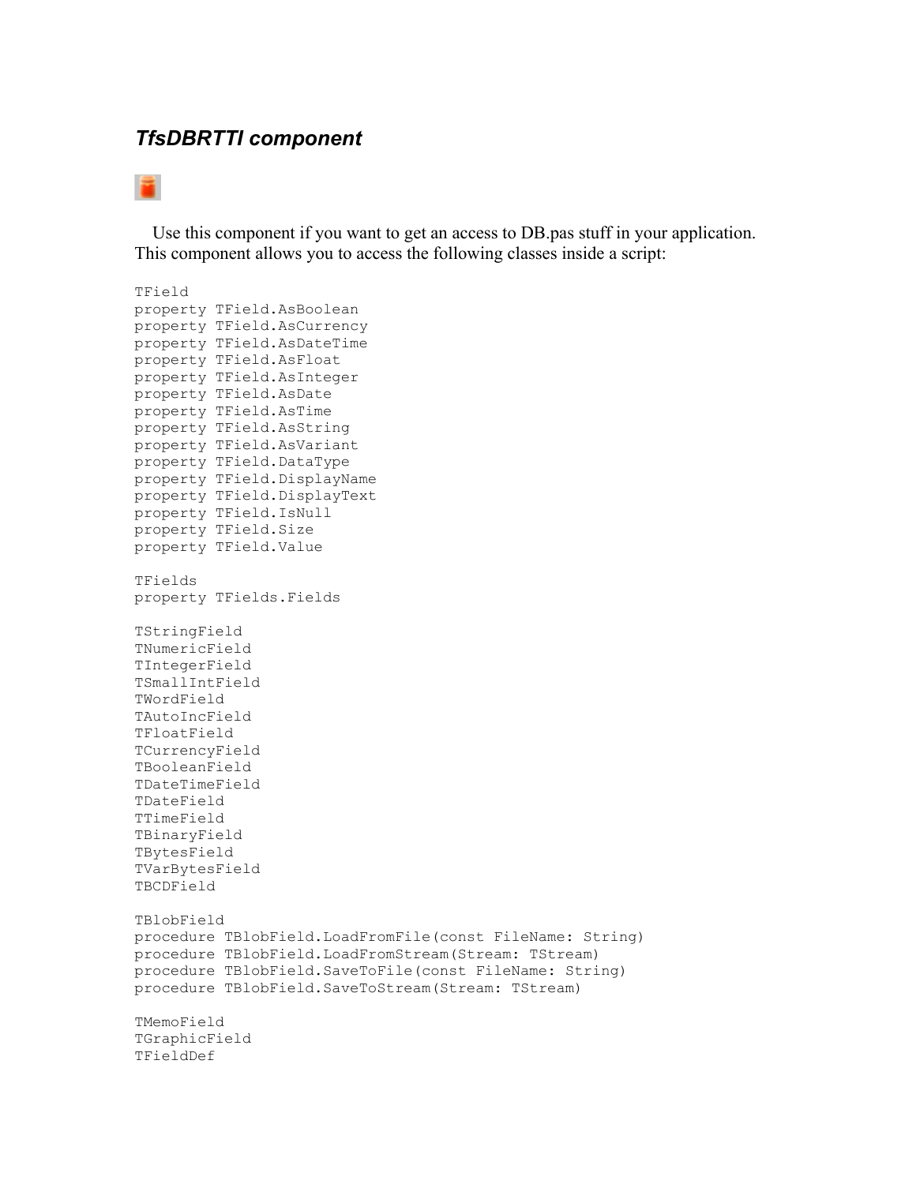### *TfsDBRTTI component*

Use this component if you want to get an access to DB.pas stuff in your application. This component allows you to access the following classes inside a script:

```
TField
property TField.AsBoolean
property TField.AsCurrency
property TField.AsDateTime
property TField.AsFloat
property TField.AsInteger
property TField.AsDate
property TField.AsTime
property TField.AsString
property TField.AsVariant
property TField.DataType
property TField.DisplayName
property TField.DisplayText
property TField.IsNull
property TField.Size
property TField.Value

TFields
property TFields.Fields

TStringField
TNumericField
TIntegerField
TSmallIntField
TWordField
TAutoIncField
TFloatField
TCurrencyField
TBooleanField
TDateTimeField
TDateField
TTimeField
TBinaryField
TBytesField
TVarBytesField
TBCDField

TBlobField
procedure TBlobField.LoadFromFile(const FileName: String)
procedure TBlobField.LoadFromStream(Stream: TStream)
procedure TBlobField.SaveToFile(const FileName: String)
procedure TBlobField.SaveToStream(Stream: TStream)

TMemoField
TGraphicField
TFieldDef
```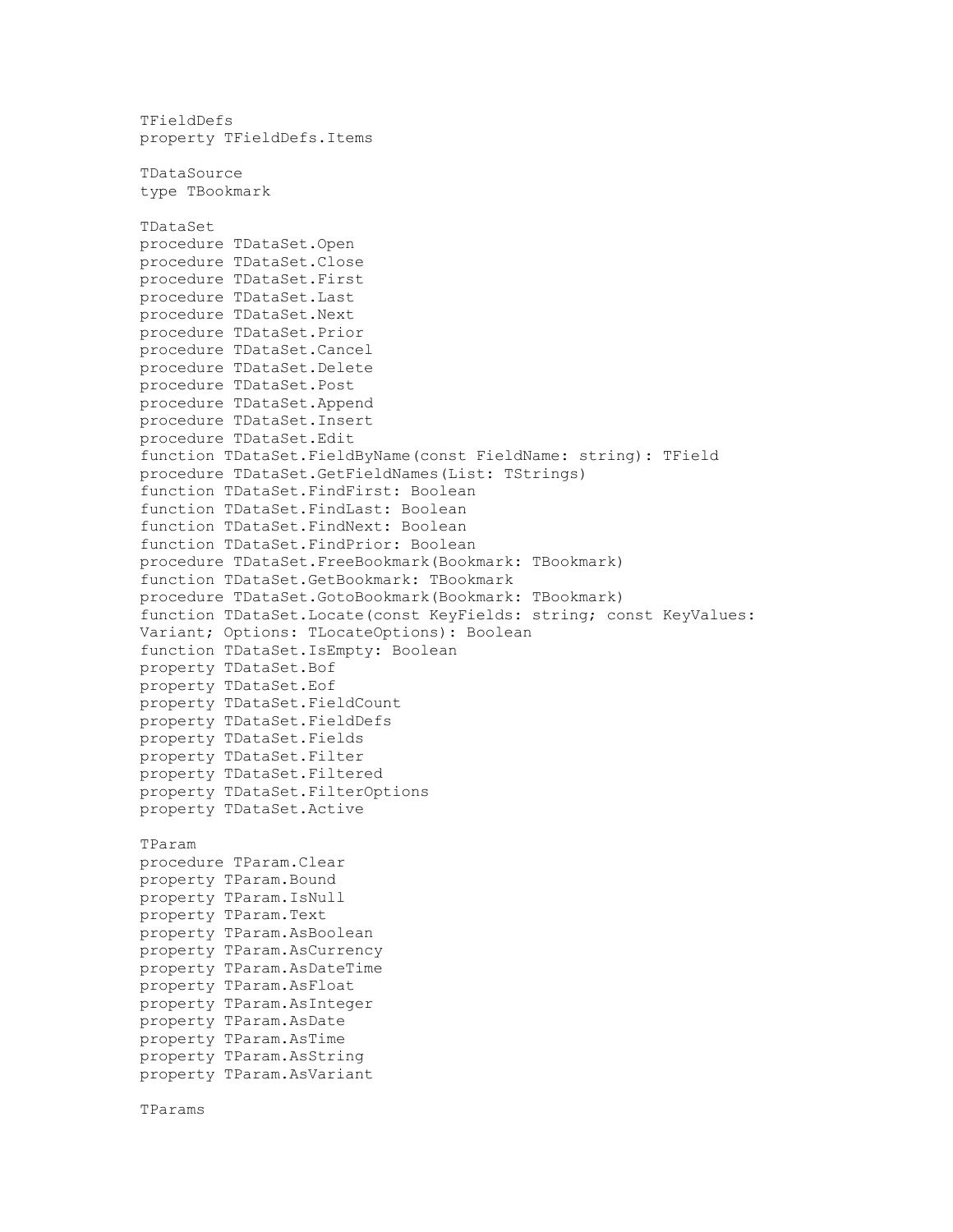TFieldDefs
property TFieldDefs.Items

TDataSource
type TBookmark

TDataSet
procedure TDataSet.Open
procedure TDataSet.Close
procedure TDataSet.First
procedure TDataSet.Last
procedure TDataSet.Next
procedure TDataSet.Prior
procedure TDataSet.Cancel
procedure TDataSet.Delete
procedure TDataSet.Post
procedure TDataSet.Append
procedure TDataSet.Insert
procedure TDataSet.Edit
function TDataSet.FieldByName(const FieldName: string): TField
procedure TDataSet.GetFieldNames(List: TStrings)
function TDataSet.FindFirst: Boolean
function TDataSet.FindLast: Boolean
function TDataSet.FindNext: Boolean
function TDataSet.FindPrior: Boolean
procedure TDataSet.FreeBookmark(Bookmark: TBookmark)
function TDataSet.GetBookmark: TBookmark
procedure TDataSet.GotoBookmark(Bookmark: TBookmark)
function TDataSet.Locate(const KeyFields: string; const KeyValues: Variant; Options: TLocateOptions): Boolean
function TDataSet.IsEmpty: Boolean
property TDataSet.Bof
property TDataSet.Eof
property TDataSet.FieldCount
property TDataSet.FieldDefs
property TDataSet.Fields
property TDataSet.Filter
property TDataSet.Filtered
property TDataSet.FilterOptions
property TDataSet.Active

TParam
procedure TParam.Clear
property TParam.Bound
property TParam.IsNull
property TParam.Text
property TParam.AsBoolean
property TParam.AsCurrency
property TParam.AsDateTime
property TParam.AsFloat
property TParam.AsInteger
property TParam.AsDate
property TParam.AsTime
property TParam.AsString
property TParam.AsVariant

TParams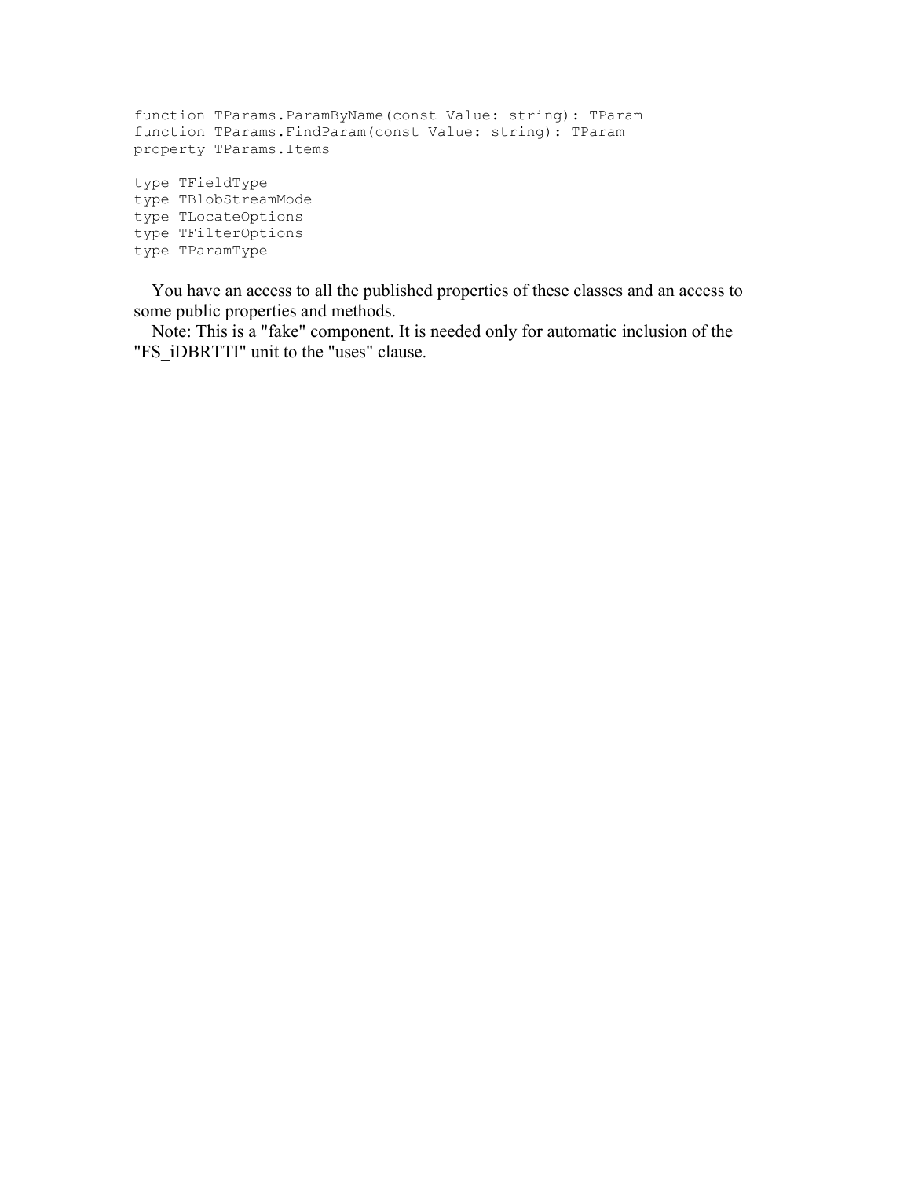```
function TParams.ParamByName(const Value: string): TParam
function TParams.FindParam(const Value: string): TParam
property TParams.Items

type TFieldType
type TBlobStreamMode
type TLocateOptions
type TFilterOptions
type TParamType
```

You have an access to all the published properties of these classes and an access to some public properties and methods.

Note: This is a "fake" component. It is needed only for automatic inclusion of the "FS_iDBRTTI" unit to the "uses" clause.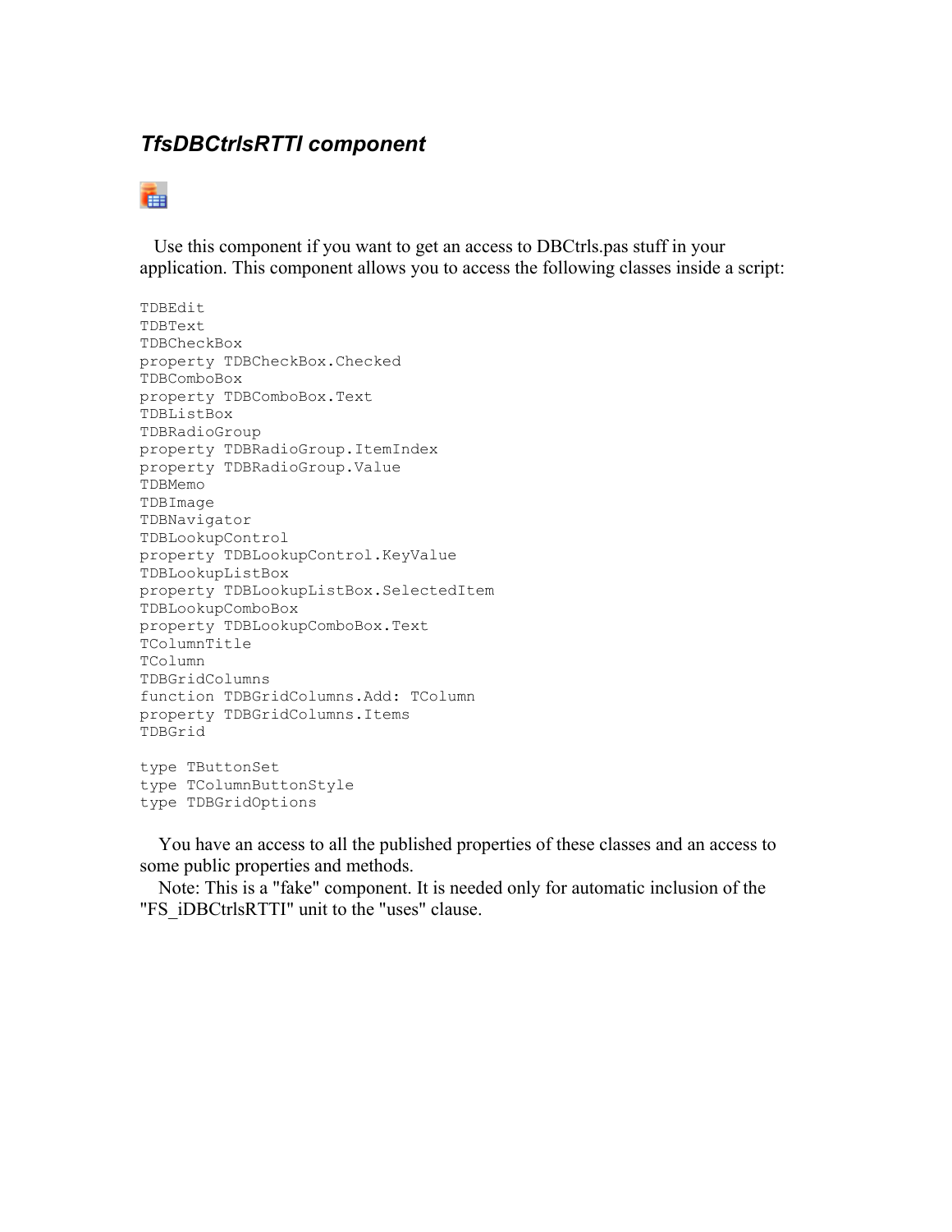### *TfsDBCtrlsRTTI component*

Use this component if you want to get an access to DBCtrls.pas stuff in your application. This component allows you to access the following classes inside a script:

```
TDBEdit
TDBText
TDBCheckBox
property TDBCheckBox.Checked
TDBComboBox
property TDBComboBox.Text
TDBListBox
TDBRadioGroup
property TDBRadioGroup.ItemIndex
property TDBRadioGroup.Value
TDBMemo
TDBImage
TDBNavigator
TDBLookupControl
property TDBLookupControl.KeyValue
TDBLookupListBox
property TDBLookupListBox.SelectedItem
TDBLookupComboBox
property TDBLookupComboBox.Text
TColumnTitle
TColumn
TDBGridColumns
function TDBGridColumns.Add: TColumn
property TDBGridColumns.Items
TDBGrid

type TButtonSet
type TColumnButtonStyle
type TDBGridOptions
```

You have an access to all the published properties of these classes and an access to some public properties and methods.

Note: This is a "fake" component. It is needed only for automatic inclusion of the "FS_iDBCtrlsRTTI" unit to the "uses" clause.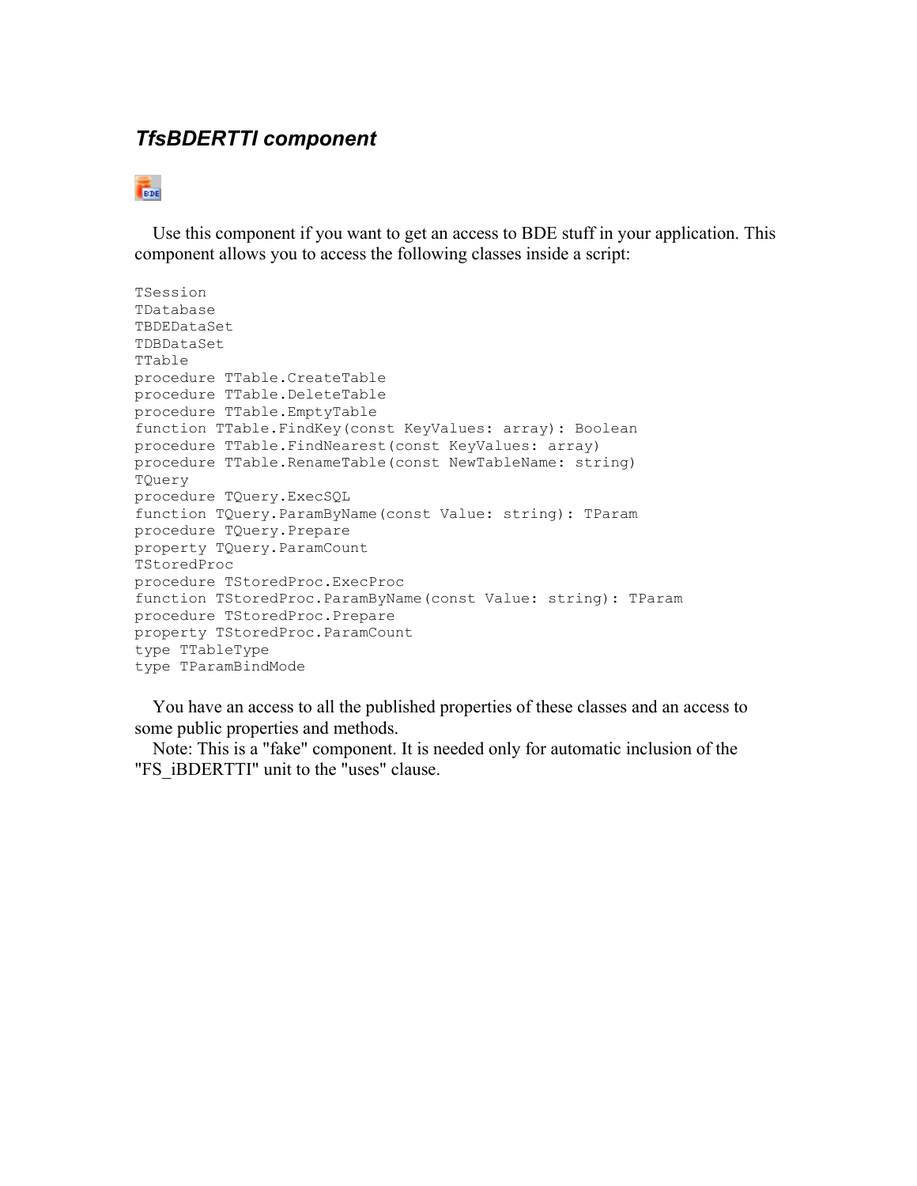### *TfsBDERTTI component*

Use this component if you want to get an access to BDE stuff in your application. This component allows you to access the following classes inside a script:

```
TSession
TDatabase
TBDEDataSet
TDBDataSet
TTable
procedure TTable.CreateTable
procedure TTable.DeleteTable
procedure TTable.EmptyTable
function TTable.FindKey(const KeyValues: array): Boolean
procedure TTable.FindNearest(const KeyValues: array)
procedure TTable.RenameTable(const NewTableName: string)
TQuery
procedure TQuery.ExecSQL
function TQuery.ParamByName(const Value: string): TParam
procedure TQuery.Prepare
property TQuery.ParamCount
TStoredProc
procedure TStoredProc.ExecProc
function TStoredProc.ParamByName(const Value: string): TParam
procedure TStoredProc.Prepare
property TStoredProc.ParamCount
type TTableType
type TParamBindMode
```

You have an access to all the published properties of these classes and an access to some public properties and methods.

Note: This is a "fake" component. It is needed only for automatic inclusion of the "FS_iBDERTTI" unit to the "uses" clause.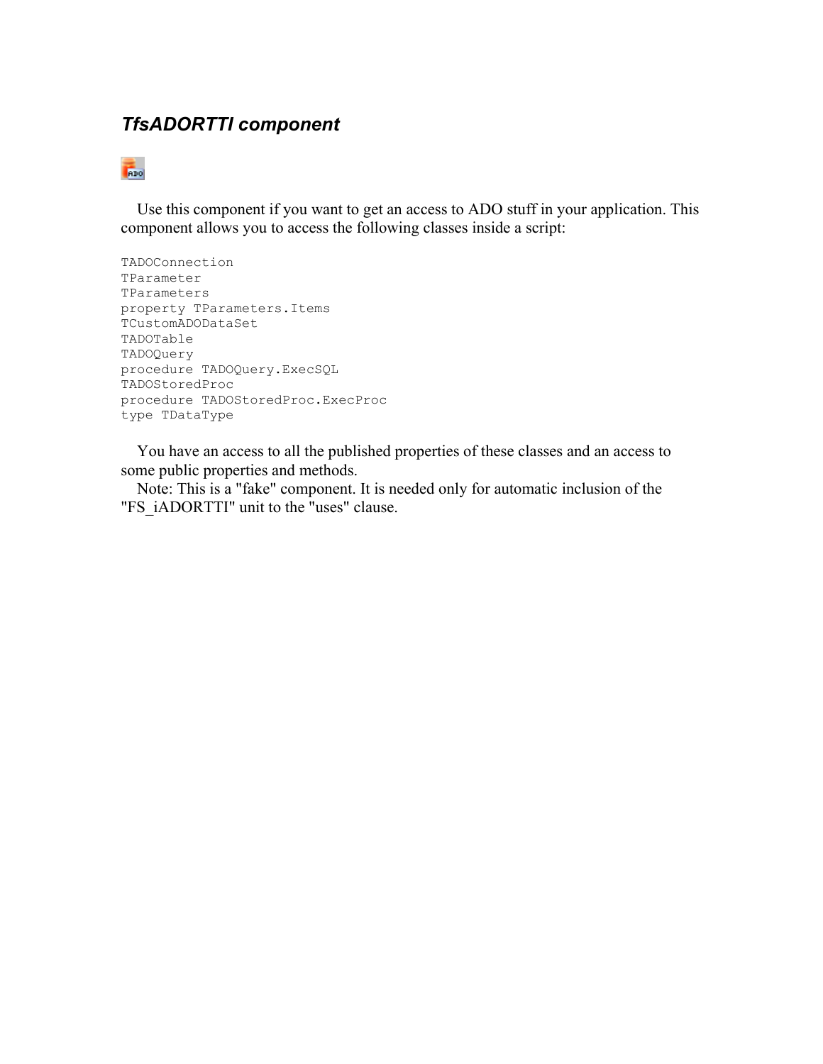### *TfsADORTTI component*

Use this component if you want to get an access to ADO stuff in your application. This component allows you to access the following classes inside a script:

```
TADOConnection
TParameter
TParameters
property TParameters.Items
TCustomADODataSet
TADOTable
TADOQuery
procedure TADOQuery.ExecSQL
TADOStoredProc
procedure TADOStoredProc.ExecProc
type TDataType
```

You have an access to all the published properties of these classes and an access to some public properties and methods.

Note: This is a "fake" component. It is needed only for automatic inclusion of the "FS_iADORTTI" unit to the "uses" clause.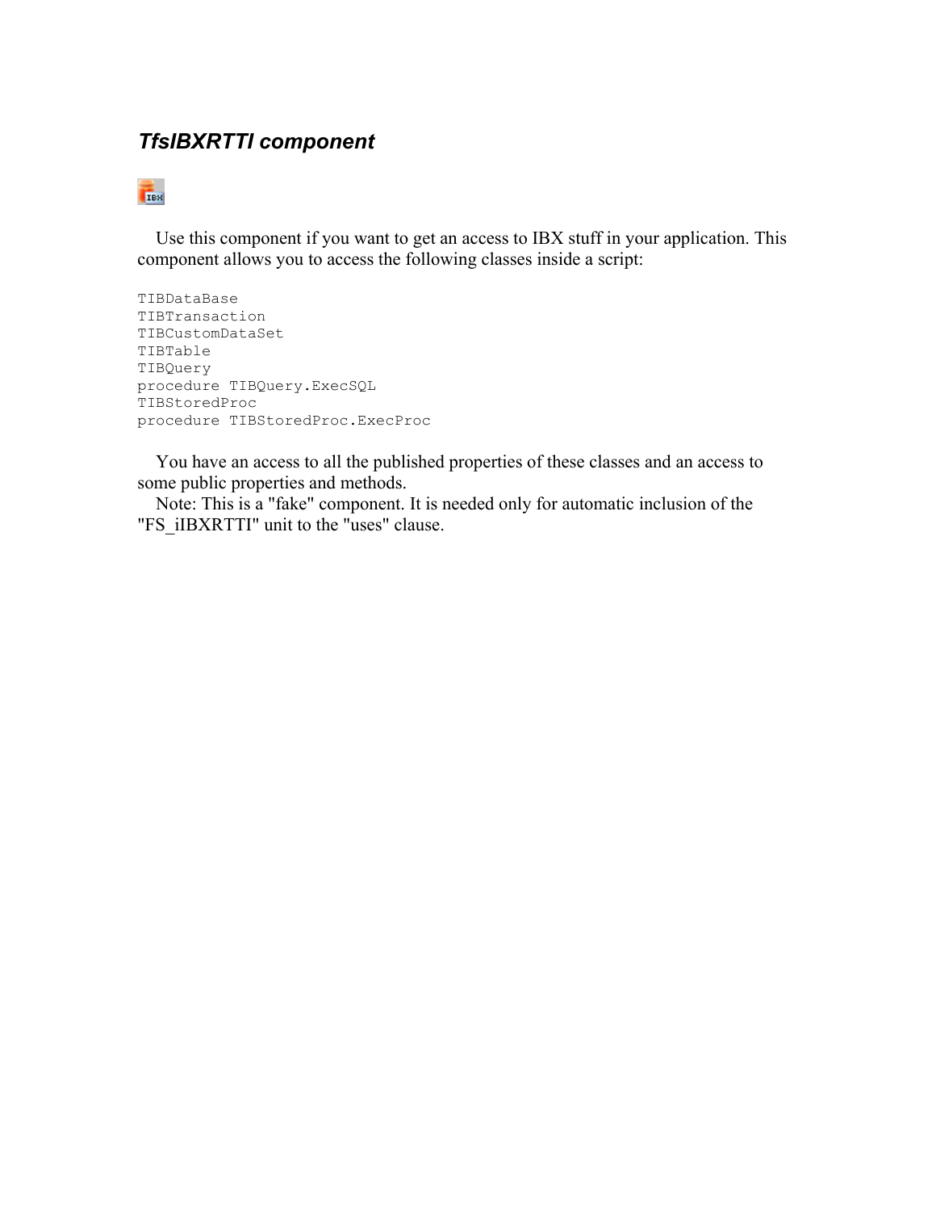### *TfsIBXRTTI component*

Use this component if you want to get an access to IBX stuff in your application. This component allows you to access the following classes inside a script:

```
TIBDataBase
TIBTransaction
TIBCustomDataSet
TIBTable
TIBQuery
procedure TIBQuery.ExecSQL
TIBStoredProc
procedure TIBStoredProc.ExecProc
```

You have an access to all the published properties of these classes and an access to some public properties and methods.

Note: This is a "fake" component. It is needed only for automatic inclusion of the "FS_iIBXRTTI" unit to the "uses" clause.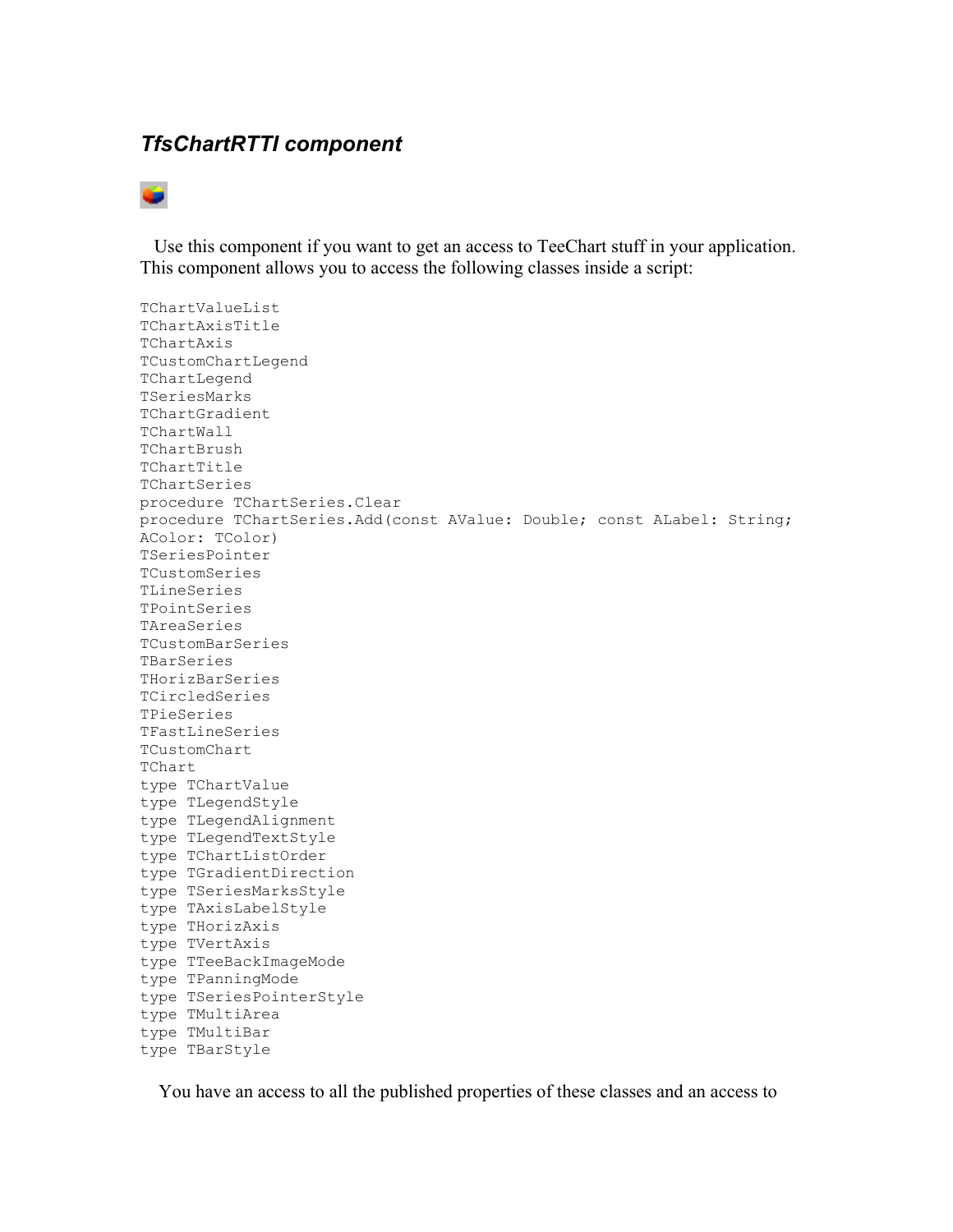### *TfsChartRTTI component*

Use this component if you want to get an access to TeeChart stuff in your application. This component allows you to access the following classes inside a script:

```
TChartValueList
TChartAxisTitle
TChartAxis
TCustomChartLegend
TChartLegend
TSeriesMarks
TChartGradient
TChartWall
TChartBrush
TChartTitle
TChartSeries
procedure TChartSeries.Clear
procedure TChartSeries.Add(const AValue: Double; const ALabel: String;
AColor: TColor)
TSeriesPointer
TCustomSeries
TLineSeries
TPointSeries
TAreaSeries
TCustomBarSeries
TBarSeries
THorizBarSeries
TCircledSeries
TPieSeries
TFastLineSeries
TCustomChart
TChart
type TChartValue
type TLegendStyle
type TLegendAlignment
type TLegendTextStyle
type TChartListOrder
type TGradientDirection
type TSeriesMarksStyle
type TAxisLabelStyle
type THorizAxis
type TVertAxis
type TTeeBackImageMode
type TPanningMode
type TSeriesPointerStyle
type TMultiArea
type TMultiBar
type TBarStyle
```

You have an access to all the published properties of these classes and an access to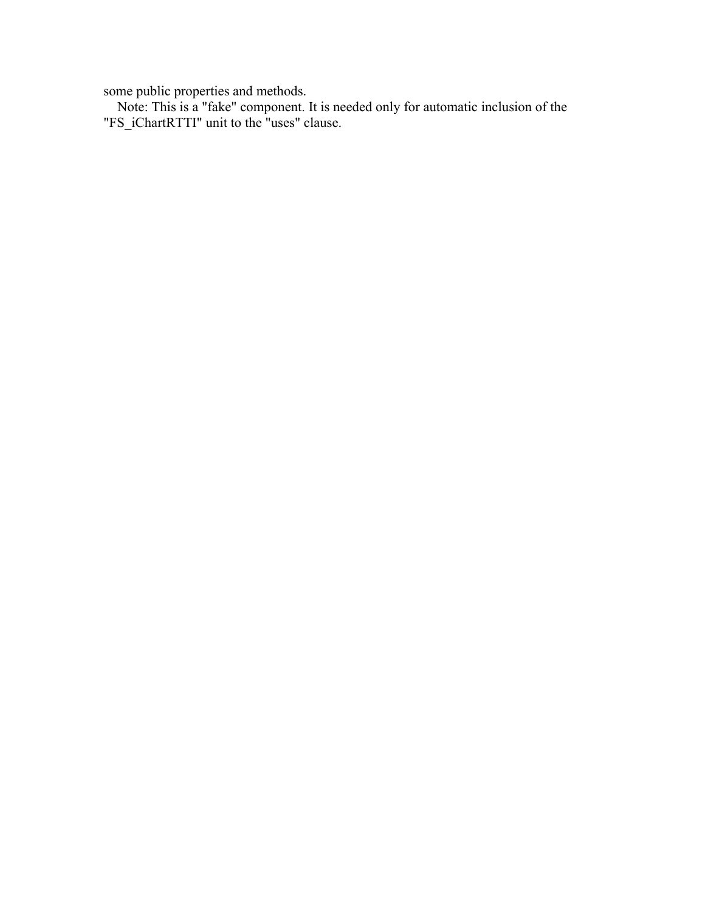some public properties and methods.

Note: This is a "fake" component. It is needed only for automatic inclusion of the "FS_iChartRTTI" unit to the "uses" clause.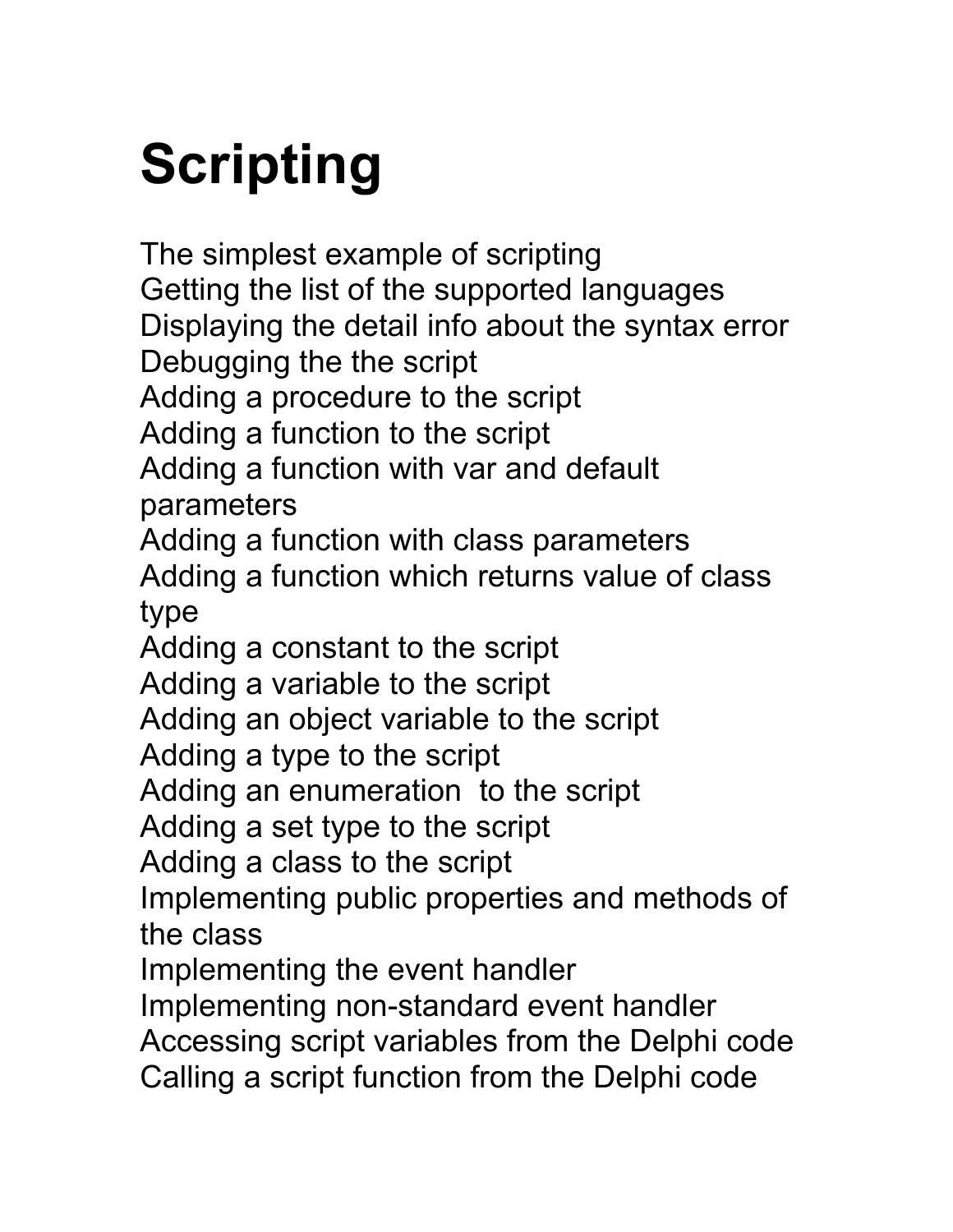# Scripting

The simplest example of scripting
Getting the list of the supported languages
Displaying the detail info about the syntax error
Debugging the the script
Adding a procedure to the script
Adding a function to the script
Adding a function with var and default parameters
Adding a function with class parameters
Adding a function which returns value of class type
Adding a constant to the script
Adding a variable to the script
Adding an object variable to the script
Adding a type to the script
Adding an enumeration  to the script
Adding a set type to the script
Adding a class to the script
Implementing public properties and methods of the class
Implementing the event handler
Implementing non-standard event handler
Accessing script variables from the Delphi code
Calling a script function from the Delphi code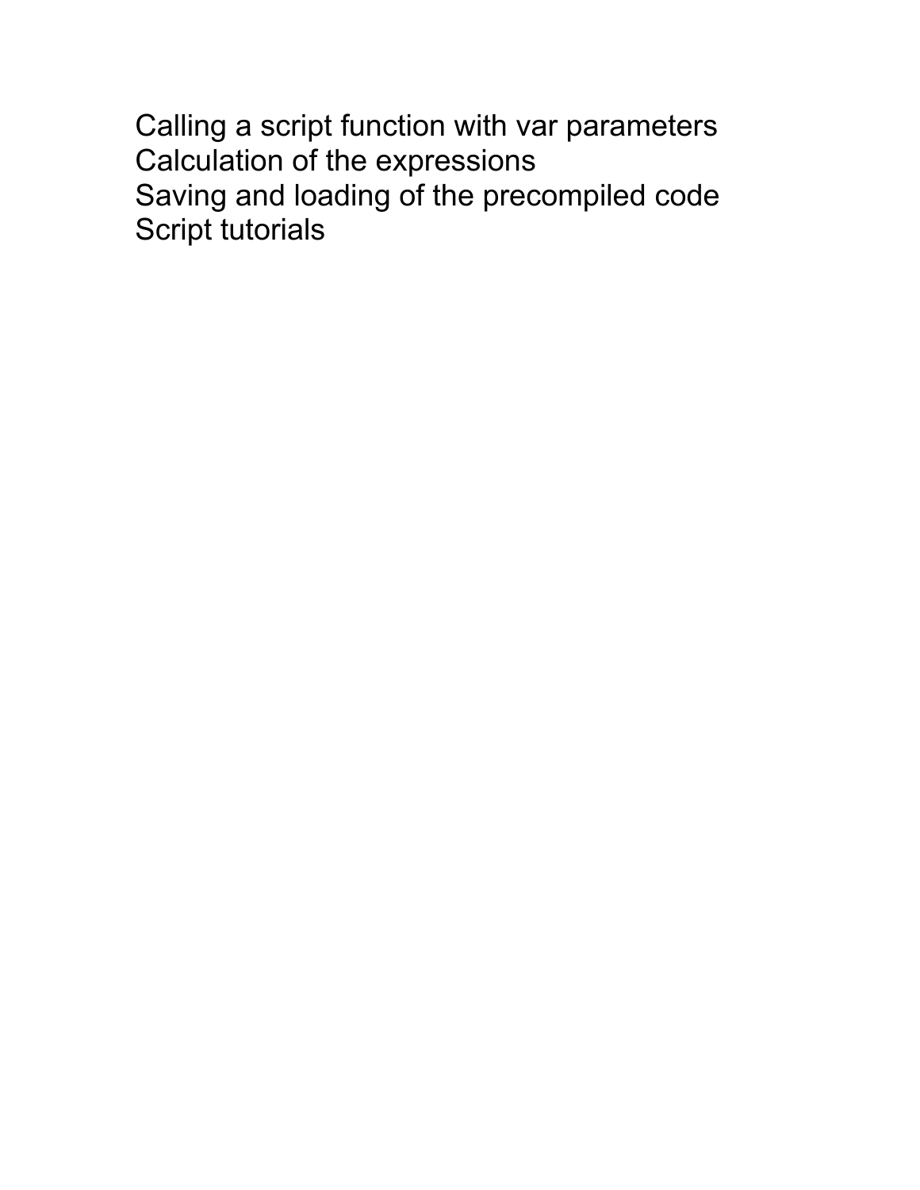Calling a script function with var parameters
Calculation of the expressions
Saving and loading of the precompiled code
Script tutorials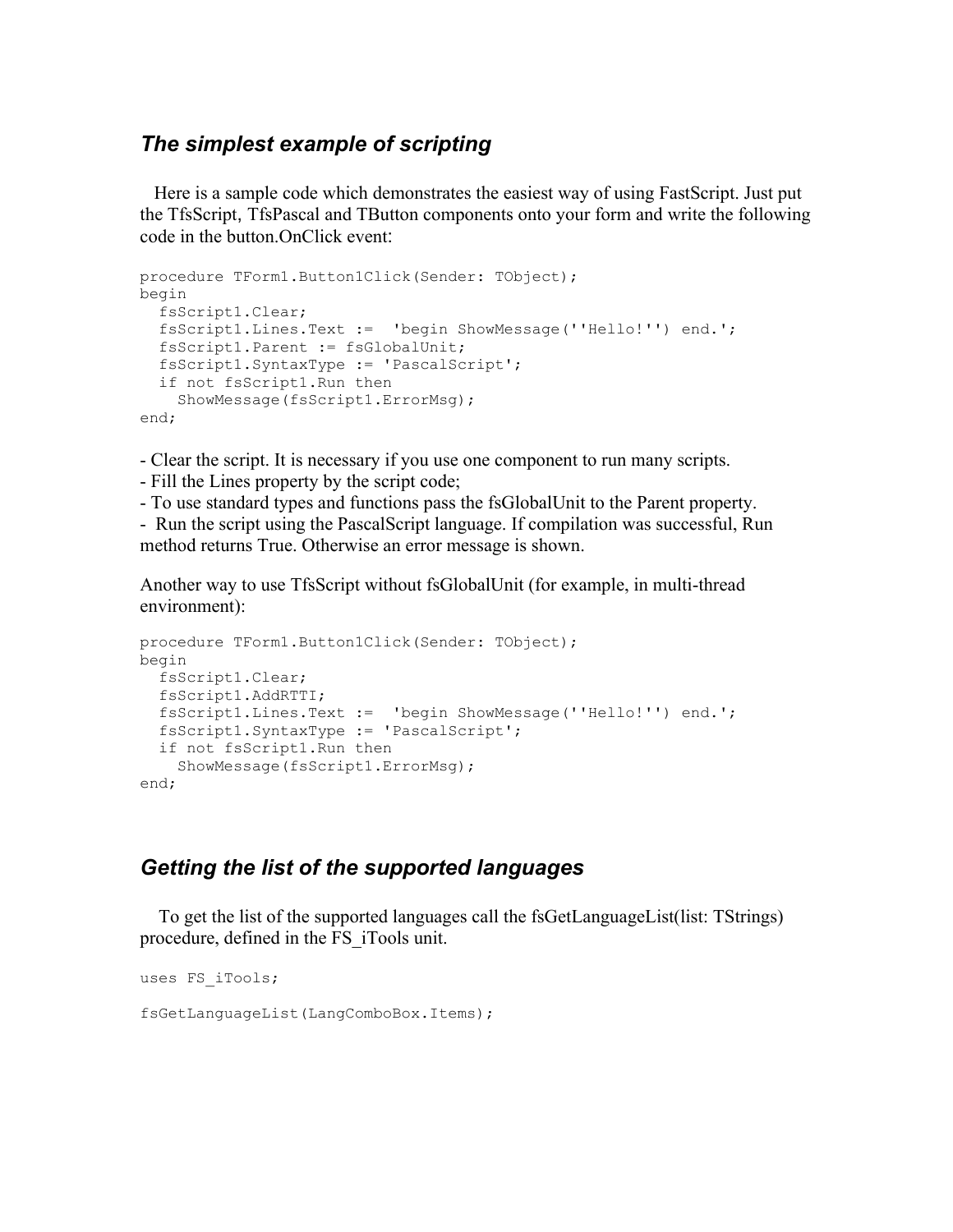## *The simplest example of scripting*

Here is a sample code which demonstrates the easiest way of using FastScript. Just put the TfsScript, TfsPascal and TButton components onto your form and write the following code in the button.OnClick event:

```
procedure TForm1.Button1Click(Sender: TObject);
begin
  fsScript1.Clear;
  fsScript1.Lines.Text :=  'begin ShowMessage(''Hello!'') end.';
  fsScript1.Parent := fsGlobalUnit;
  fsScript1.SyntaxType := 'PascalScript';
  if not fsScript1.Run then
    ShowMessage(fsScript1.ErrorMsg);
end;
```

- Clear the script. It is necessary if you use one component to run many scripts.
- Fill the Lines property by the script code;
- To use standard types and functions pass the fsGlobalUnit to the Parent property.
- Run the script using the PascalScript language. If compilation was successful, Run method returns True. Otherwise an error message is shown.

Another way to use TfsScript without fsGlobalUnit (for example, in multi-thread environment):

```
procedure TForm1.Button1Click(Sender: TObject);
begin
  fsScript1.Clear;
  fsScript1.AddRTTI;
  fsScript1.Lines.Text :=  'begin ShowMessage(''Hello!'') end.';
  fsScript1.SyntaxType := 'PascalScript';
  if not fsScript1.Run then
    ShowMessage(fsScript1.ErrorMsg);
end;
```

## *Getting the list of the supported languages*

To get the list of the supported languages call the fsGetLanguageList(list: TStrings) procedure, defined in the FS_iTools unit.

```
uses FS_iTools;

fsGetLanguageList(LangComboBox.Items);
```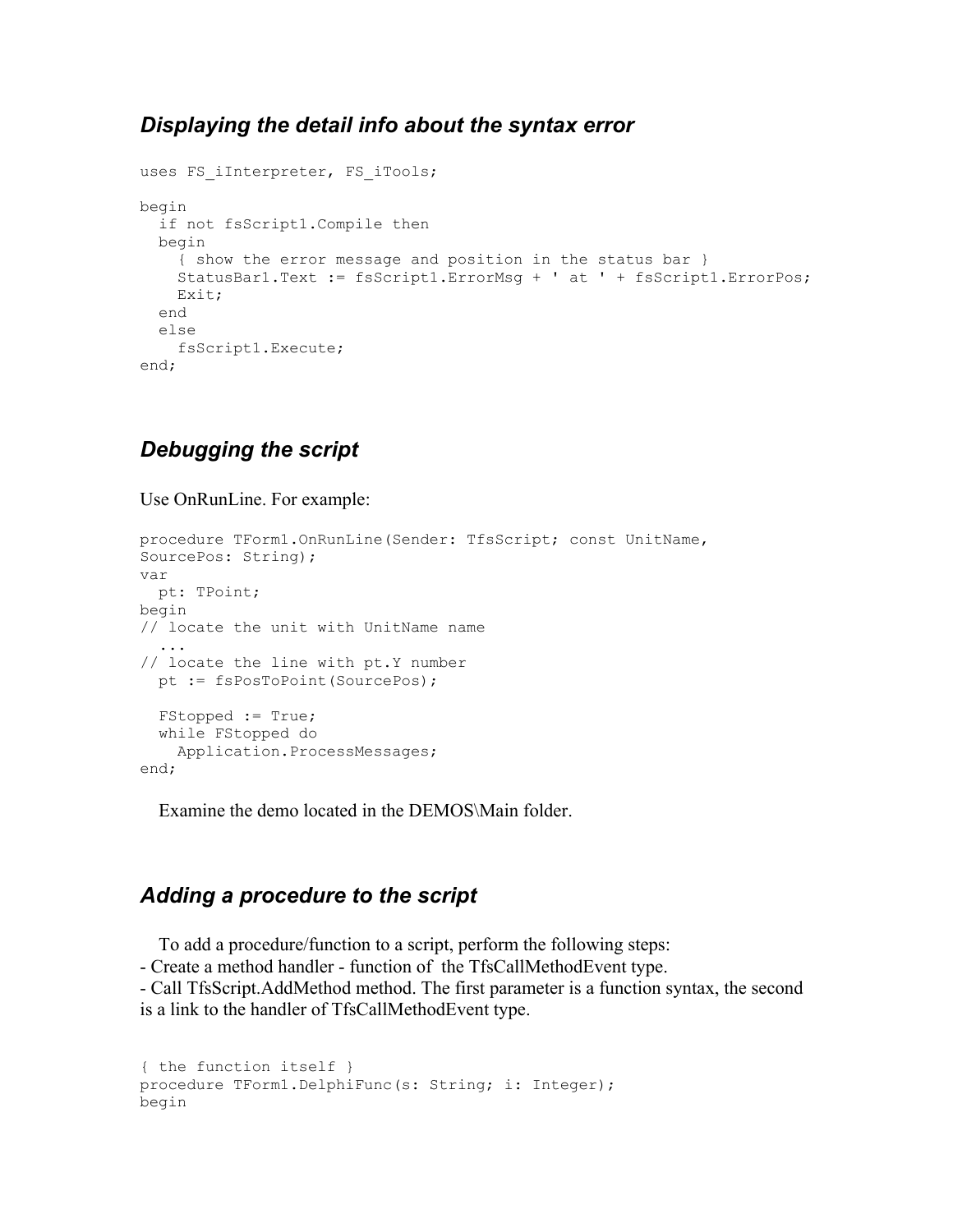### *Displaying the detail info about the syntax error*

```
uses FS_iInterpreter, FS_iTools;

begin
  if not fsScript1.Compile then
  begin
    { show the error message and position in the status bar }
    StatusBar1.Text := fsScript1.ErrorMsg + ' at ' + fsScript1.ErrorPos;
    Exit;
  end
  else
    fsScript1.Execute;
end;
```

### *Debugging the script*

Use OnRunLine. For example:

```
procedure TForm1.OnRunLine(Sender: TfsScript; const UnitName,
SourcePos: String);
var
  pt: TPoint;
begin
// locate the unit with UnitName name
  ...
// locate the line with pt.Y number
  pt := fsPosToPoint(SourcePos);

  FStopped := True;
  while FStopped do
    Application.ProcessMessages;
end;
```

Examine the demo located in the DEMOS\Main folder.

### *Adding a procedure to the script*

To add a procedure/function to a script, perform the following steps:
- Create a method handler - function of  the TfsCallMethodEvent type.
- Call TfsScript.AddMethod method. The first parameter is a function syntax, the second is a link to the handler of TfsCallMethodEvent type.

```
{ the function itself }
procedure TForm1.DelphiFunc(s: String; i: Integer);
begin
```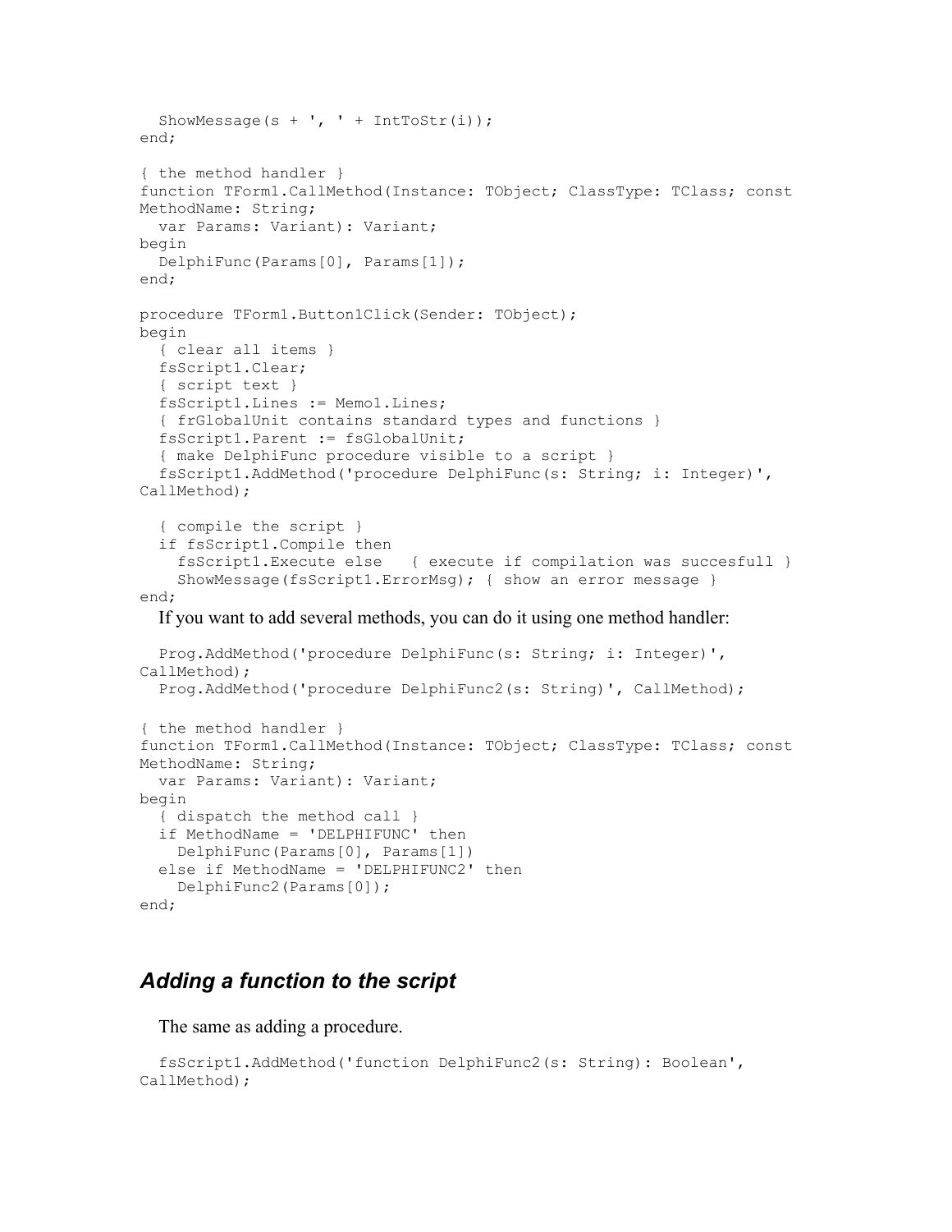```
  ShowMessage(s + ', ' + IntToStr(i));
end;

{ the method handler }
function TForm1.CallMethod(Instance: TObject; ClassType: TClass; const
MethodName: String;
  var Params: Variant): Variant;
begin
  DelphiFunc(Params[0], Params[1]);
end;

procedure TForm1.Button1Click(Sender: TObject);
begin
  { clear all items }
  fsScript1.Clear;
  { script text }
  fsScript1.Lines := Memo1.Lines;
  { frGlobalUnit contains standard types and functions }
  fsScript1.Parent := fsGlobalUnit;
  { make DelphiFunc procedure visible to a script }
  fsScript1.AddMethod('procedure DelphiFunc(s: String; i: Integer)',
CallMethod);

  { compile the script }
  if fsScript1.Compile then
    fsScript1.Execute else   { execute if compilation was succesfull }
    ShowMessage(fsScript1.ErrorMsg); { show an error message }
end;
```

If you want to add several methods, you can do it using one method handler:

```
  Prog.AddMethod('procedure DelphiFunc(s: String; i: Integer)',
CallMethod);
  Prog.AddMethod('procedure DelphiFunc2(s: String)', CallMethod);

{ the method handler }
function TForm1.CallMethod(Instance: TObject; ClassType: TClass; const
MethodName: String;
  var Params: Variant): Variant;
begin
  { dispatch the method call }
  if MethodName = 'DELPHIFUNC' then
    DelphiFunc(Params[0], Params[1])
  else if MethodName = 'DELPHIFUNC2' then
    DelphiFunc2(Params[0]);
end;
```

## *Adding a function to the script*

The same as adding a procedure.

```
  fsScript1.AddMethod('function DelphiFunc2(s: String): Boolean',
CallMethod);
```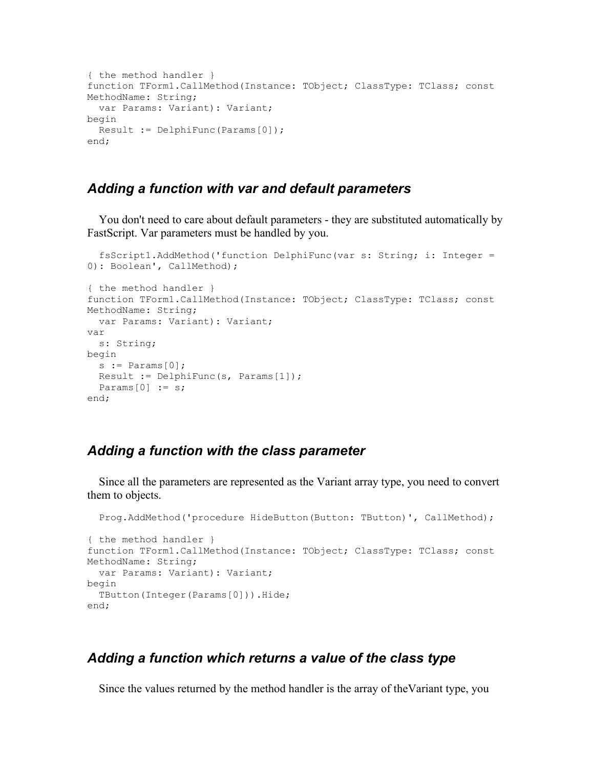```
{ the method handler }
function TForm1.CallMethod(Instance: TObject; ClassType: TClass; const
MethodName: String;
  var Params: Variant): Variant;
begin
  Result := DelphiFunc(Params[0]);
end;
```

### *Adding a function with var and default parameters*

You don't need to care about default parameters - they are substituted automatically by FastScript. Var parameters must be handled by you.

```
  fsScript1.AddMethod('function DelphiFunc(var s: String; i: Integer =
0): Boolean', CallMethod);

{ the method handler }
function TForm1.CallMethod(Instance: TObject; ClassType: TClass; const
MethodName: String;
  var Params: Variant): Variant;
var
  s: String;
begin
  s := Params[0];
  Result := DelphiFunc(s, Params[1]);
  Params[0] := s;
end;
```

### *Adding a function with the class parameter*

Since all the parameters are represented as the Variant array type, you need to convert them to objects.

```
  Prog.AddMethod('procedure HideButton(Button: TButton)', CallMethod);

{ the method handler }
function TForm1.CallMethod(Instance: TObject; ClassType: TClass; const
MethodName: String;
  var Params: Variant): Variant;
begin
  TButton(Integer(Params[0])).Hide;
end;
```

### *Adding a function which returns a value of the class type*

Since the values returned by the method handler is the array of theVariant type, you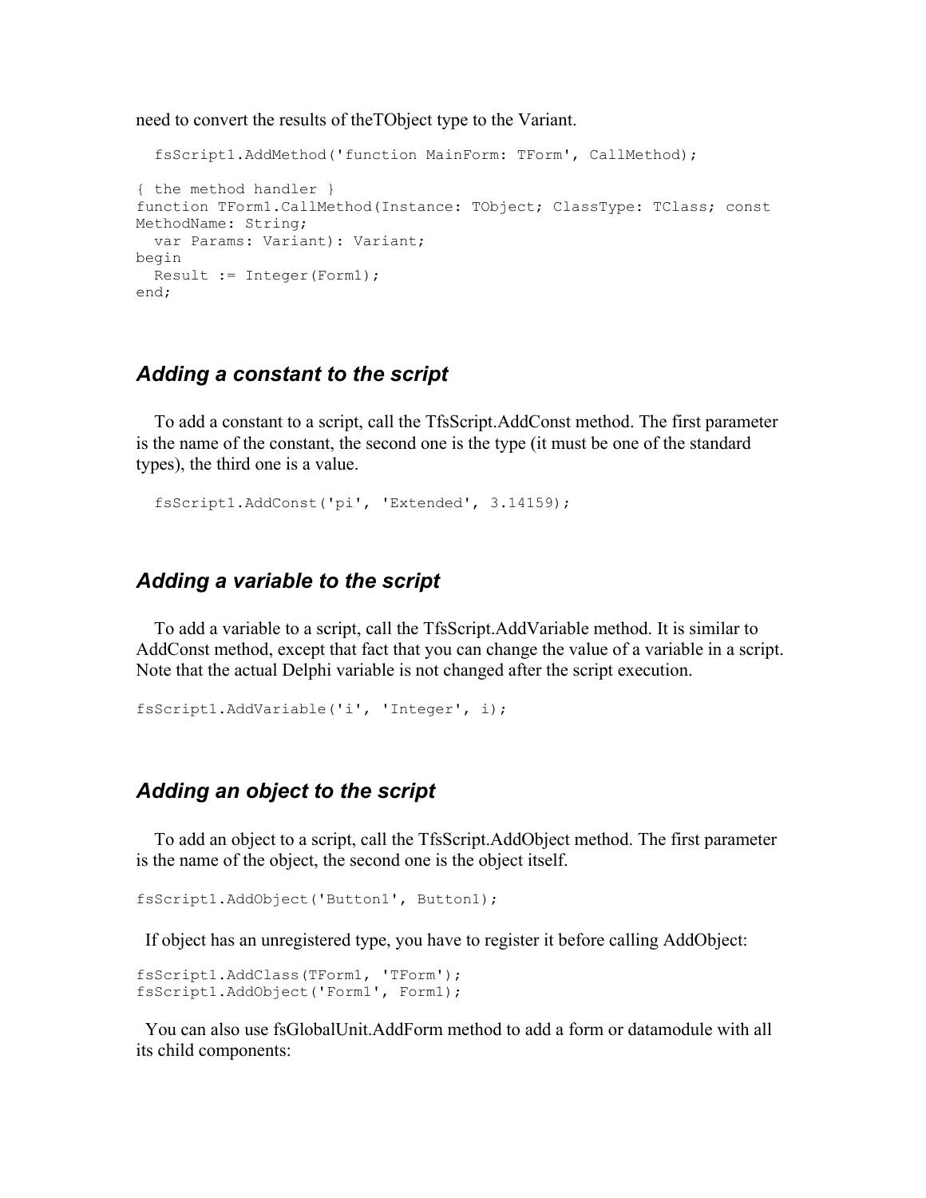need to convert the results of theTObject type to the Variant.

```
  fsScript1.AddMethod('function MainForm: TForm', CallMethod);

{ the method handler }
function TForm1.CallMethod(Instance: TObject; ClassType: TClass; const
MethodName: String;
  var Params: Variant): Variant;
begin
  Result := Integer(Form1);
end;
```

### *Adding a constant to the script*

To add a constant to a script, call the TfsScript.AddConst method. The first parameter is the name of the constant, the second one is the type (it must be one of the standard types), the third one is a value.

```
  fsScript1.AddConst('pi', 'Extended', 3.14159);
```

### *Adding a variable to the script*

To add a variable to a script, call the TfsScript.AddVariable method. It is similar to AddConst method, except that fact that you can change the value of a variable in a script. Note that the actual Delphi variable is not changed after the script execution.

```
fsScript1.AddVariable('i', 'Integer', i);
```

### *Adding an object to the script*

To add an object to a script, call the TfsScript.AddObject method. The first parameter is the name of the object, the second one is the object itself.

```
fsScript1.AddObject('Button1', Button1);
```

If object has an unregistered type, you have to register it before calling AddObject:

```
fsScript1.AddClass(TForm1, 'TForm');
fsScript1.AddObject('Form1', Form1);
```

You can also use fsGlobalUnit.AddForm method to add a form or datamodule with all its child components: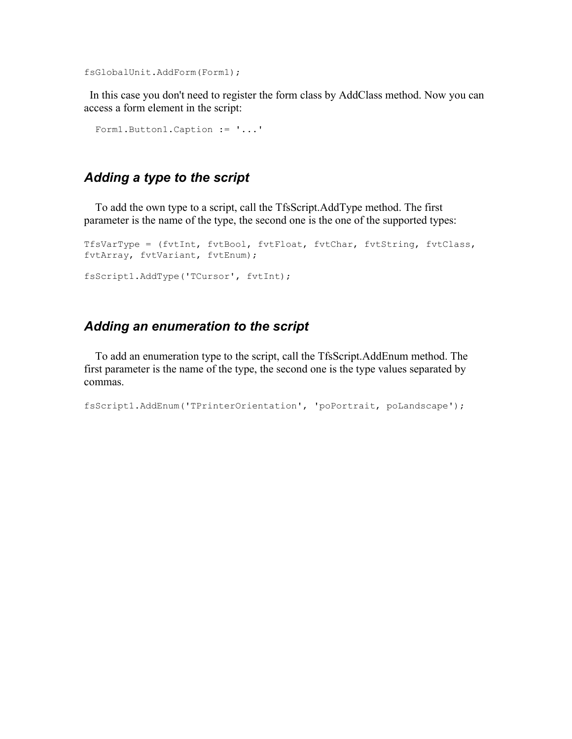```
fsGlobalUnit.AddForm(Form1);
```

In this case you don't need to register the form class by AddClass method. Now you can access a form element in the script:

```
  Form1.Button1.Caption := '...'
```

### *Adding a type to the script*

To add the own type to a script, call the TfsScript.AddType method. The first parameter is the name of the type, the second one is the one of the supported types:

```
TfsVarType = (fvtInt, fvtBool, fvtFloat, fvtChar, fvtString, fvtClass,
fvtArray, fvtVariant, fvtEnum);

fsScript1.AddType('TCursor', fvtInt);
```

### *Adding an enumeration to the script*

To add an enumeration type to the script, call the TfsScript.AddEnum method. The first parameter is the name of the type, the second one is the type values separated by commas.

```
fsScript1.AddEnum('TPrinterOrientation', 'poPortrait, poLandscape');
```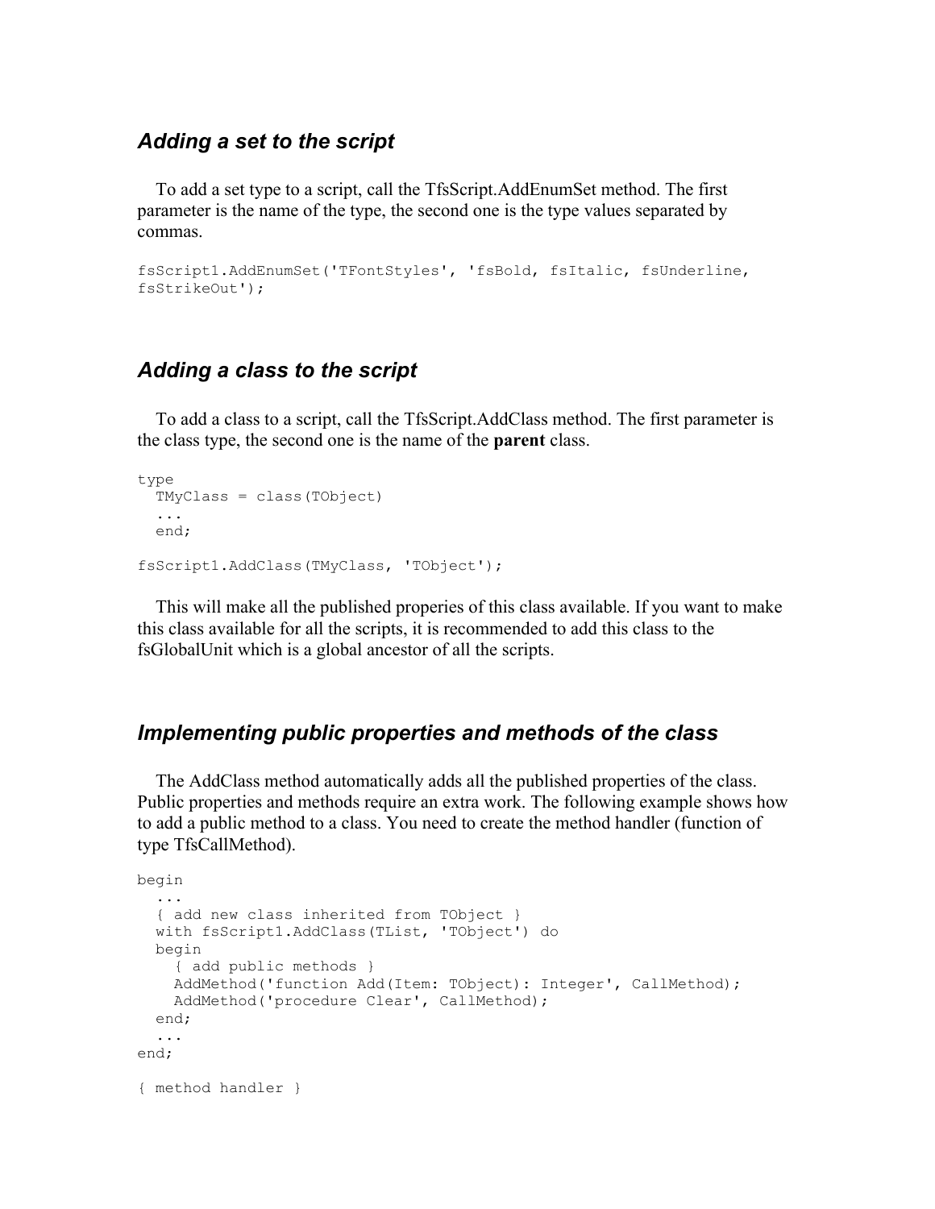### *Adding a set to the script*

To add a set type to a script, call the TfsScript.AddEnumSet method. The first parameter is the name of the type, the second one is the type values separated by commas.

```
fsScript1.AddEnumSet('TFontStyles', 'fsBold, fsItalic, fsUnderline,
fsStrikeOut');
```

### *Adding a class to the script*

To add a class to a script, call the TfsScript.AddClass method. The first parameter is the class type, the second one is the name of the **parent** class.

```
type
  TMyClass = class(TObject)
  ...
  end;

fsScript1.AddClass(TMyClass, 'TObject');
```

This will make all the published properies of this class available. If you want to make this class available for all the scripts, it is recommended to add this class to the fsGlobalUnit which is a global ancestor of all the scripts.

### *Implementing public properties and methods of the class*

The AddClass method automatically adds all the published properties of the class. Public properties and methods require an extra work. The following example shows how to add a public method to a class. You need to create the method handler (function of type TfsCallMethod).

```
begin
  ...
  { add new class inherited from TObject }
  with fsScript1.AddClass(TList, 'TObject') do
  begin
    { add public methods }
    AddMethod('function Add(Item: TObject): Integer', CallMethod);
    AddMethod('procedure Clear', CallMethod);
  end;
  ...
end;

{ method handler }
```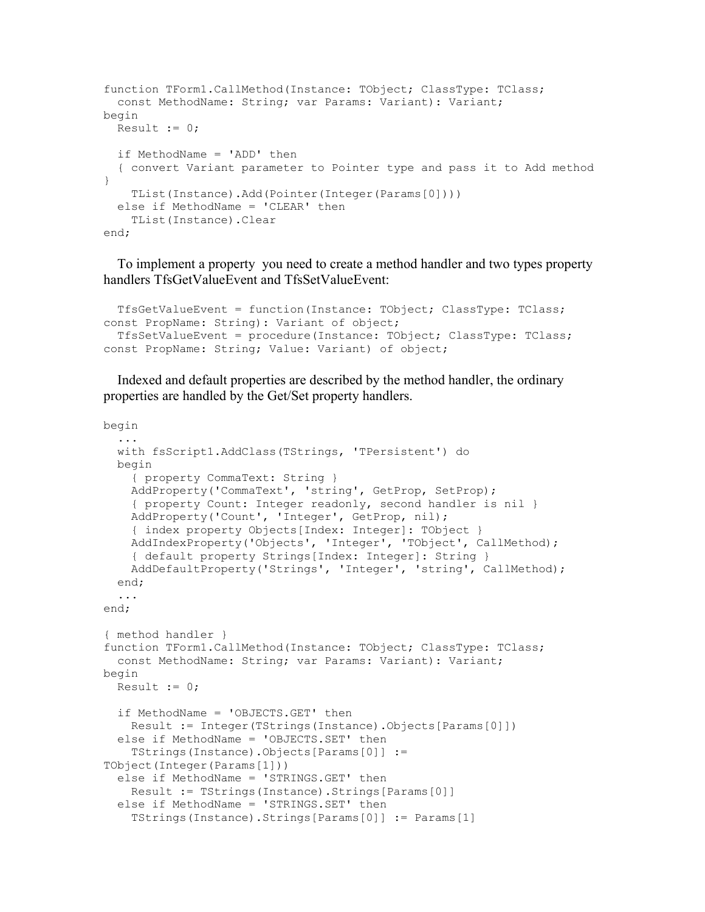```
function TForm1.CallMethod(Instance: TObject; ClassType: TClass;
  const MethodName: String; var Params: Variant): Variant;
begin
  Result := 0;

  if MethodName = 'ADD' then
  { convert Variant parameter to Pointer type and pass it to Add method
}
    TList(Instance).Add(Pointer(Integer(Params[0])))
  else if MethodName = 'CLEAR' then
    TList(Instance).Clear
end;
```

To implement a property you need to create a method handler and two types property handlers TfsGetValueEvent and TfsSetValueEvent:

```
  TfsGetValueEvent = function(Instance: TObject; ClassType: TClass;
const PropName: String): Variant of object;
  TfsSetValueEvent = procedure(Instance: TObject; ClassType: TClass;
const PropName: String; Value: Variant) of object;
```

Indexed and default properties are described by the method handler, the ordinary properties are handled by the Get/Set property handlers.

```
begin
  ...
  with fsScript1.AddClass(TStrings, 'TPersistent') do
  begin
    { property CommaText: String }
    AddProperty('CommaText', 'string', GetProp, SetProp);
    { property Count: Integer readonly, second handler is nil }
    AddProperty('Count', 'Integer', GetProp, nil);
    { index property Objects[Index: Integer]: TObject }
    AddIndexProperty('Objects', 'Integer', 'TObject', CallMethod);
    { default property Strings[Index: Integer]: String }
    AddDefaultProperty('Strings', 'Integer', 'string', CallMethod);
  end;
  ...
end;

{ method handler }
function TForm1.CallMethod(Instance: TObject; ClassType: TClass;
  const MethodName: String; var Params: Variant): Variant;
begin
  Result := 0;

  if MethodName = 'OBJECTS.GET' then
    Result := Integer(TStrings(Instance).Objects[Params[0]])
  else if MethodName = 'OBJECTS.SET' then
    TStrings(Instance).Objects[Params[0]] :=
TObject(Integer(Params[1]))
  else if MethodName = 'STRINGS.GET' then
    Result := TStrings(Instance).Strings[Params[0]]
  else if MethodName = 'STRINGS.SET' then
    TStrings(Instance).Strings[Params[0]] := Params[1]
```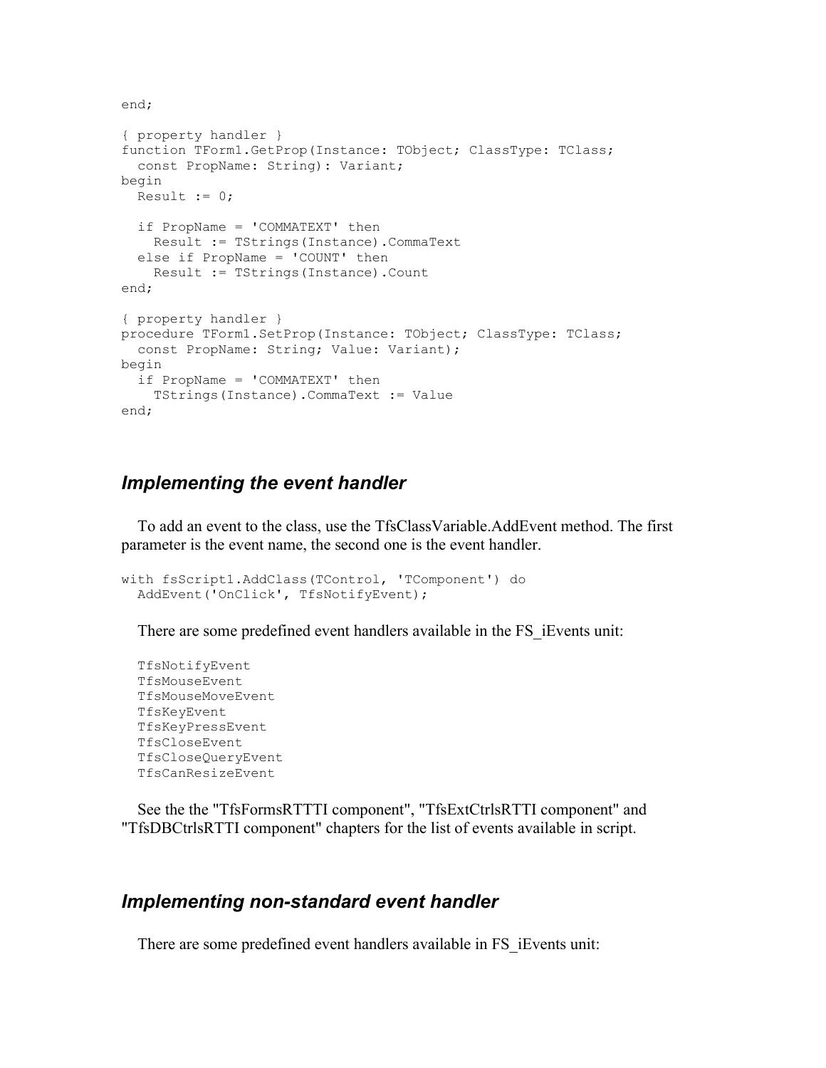```
end;

{ property handler }
function TForm1.GetProp(Instance: TObject; ClassType: TClass;
  const PropName: String): Variant;
begin
  Result := 0;

  if PropName = 'COMMATEXT' then
    Result := TStrings(Instance).CommaText
  else if PropName = 'COUNT' then
    Result := TStrings(Instance).Count
end;

{ property handler }
procedure TForm1.SetProp(Instance: TObject; ClassType: TClass;
  const PropName: String; Value: Variant);
begin
  if PropName = 'COMMATEXT' then
    TStrings(Instance).CommaText := Value
end;
```

### *Implementing the event handler*

To add an event to the class, use the TfsClassVariable.AddEvent method. The first parameter is the event name, the second one is the event handler.

```
with fsScript1.AddClass(TControl, 'TComponent') do
  AddEvent('OnClick', TfsNotifyEvent);
```

There are some predefined event handlers available in the FS_iEvents unit:

```
TfsNotifyEvent
TfsMouseEvent
TfsMouseMoveEvent
TfsKeyEvent
TfsKeyPressEvent
TfsCloseEvent
TfsCloseQueryEvent
TfsCanResizeEvent
```

See the the "TfsFormsRTTTI component", "TfsExtCtrlsRTTI component" and "TfsDBCtrlsRTTI component" chapters for the list of events available in script.

### *Implementing non-standard event handler*

There are some predefined event handlers available in FS_iEvents unit: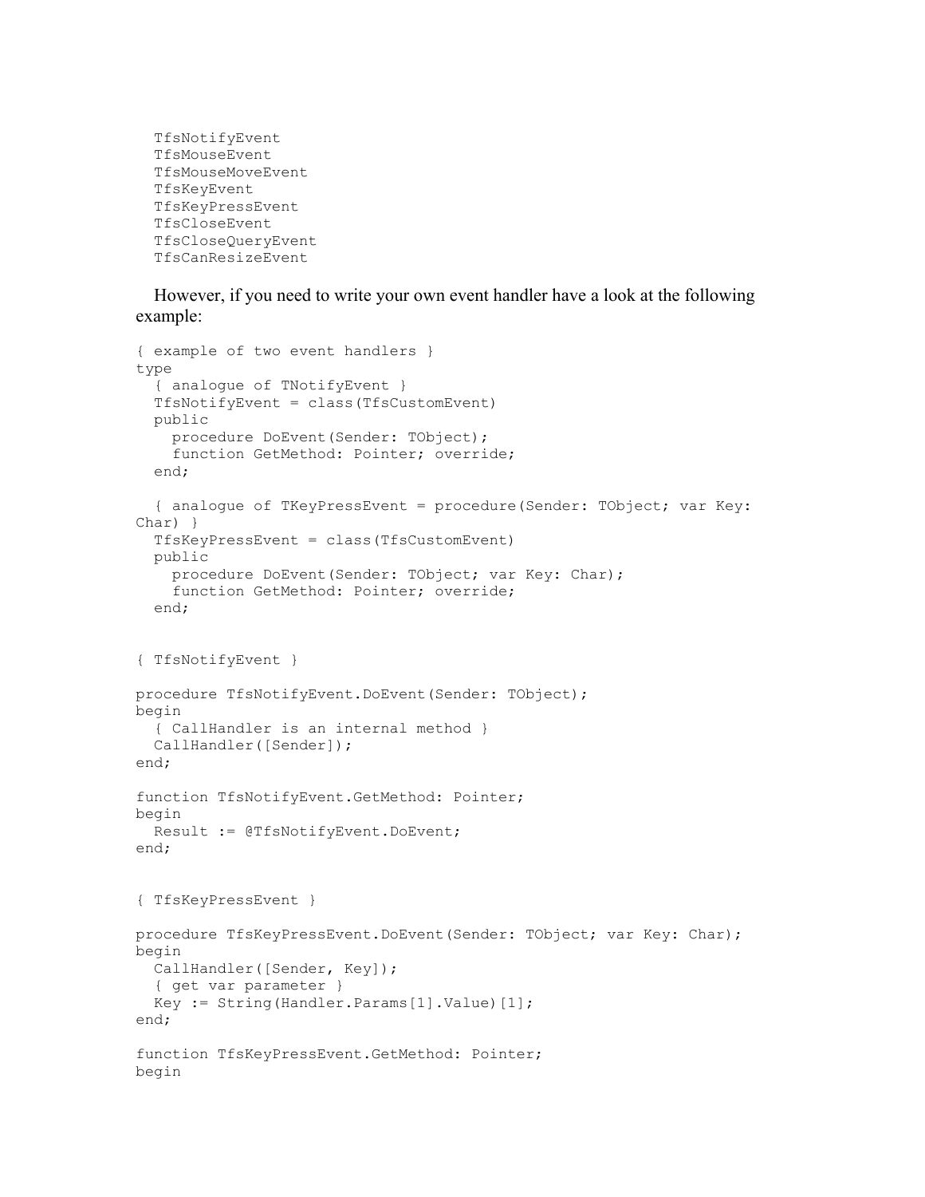```
  TfsNotifyEvent
  TfsMouseEvent
  TfsMouseMoveEvent
  TfsKeyEvent
  TfsKeyPressEvent
  TfsCloseEvent
  TfsCloseQueryEvent
  TfsCanResizeEvent
```

However, if you need to write your own event handler have a look at the following example:

```
{ example of two event handlers }
type
  { analogue of TNotifyEvent }
  TfsNotifyEvent = class(TfsCustomEvent)
  public
    procedure DoEvent(Sender: TObject);
    function GetMethod: Pointer; override;
  end;

  { analogue of TKeyPressEvent = procedure(Sender: TObject; var Key:
Char) }
  TfsKeyPressEvent = class(TfsCustomEvent)
  public
    procedure DoEvent(Sender: TObject; var Key: Char);
    function GetMethod: Pointer; override;
  end;


{ TfsNotifyEvent }

procedure TfsNotifyEvent.DoEvent(Sender: TObject);
begin
  { CallHandler is an internal method }
  CallHandler([Sender]);
end;

function TfsNotifyEvent.GetMethod: Pointer;
begin
  Result := @TfsNotifyEvent.DoEvent;
end;


{ TfsKeyPressEvent }

procedure TfsKeyPressEvent.DoEvent(Sender: TObject; var Key: Char);
begin
  CallHandler([Sender, Key]);
  { get var parameter }
  Key := String(Handler.Params[1].Value)[1];
end;

function TfsKeyPressEvent.GetMethod: Pointer;
begin
```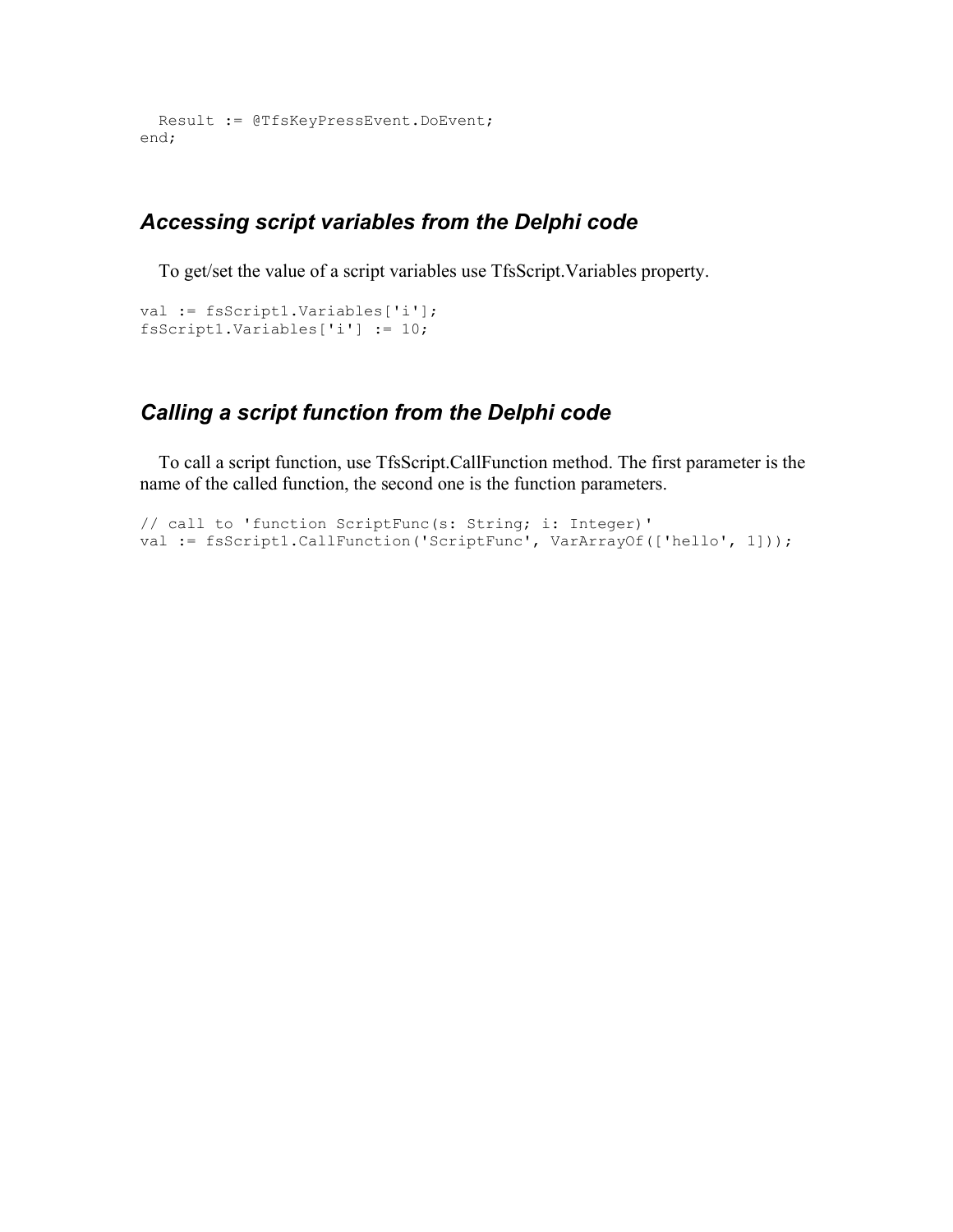```
  Result := @TfsKeyPressEvent.DoEvent;
end;
```

### *Accessing script variables from the Delphi code*

To get/set the value of a script variables use TfsScript.Variables property.

```
val := fsScript1.Variables['i'];
fsScript1.Variables['i'] := 10;
```

### *Calling a script function from the Delphi code*

To call a script function, use TfsScript.CallFunction method. The first parameter is the name of the called function, the second one is the function parameters.

```
// call to 'function ScriptFunc(s: String; i: Integer)'
val := fsScript1.CallFunction('ScriptFunc', VarArrayOf(['hello', 1]));
```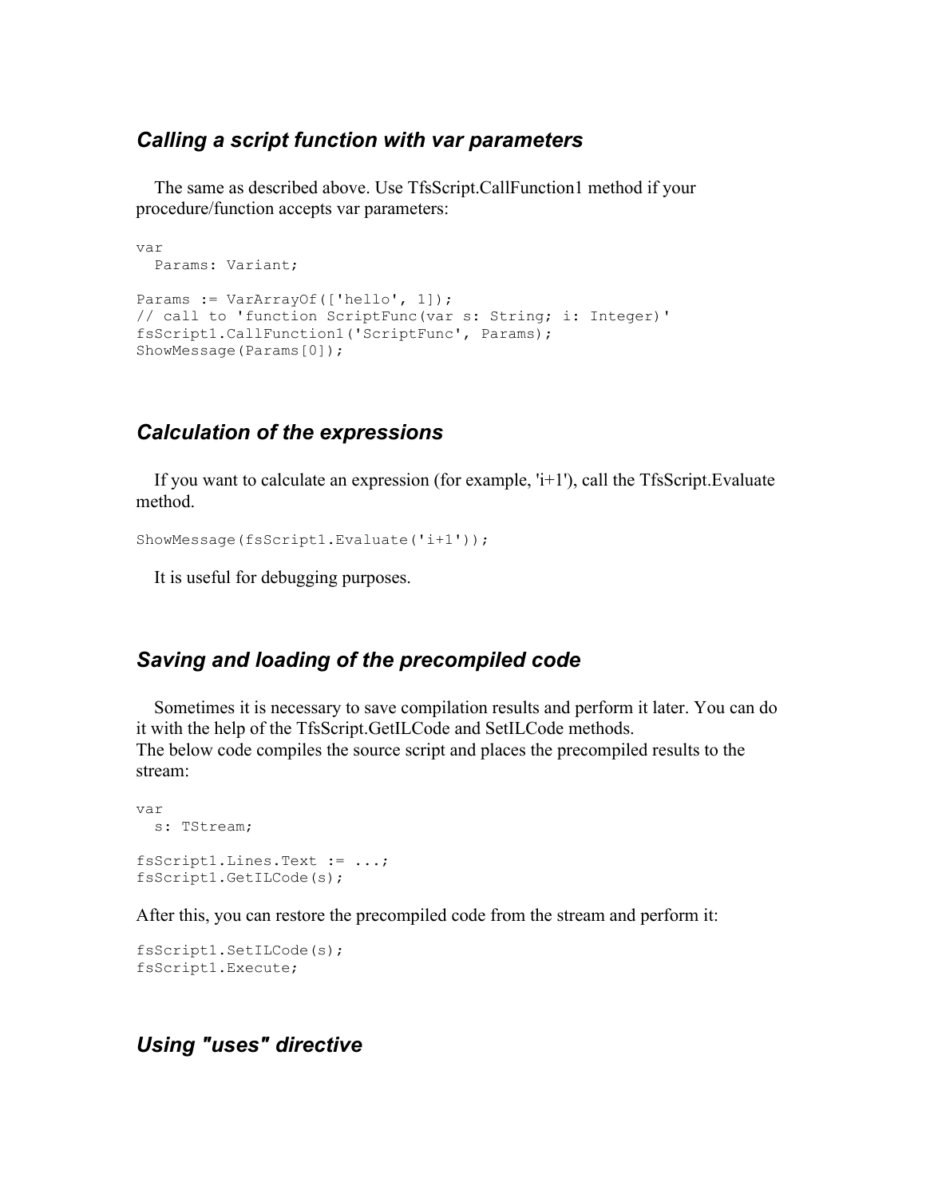### *Calling a script function with var parameters*

The same as described above. Use TfsScript.CallFunction1 method if your procedure/function accepts var parameters:

```
var
  Params: Variant;

Params := VarArrayOf(['hello', 1]);
// call to 'function ScriptFunc(var s: String; i: Integer)'
fsScript1.CallFunction1('ScriptFunc', Params);
ShowMessage(Params[0]);
```

### *Calculation of the expressions*

If you want to calculate an expression (for example, 'i+1'), call the TfsScript.Evaluate method.

```
ShowMessage(fsScript1.Evaluate('i+1'));
```

It is useful for debugging purposes.

### *Saving and loading of the precompiled code*

Sometimes it is necessary to save compilation results and perform it later. You can do it with the help of the TfsScript.GetILCode and SetILCode methods.
The below code compiles the source script and places the precompiled results to the stream:

```
var
  s: TStream;

fsScript1.Lines.Text := ...;
fsScript1.GetILCode(s);
```

After this, you can restore the precompiled code from the stream and perform it:

```
fsScript1.SetILCode(s);
fsScript1.Execute;
```

### *Using "uses" directive*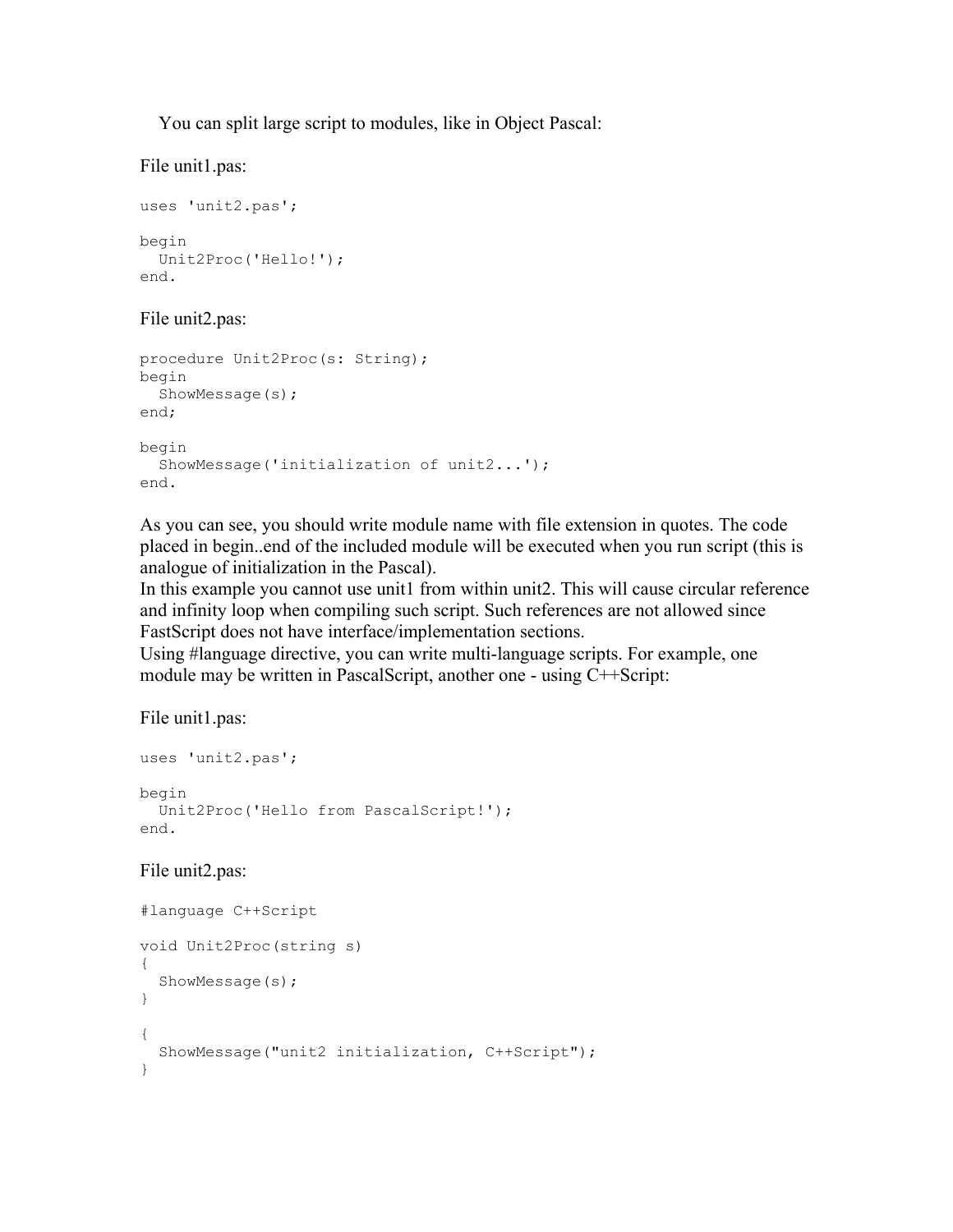You can split large script to modules, like in Object Pascal:

File unit1.pas:

```
uses 'unit2.pas';

begin
  Unit2Proc('Hello!');
end.
```

File unit2.pas:

```
procedure Unit2Proc(s: String);
begin
  ShowMessage(s);
end;

begin
  ShowMessage('initialization of unit2...');
end.
```

As you can see, you should write module name with file extension in quotes. The code placed in begin..end of the included module will be executed when you run script (this is analogue of initialization in the Pascal).
In this example you cannot use unit1 from within unit2. This will cause circular reference and infinity loop when compiling such script. Such references are not allowed since FastScript does not have interface/implementation sections.
Using #language directive, you can write multi-language scripts. For example, one module may be written in PascalScript, another one - using C++Script:

File unit1.pas:

```
uses 'unit2.pas';

begin
  Unit2Proc('Hello from PascalScript!');
end.
```

File unit2.pas:

```
#language C++Script

void Unit2Proc(string s)
{
  ShowMessage(s);
}

{
  ShowMessage("unit2 initialization, C++Script");
}
```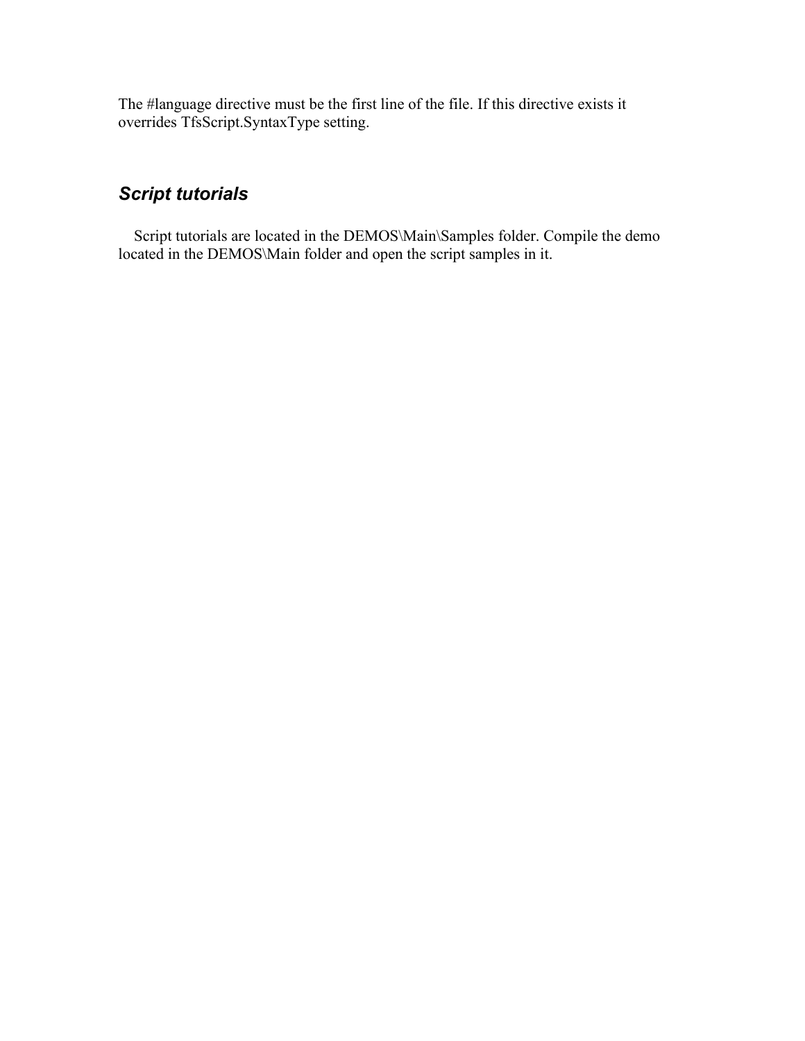The #language directive must be the first line of the file. If this directive exists it overrides TfsScript.SyntaxType setting.

## *Script tutorials*

Script tutorials are located in the DEMOS\Main\Samples folder. Compile the demo located in the DEMOS\Main folder and open the script samples in it.